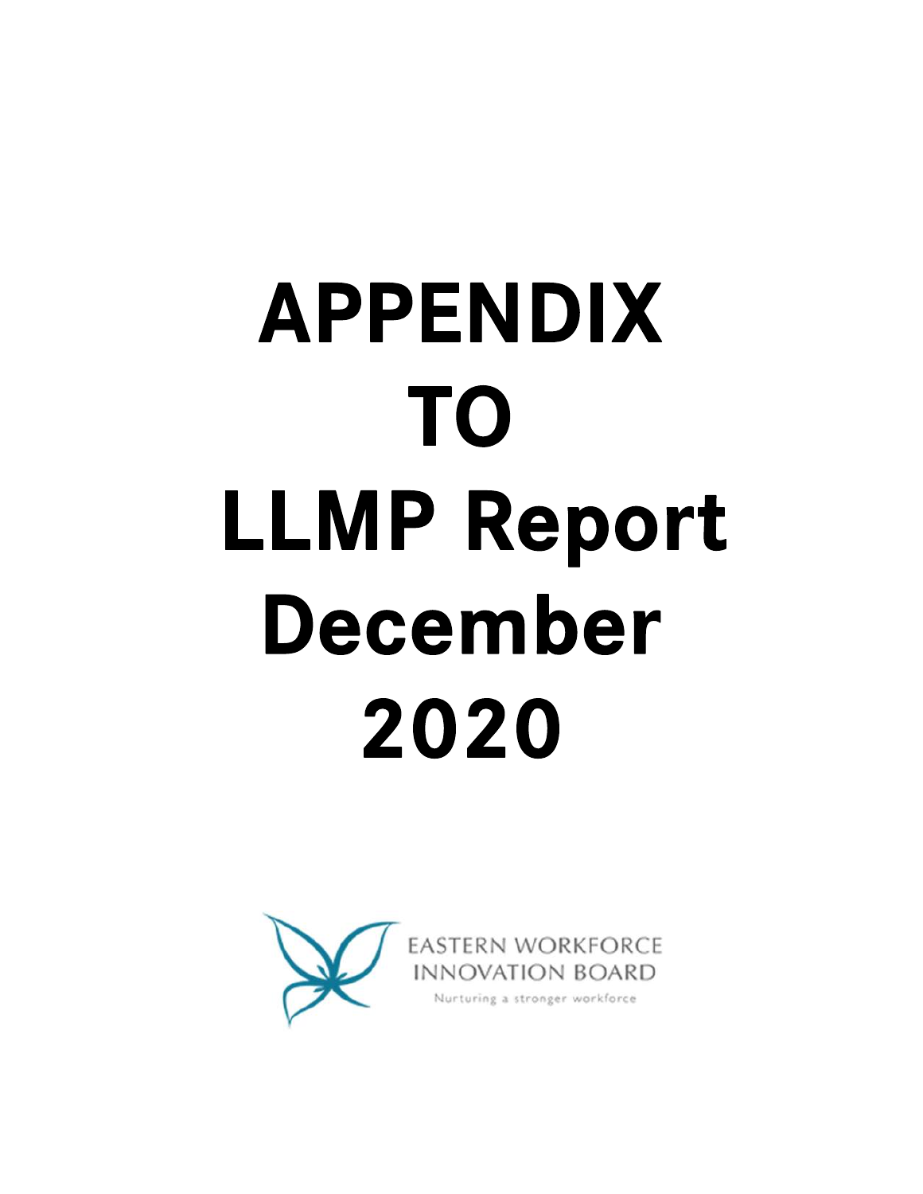# APPENDIX TO LLMP Report December 2020

EASTERN WORKFORCE INNOVATION BOARD

Nurturing a stronger workforce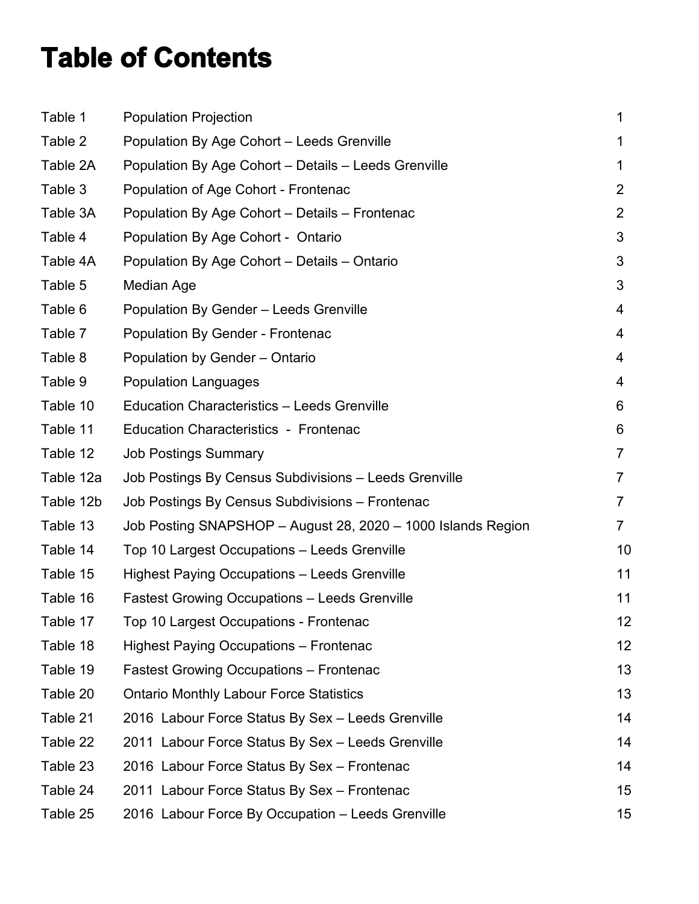# Table of Contents

| | | |
|---|---|---|
| Table 1 | Population Projection | 1 |
| Table 2 | Population By Age Cohort – Leeds Grenville | 1 |
| Table 2A | Population By Age Cohort – Details – Leeds Grenville | 1 |
| Table 3 | Population of Age Cohort - Frontenac | 2 |
| Table 3A | Population By Age Cohort – Details – Frontenac | 2 |
| Table 4 | Population By Age Cohort - Ontario | 3 |
| Table 4A | Population By Age Cohort – Details – Ontario | 3 |
| Table 5 | Median Age | 3 |
| Table 6 | Population By Gender – Leeds Grenville | 4 |
| Table 7 | Population By Gender - Frontenac | 4 |
| Table 8 | Population by Gender – Ontario | 4 |
| Table 9 | Population Languages | 4 |
| Table 10 | Education Characteristics – Leeds Grenville | 6 |
| Table 11 | Education Characteristics - Frontenac | 6 |
| Table 12 | Job Postings Summary | 7 |
| Table 12a | Job Postings By Census Subdivisions – Leeds Grenville | 7 |
| Table 12b | Job Postings By Census Subdivisions – Frontenac | 7 |
| Table 13 | Job Posting SNAPSHOP – August 28, 2020 – 1000 Islands Region | 7 |
| Table 14 | Top 10 Largest Occupations – Leeds Grenville | 10 |
| Table 15 | Highest Paying Occupations – Leeds Grenville | 11 |
| Table 16 | Fastest Growing Occupations – Leeds Grenville | 11 |
| Table 17 | Top 10 Largest Occupations - Frontenac | 12 |
| Table 18 | Highest Paying Occupations – Frontenac | 12 |
| Table 19 | Fastest Growing Occupations – Frontenac | 13 |
| Table 20 | Ontario Monthly Labour Force Statistics | 13 |
| Table 21 | 2016 Labour Force Status By Sex – Leeds Grenville | 14 |
| Table 22 | 2011 Labour Force Status By Sex – Leeds Grenville | 14 |
| Table 23 | 2016 Labour Force Status By Sex – Frontenac | 14 |
| Table 24 | 2011 Labour Force Status By Sex – Frontenac | 15 |
| Table 25 | 2016 Labour Force By Occupation – Leeds Grenville | 15 |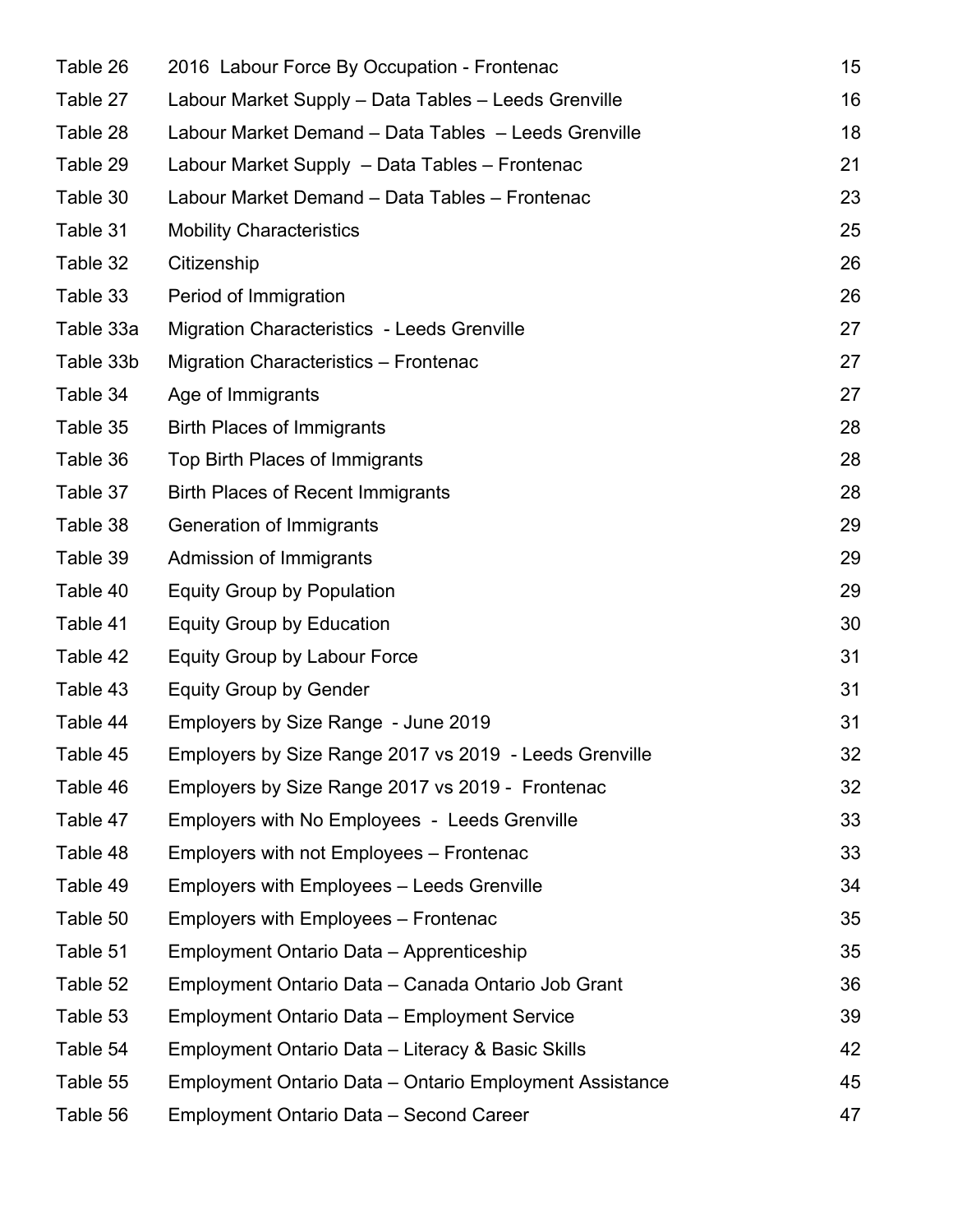| | | |
|---|---|---|
| Table 26 | 2016 Labour Force By Occupation - Frontenac | 15 |
| Table 27 | Labour Market Supply – Data Tables – Leeds Grenville | 16 |
| Table 28 | Labour Market Demand – Data Tables – Leeds Grenville | 18 |
| Table 29 | Labour Market Supply – Data Tables – Frontenac | 21 |
| Table 30 | Labour Market Demand – Data Tables – Frontenac | 23 |
| Table 31 | Mobility Characteristics | 25 |
| Table 32 | Citizenship | 26 |
| Table 33 | Period of Immigration | 26 |
| Table 33a | Migration Characteristics - Leeds Grenville | 27 |
| Table 33b | Migration Characteristics – Frontenac | 27 |
| Table 34 | Age of Immigrants | 27 |
| Table 35 | Birth Places of Immigrants | 28 |
| Table 36 | Top Birth Places of Immigrants | 28 |
| Table 37 | Birth Places of Recent Immigrants | 28 |
| Table 38 | Generation of Immigrants | 29 |
| Table 39 | Admission of Immigrants | 29 |
| Table 40 | Equity Group by Population | 29 |
| Table 41 | Equity Group by Education | 30 |
| Table 42 | Equity Group by Labour Force | 31 |
| Table 43 | Equity Group by Gender | 31 |
| Table 44 | Employers by Size Range - June 2019 | 31 |
| Table 45 | Employers by Size Range 2017 vs 2019 - Leeds Grenville | 32 |
| Table 46 | Employers by Size Range 2017 vs 2019 - Frontenac | 32 |
| Table 47 | Employers with No Employees - Leeds Grenville | 33 |
| Table 48 | Employers with not Employees – Frontenac | 33 |
| Table 49 | Employers with Employees – Leeds Grenville | 34 |
| Table 50 | Employers with Employees – Frontenac | 35 |
| Table 51 | Employment Ontario Data – Apprenticeship | 35 |
| Table 52 | Employment Ontario Data – Canada Ontario Job Grant | 36 |
| Table 53 | Employment Ontario Data – Employment Service | 39 |
| Table 54 | Employment Ontario Data – Literacy & Basic Skills | 42 |
| Table 55 | Employment Ontario Data – Ontario Employment Assistance | 45 |
| Table 56 | Employment Ontario Data – Second Career | 47 |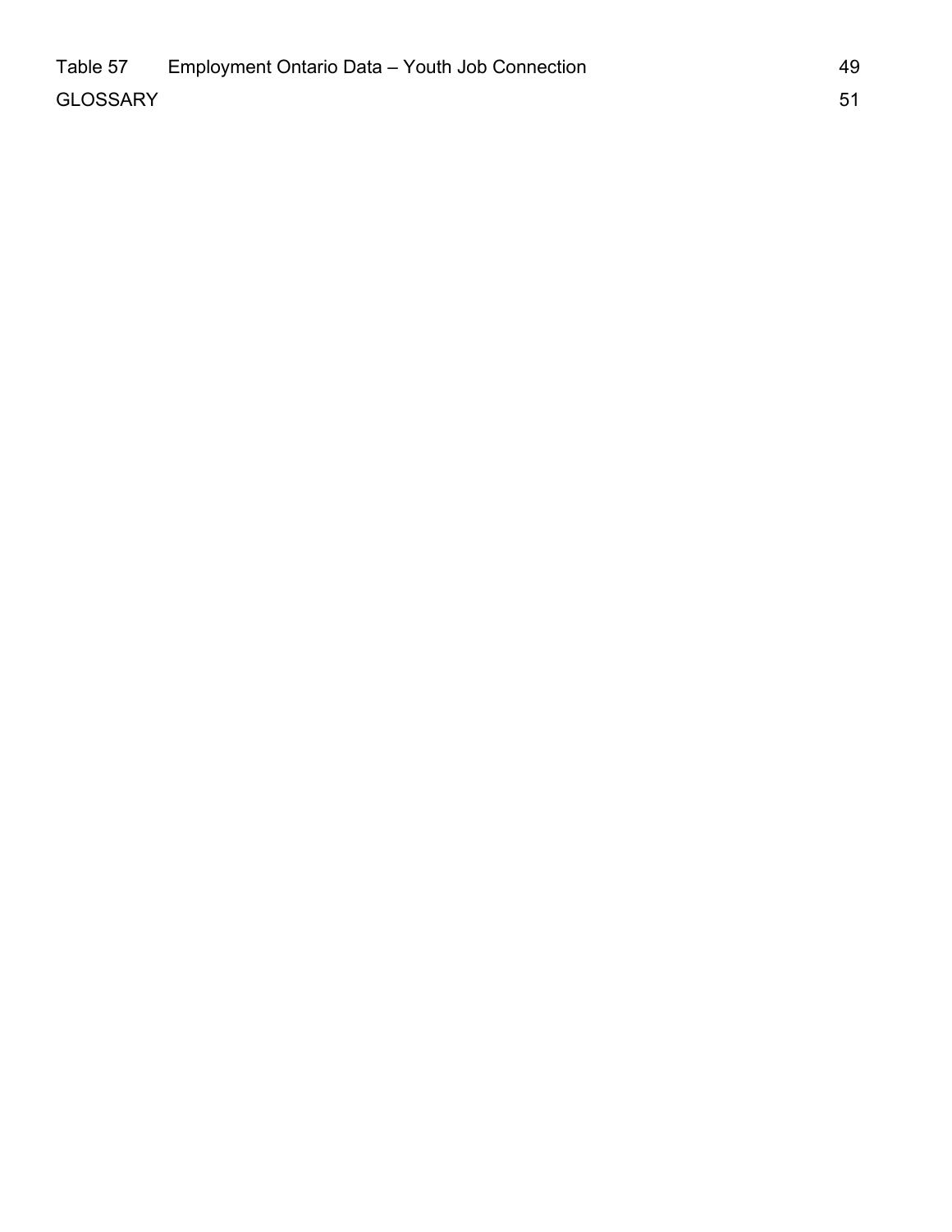| | | |
|---|---|---|
| Table 57 | Employment Ontario Data – Youth Job Connection | 49 |
| GLOSSARY | | 51 |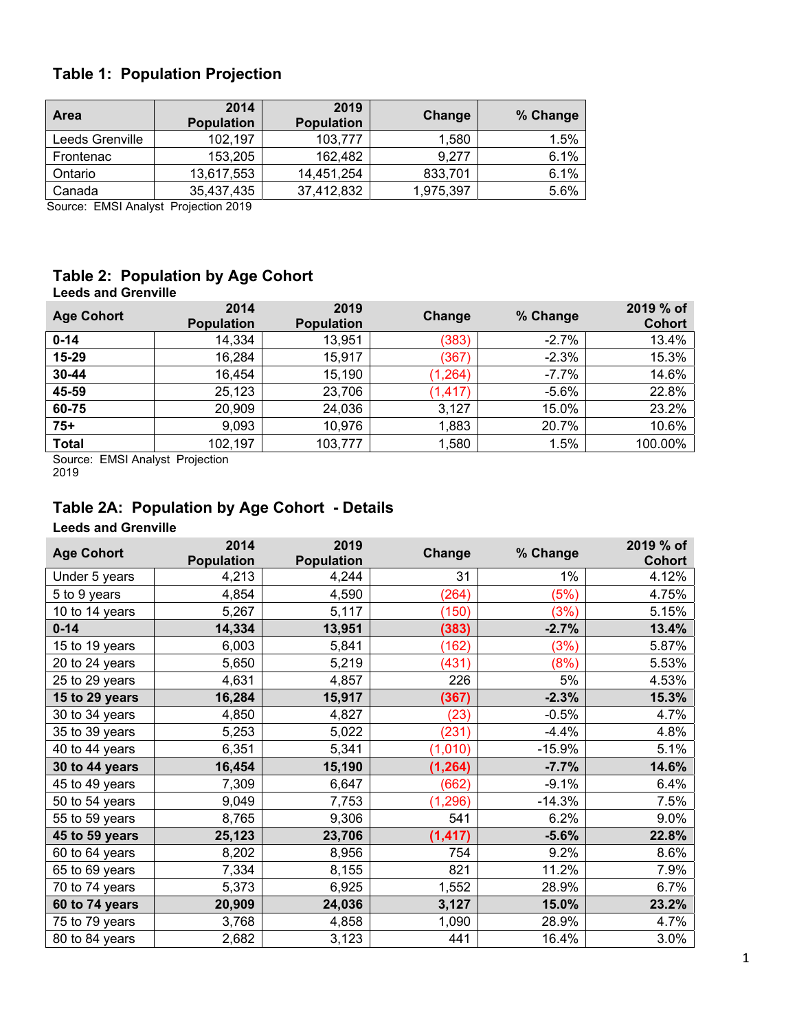## Table 1: Population Projection

| Area | 2014 Population | 2019 Population | Change | % Change |
|---|---|---|---|---|
| Leeds Grenville | 102,197 | 103,777 | 1,580 | 1.5% |
| Frontenac | 153,205 | 162,482 | 9,277 | 6.1% |
| Ontario | 13,617,553 | 14,451,254 | 833,701 | 6.1% |
| Canada | 35,437,435 | 37,412,832 | 1,975,397 | 5.6% |

Source: EMSI Analyst Projection 2019

## Table 2: Population by Age Cohort

**Leeds and Grenville**

| Age Cohort | 2014 Population | 2019 Population | Change | % Change | 2019 % of Cohort |
|---|---|---|---|---|---|
| **0-14** | 14,334 | 13,951 | (383) | -2.7% | 13.4% |
| **15-29** | 16,284 | 15,917 | (367) | -2.3% | 15.3% |
| **30-44** | 16,454 | 15,190 | (1,264) | -7.7% | 14.6% |
| **45-59** | 25,123 | 23,706 | (1,417) | -5.6% | 22.8% |
| **60-75** | 20,909 | 24,036 | 3,127 | 15.0% | 23.2% |
| **75+** | 9,093 | 10,976 | 1,883 | 20.7% | 10.6% |
| **Total** | 102,197 | 103,777 | 1,580 | 1.5% | 100.00% |

Source: EMSI Analyst Projection 2019

## Table 2A: Population by Age Cohort - Details

**Leeds and Grenville**

| Age Cohort | 2014 Population | 2019 Population | Change | % Change | 2019 % of Cohort |
|---|---|---|---|---|---|
| Under 5 years | 4,213 | 4,244 | 31 | 1% | 4.12% |
| 5 to 9 years | 4,854 | 4,590 | (264) | (5%) | 4.75% |
| 10 to 14 years | 5,267 | 5,117 | (150) | (3%) | 5.15% |
| **0-14** | **14,334** | **13,951** | **(383)** | **-2.7%** | **13.4%** |
| 15 to 19 years | 6,003 | 5,841 | (162) | (3%) | 5.87% |
| 20 to 24 years | 5,650 | 5,219 | (431) | (8%) | 5.53% |
| 25 to 29 years | 4,631 | 4,857 | 226 | 5% | 4.53% |
| **15 to 29 years** | **16,284** | **15,917** | **(367)** | **-2.3%** | **15.3%** |
| 30 to 34 years | 4,850 | 4,827 | (23) | -0.5% | 4.7% |
| 35 to 39 years | 5,253 | 5,022 | (231) | -4.4% | 4.8% |
| 40 to 44 years | 6,351 | 5,341 | (1,010) | -15.9% | 5.1% |
| **30 to 44 years** | **16,454** | **15,190** | **(1,264)** | **-7.7%** | **14.6%** |
| 45 to 49 years | 7,309 | 6,647 | (662) | -9.1% | 6.4% |
| 50 to 54 years | 9,049 | 7,753 | (1,296) | -14.3% | 7.5% |
| 55 to 59 years | 8,765 | 9,306 | 541 | 6.2% | 9.0% |
| **45 to 59 years** | **25,123** | **23,706** | **(1,417)** | **-5.6%** | **22.8%** |
| 60 to 64 years | 8,202 | 8,956 | 754 | 9.2% | 8.6% |
| 65 to 69 years | 7,334 | 8,155 | 821 | 11.2% | 7.9% |
| 70 to 74 years | 5,373 | 6,925 | 1,552 | 28.9% | 6.7% |
| **60 to 74 years** | **20,909** | **24,036** | **3,127** | **15.0%** | **23.2%** |
| 75 to 79 years | 3,768 | 4,858 | 1,090 | 28.9% | 4.7% |
| 80 to 84 years | 2,682 | 3,123 | 441 | 16.4% | 3.0% |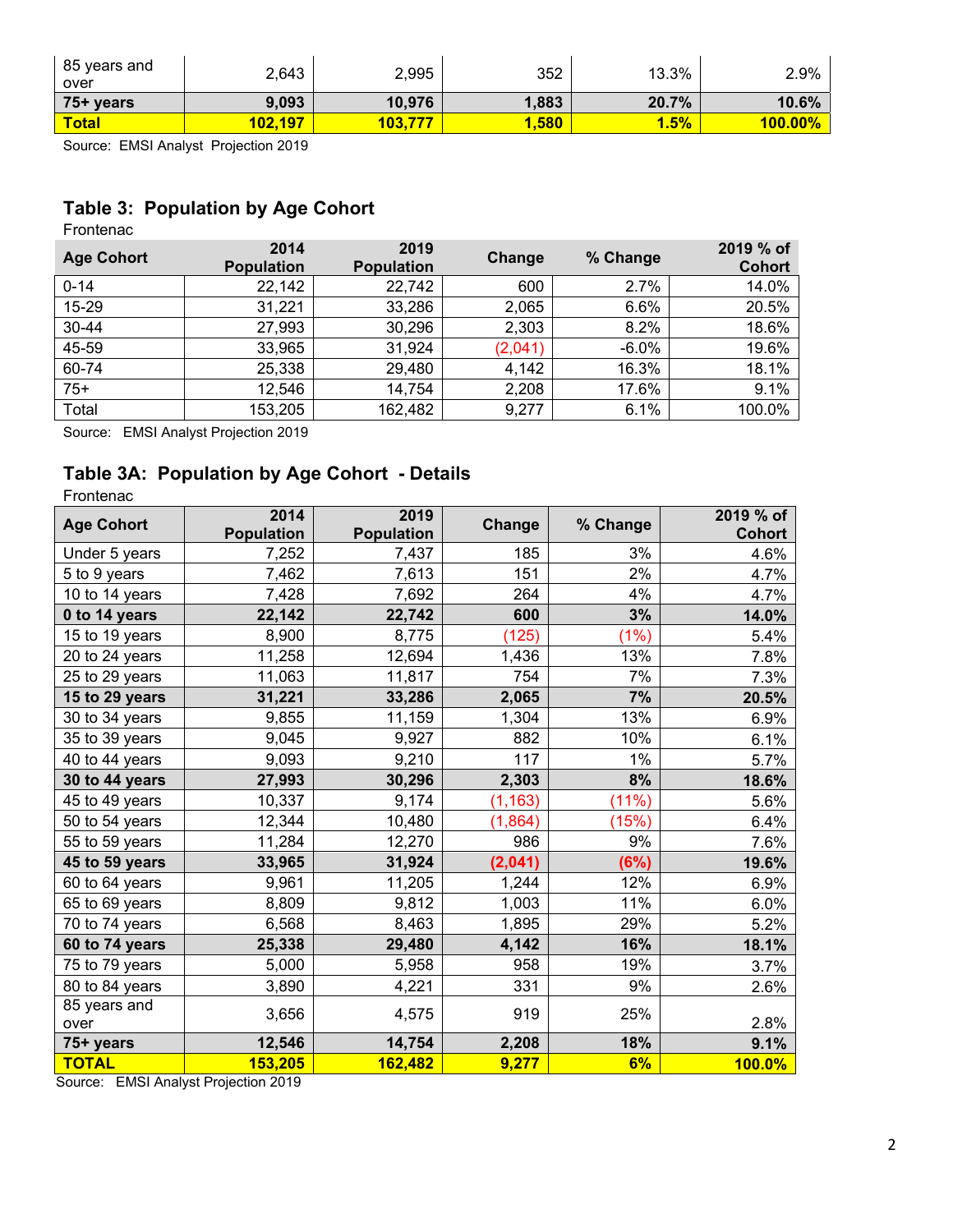| 85 years and over | 2,643 | 2,995 | 352 | 13.3% | 2.9% |
|---|---|---|---|---|---|
| **75+ years** | **9,093** | **10,976** | **1,883** | **20.7%** | **10.6%** |
| **Total** | **102,197** | **103,777** | **1,580** | **1.5%** | **100.00%** |

Source: EMSI Analyst Projection 2019

## Table 3: Population by Age Cohort

Frontenac

| Age Cohort | 2014 Population | 2019 Population | Change | % Change | 2019 % of Cohort |
|---|---|---|---|---|---|
| 0-14 | 22,142 | 22,742 | 600 | 2.7% | 14.0% |
| 15-29 | 31,221 | 33,286 | 2,065 | 6.6% | 20.5% |
| 30-44 | 27,993 | 30,296 | 2,303 | 8.2% | 18.6% |
| 45-59 | 33,965 | 31,924 | (2,041) | -6.0% | 19.6% |
| 60-74 | 25,338 | 29,480 | 4,142 | 16.3% | 18.1% |
| 75+ | 12,546 | 14,754 | 2,208 | 17.6% | 9.1% |
| Total | 153,205 | 162,482 | 9,277 | 6.1% | 100.0% |

Source: EMSI Analyst Projection 2019

## Table 3A: Population by Age Cohort - Details

Frontenac

| Age Cohort | 2014 Population | 2019 Population | Change | % Change | 2019 % of Cohort |
|---|---|---|---|---|---|
| Under 5 years | 7,252 | 7,437 | 185 | 3% | 4.6% |
| 5 to 9 years | 7,462 | 7,613 | 151 | 2% | 4.7% |
| 10 to 14 years | 7,428 | 7,692 | 264 | 4% | 4.7% |
| **0 to 14 years** | **22,142** | **22,742** | **600** | **3%** | **14.0%** |
| 15 to 19 years | 8,900 | 8,775 | (125) | (1%) | 5.4% |
| 20 to 24 years | 11,258 | 12,694 | 1,436 | 13% | 7.8% |
| 25 to 29 years | 11,063 | 11,817 | 754 | 7% | 7.3% |
| **15 to 29 years** | **31,221** | **33,286** | **2,065** | **7%** | **20.5%** |
| 30 to 34 years | 9,855 | 11,159 | 1,304 | 13% | 6.9% |
| 35 to 39 years | 9,045 | 9,927 | 882 | 10% | 6.1% |
| 40 to 44 years | 9,093 | 9,210 | 117 | 1% | 5.7% |
| **30 to 44 years** | **27,993** | **30,296** | **2,303** | **8%** | **18.6%** |
| 45 to 49 years | 10,337 | 9,174 | (1,163) | (11%) | 5.6% |
| 50 to 54 years | 12,344 | 10,480 | (1,864) | (15%) | 6.4% |
| 55 to 59 years | 11,284 | 12,270 | 986 | 9% | 7.6% |
| **45 to 59 years** | **33,965** | **31,924** | **(2,041)** | **(6%)** | **19.6%** |
| 60 to 64 years | 9,961 | 11,205 | 1,244 | 12% | 6.9% |
| 65 to 69 years | 8,809 | 9,812 | 1,003 | 11% | 6.0% |
| 70 to 74 years | 6,568 | 8,463 | 1,895 | 29% | 5.2% |
| **60 to 74 years** | **25,338** | **29,480** | **4,142** | **16%** | **18.1%** |
| 75 to 79 years | 5,000 | 5,958 | 958 | 19% | 3.7% |
| 80 to 84 years | 3,890 | 4,221 | 331 | 9% | 2.6% |
| 85 years and over | 3,656 | 4,575 | 919 | 25% | 2.8% |
| **75+ years** | **12,546** | **14,754** | **2,208** | **18%** | **9.1%** |
| **TOTAL** | **153,205** | **162,482** | **9,277** | **6%** | **100.0%** |

Source: EMSI Analyst Projection 2019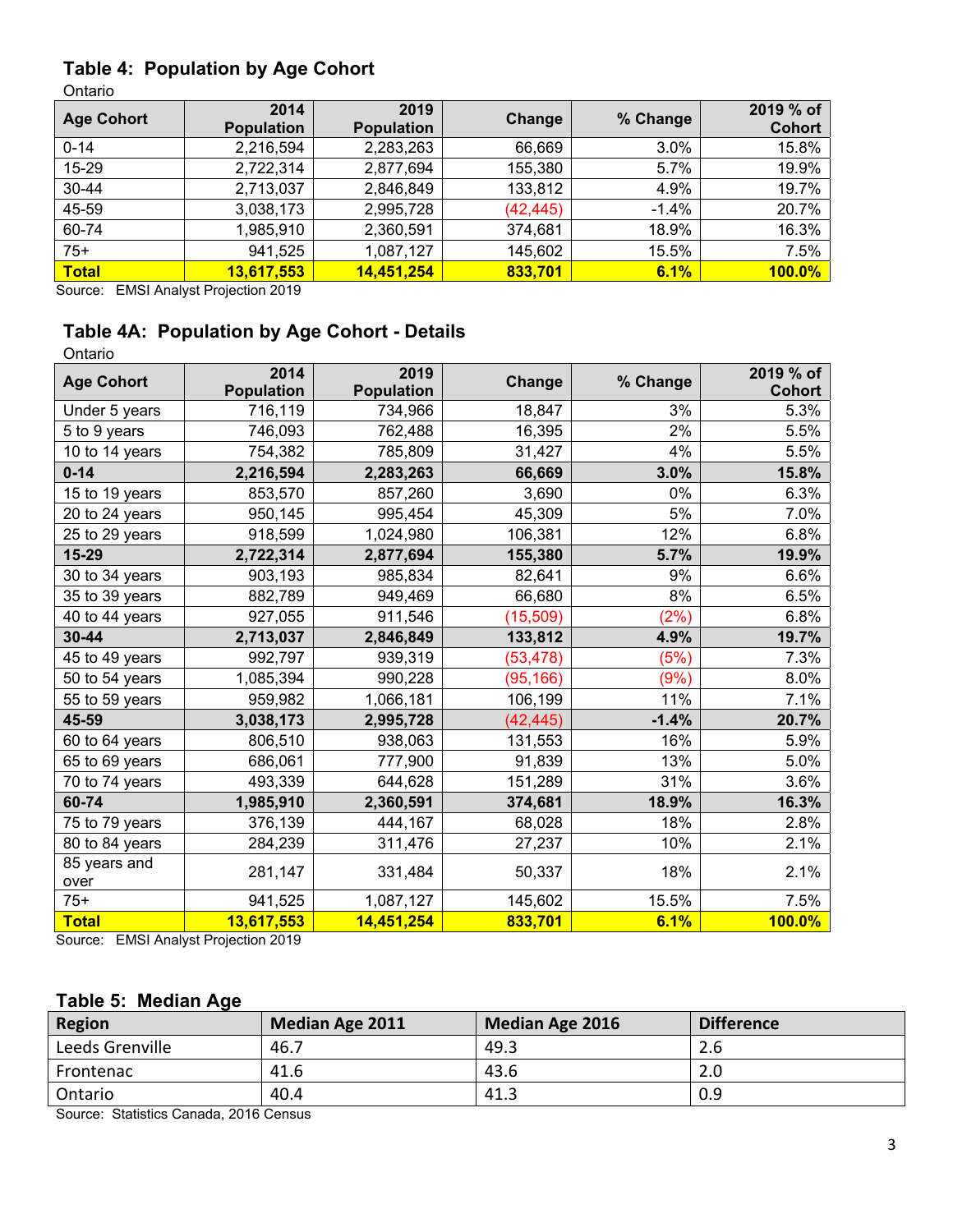## Table 4: Population by Age Cohort

Ontario

| Age Cohort | 2014 Population | 2019 Population | Change | % Change | 2019 % of Cohort |
|---|---|---|---|---|---|
| 0-14 | 2,216,594 | 2,283,263 | 66,669 | 3.0% | 15.8% |
| 15-29 | 2,722,314 | 2,877,694 | 155,380 | 5.7% | 19.9% |
| 30-44 | 2,713,037 | 2,846,849 | 133,812 | 4.9% | 19.7% |
| 45-59 | 3,038,173 | 2,995,728 | (42,445) | -1.4% | 20.7% |
| 60-74 | 1,985,910 | 2,360,591 | 374,681 | 18.9% | 16.3% |
| 75+ | 941,525 | 1,087,127 | 145,602 | 15.5% | 7.5% |
| **Total** | **13,617,553** | **14,451,254** | **833,701** | **6.1%** | **100.0%** |

Source: EMSI Analyst Projection 2019

## Table 4A: Population by Age Cohort - Details

Ontario

| Age Cohort | 2014 Population | 2019 Population | Change | % Change | 2019 % of Cohort |
|---|---|---|---|---|---|
| Under 5 years | 716,119 | 734,966 | 18,847 | 3% | 5.3% |
| 5 to 9 years | 746,093 | 762,488 | 16,395 | 2% | 5.5% |
| 10 to 14 years | 754,382 | 785,809 | 31,427 | 4% | 5.5% |
| **0-14** | **2,216,594** | **2,283,263** | **66,669** | **3.0%** | **15.8%** |
| 15 to 19 years | 853,570 | 857,260 | 3,690 | 0% | 6.3% |
| 20 to 24 years | 950,145 | 995,454 | 45,309 | 5% | 7.0% |
| 25 to 29 years | 918,599 | 1,024,980 | 106,381 | 12% | 6.8% |
| **15-29** | **2,722,314** | **2,877,694** | **155,380** | **5.7%** | **19.9%** |
| 30 to 34 years | 903,193 | 985,834 | 82,641 | 9% | 6.6% |
| 35 to 39 years | 882,789 | 949,469 | 66,680 | 8% | 6.5% |
| 40 to 44 years | 927,055 | 911,546 | (15,509) | (2%) | 6.8% |
| **30-44** | **2,713,037** | **2,846,849** | **133,812** | **4.9%** | **19.7%** |
| 45 to 49 years | 992,797 | 939,319 | (53,478) | (5%) | 7.3% |
| 50 to 54 years | 1,085,394 | 990,228 | (95,166) | (9%) | 8.0% |
| 55 to 59 years | 959,982 | 1,066,181 | 106,199 | 11% | 7.1% |
| **45-59** | **3,038,173** | **2,995,728** | **(42,445)** | **-1.4%** | **20.7%** |
| 60 to 64 years | 806,510 | 938,063 | 131,553 | 16% | 5.9% |
| 65 to 69 years | 686,061 | 777,900 | 91,839 | 13% | 5.0% |
| 70 to 74 years | 493,339 | 644,628 | 151,289 | 31% | 3.6% |
| **60-74** | **1,985,910** | **2,360,591** | **374,681** | **18.9%** | **16.3%** |
| 75 to 79 years | 376,139 | 444,167 | 68,028 | 18% | 2.8% |
| 80 to 84 years | 284,239 | 311,476 | 27,237 | 10% | 2.1% |
| 85 years and over | 281,147 | 331,484 | 50,337 | 18% | 2.1% |
| 75+ | 941,525 | 1,087,127 | 145,602 | 15.5% | 7.5% |
| **Total** | **13,617,553** | **14,451,254** | **833,701** | **6.1%** | **100.0%** |

Source: EMSI Analyst Projection 2019

## Table 5: Median Age

| Region | Median Age 2011 | Median Age 2016 | Difference |
|---|---|---|---|
| Leeds Grenville | 46.7 | 49.3 | 2.6 |
| Frontenac | 41.6 | 43.6 | 2.0 |
| Ontario | 40.4 | 41.3 | 0.9 |

Source: Statistics Canada, 2016 Census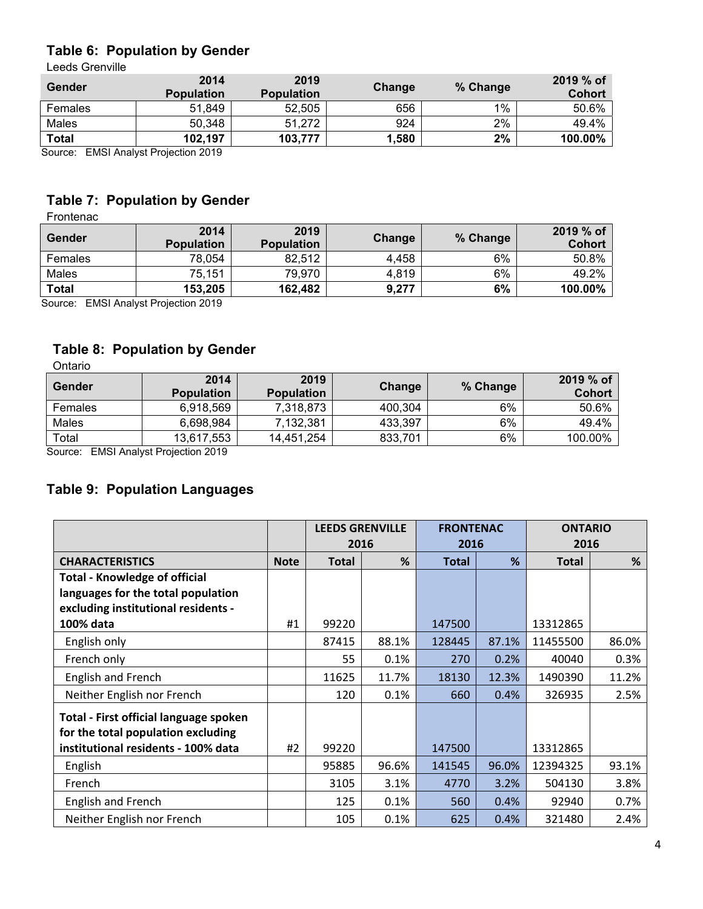## Table 6: Population by Gender

Leeds Grenville

| Gender | 2014 Population | 2019 Population | Change | % Change | 2019 % of Cohort |
|---|---|---|---|---|---|
| Females | 51,849 | 52,505 | 656 | 1% | 50.6% |
| Males | 50,348 | 51,272 | 924 | 2% | 49.4% |
| **Total** | **102,197** | **103,777** | **1,580** | **2%** | **100.00%** |

Source: EMSI Analyst Projection 2019

## Table 7: Population by Gender

Frontenac

| Gender | 2014 Population | 2019 Population | Change | % Change | 2019 % of Cohort |
|---|---|---|---|---|---|
| Females | 78,054 | 82,512 | 4,458 | 6% | 50.8% |
| Males | 75,151 | 79,970 | 4,819 | 6% | 49.2% |
| **Total** | **153,205** | **162,482** | **9,277** | **6%** | **100.00%** |

Source: EMSI Analyst Projection 2019

## Table 8: Population by Gender

Ontario

| Gender | 2014 Population | 2019 Population | Change | % Change | 2019 % of Cohort |
|---|---|---|---|---|---|
| Females | 6,918,569 | 7,318,873 | 400,304 | 6% | 50.6% |
| Males | 6,698,984 | 7,132,381 | 433,397 | 6% | 49.4% |
| Total | 13,617,553 | 14,451,254 | 833,701 | 6% | 100.00% |

Source: EMSI Analyst Projection 2019

## Table 9: Population Languages

| | | LEEDS GRENVILLE 2016 | | FRONTENAC 2016 | | ONTARIO 2016 | |
|---|---|---|---|---|---|---|---|
| **CHARACTERISTICS** | **Note** | **Total** | **%** | **Total** | **%** | **Total** | **%** |
| **Total - Knowledge of official languages for the total population excluding institutional residents - 100% data** | #1 | 99220 | | 147500 | | 13312865 | |
| English only | | 87415 | 88.1% | 128445 | 87.1% | 11455500 | 86.0% |
| French only | | 55 | 0.1% | 270 | 0.2% | 40040 | 0.3% |
| English and French | | 11625 | 11.7% | 18130 | 12.3% | 1490390 | 11.2% |
| Neither English nor French | | 120 | 0.1% | 660 | 0.4% | 326935 | 2.5% |
| **Total - First official language spoken for the total population excluding institutional residents - 100% data** | #2 | 99220 | | 147500 | | 13312865 | |
| English | | 95885 | 96.6% | 141545 | 96.0% | 12394325 | 93.1% |
| French | | 3105 | 3.1% | 4770 | 3.2% | 504130 | 3.8% |
| English and French | | 125 | 0.1% | 560 | 0.4% | 92940 | 0.7% |
| Neither English nor French | | 105 | 0.1% | 625 | 0.4% | 321480 | 2.4% |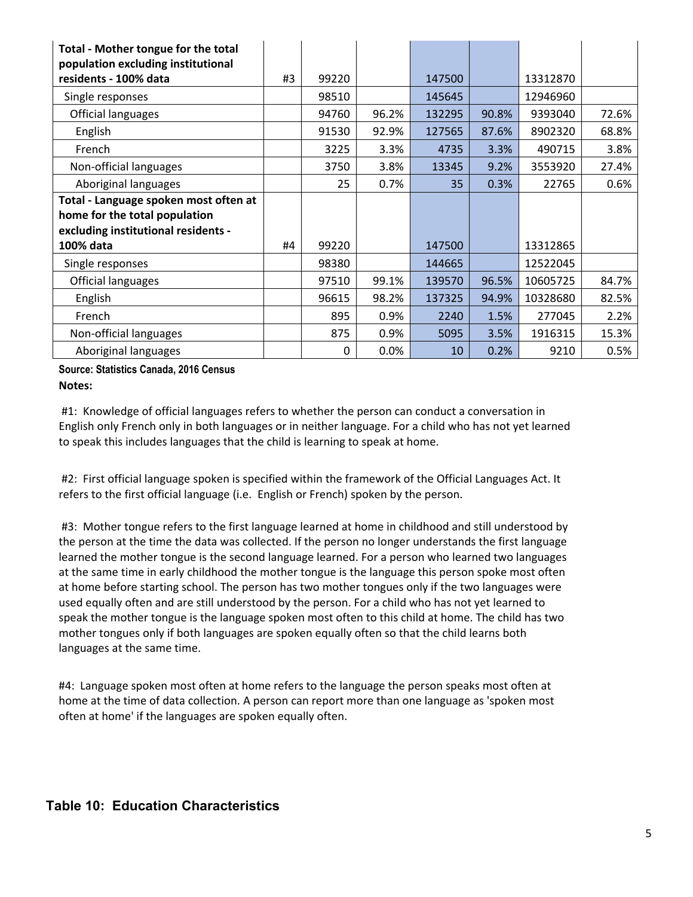| | | | | | | | |
|---|---|---|---|---|---|---|---|
| **Total - Mother tongue for the total population excluding institutional residents - 100% data** | #3 | 99220 | | 147500 | | 13312870 | |
| Single responses | | 98510 | | 145645 | | 12946960 | |
| Official languages | | 94760 | 96.2% | 132295 | 90.8% | 9393040 | 72.6% |
| English | | 91530 | 92.9% | 127565 | 87.6% | 8902320 | 68.8% |
| French | | 3225 | 3.3% | 4735 | 3.3% | 490715 | 3.8% |
| Non-official languages | | 3750 | 3.8% | 13345 | 9.2% | 3553920 | 27.4% |
| Aboriginal languages | | 25 | 0.7% | 35 | 0.3% | 22765 | 0.6% |
| **Total - Language spoken most often at home for the total population excluding institutional residents - 100% data** | #4 | 99220 | | 147500 | | 13312865 | |
| Single responses | | 98380 | | 144665 | | 12522045 | |
| Official languages | | 97510 | 99.1% | 139570 | 96.5% | 10605725 | 84.7% |
| English | | 96615 | 98.2% | 137325 | 94.9% | 10328680 | 82.5% |
| French | | 895 | 0.9% | 2240 | 1.5% | 277045 | 2.2% |
| Non-official languages | | 875 | 0.9% | 5095 | 3.5% | 1916315 | 15.3% |
| Aboriginal languages | | 0 | 0.0% | 10 | 0.2% | 9210 | 0.5% |

**Source: Statistics Canada, 2016 Census**

**Notes:**

#1: Knowledge of official languages refers to whether the person can conduct a conversation in English only French only in both languages or in neither language. For a child who has not yet learned to speak this includes languages that the child is learning to speak at home.

#2: First official language spoken is specified within the framework of the Official Languages Act. It refers to the first official language (i.e. English or French) spoken by the person.

#3: Mother tongue refers to the first language learned at home in childhood and still understood by the person at the time the data was collected. If the person no longer understands the first language learned the mother tongue is the second language learned. For a person who learned two languages at the same time in early childhood the mother tongue is the language this person spoke most often at home before starting school. The person has two mother tongues only if the two languages were used equally often and are still understood by the person. For a child who has not yet learned to speak the mother tongue is the language spoken most often to this child at home. The child has two mother tongues only if both languages are spoken equally often so that the child learns both languages at the same time.

#4: Language spoken most often at home refers to the language the person speaks most often at home at the time of data collection. A person can report more than one language as 'spoken most often at home' if the languages are spoken equally often.

## Table 10: Education Characteristics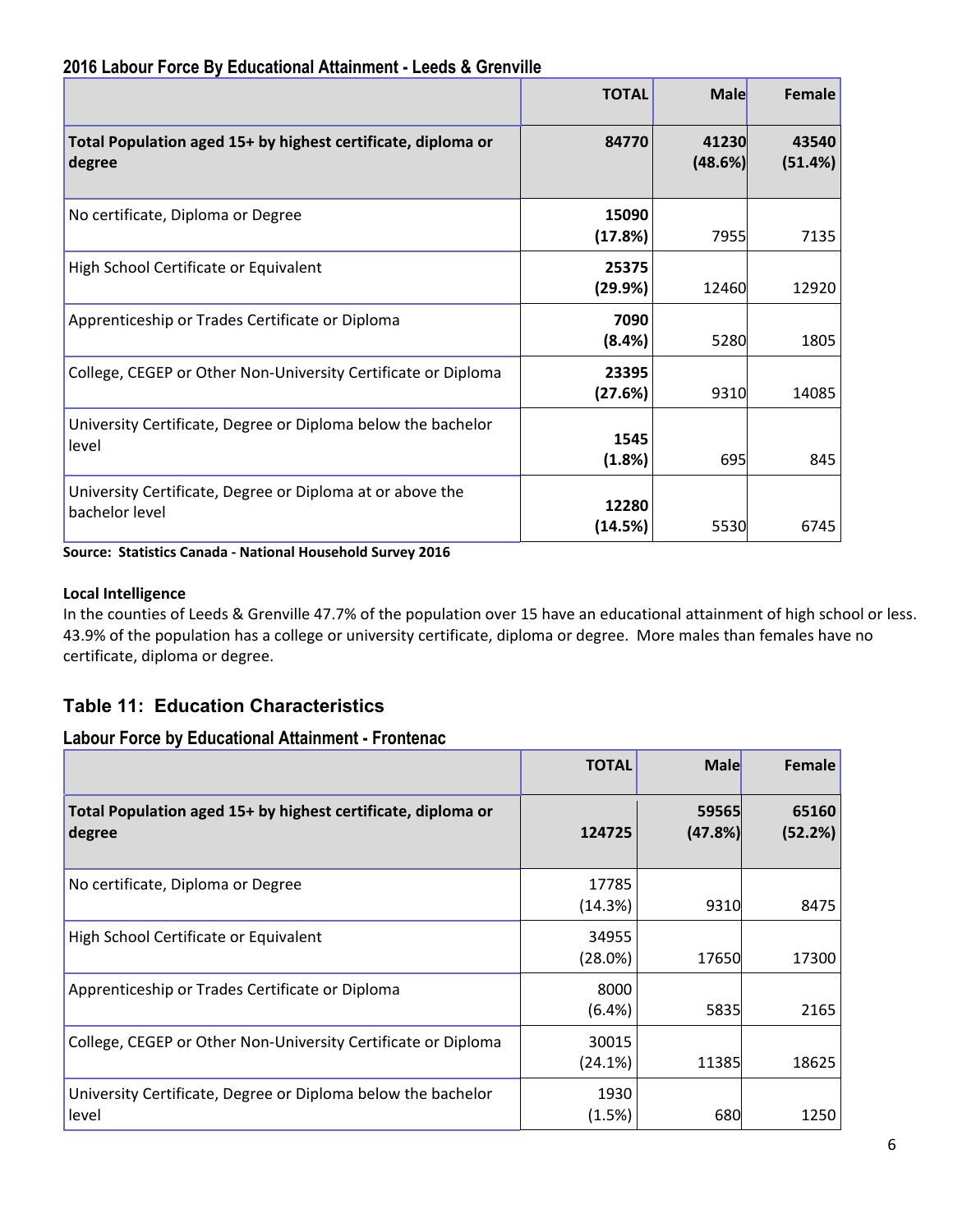### 2016 Labour Force By Educational Attainment - Leeds & Grenville

| | TOTAL | Male | Female |
|---|---|---|---|
| **Total Population aged 15+ by highest certificate, diploma or degree** | **84770** | **41230 (48.6%)** | **43540 (51.4%)** |
| No certificate, Diploma or Degree | **15090 (17.8%)** | 7955 | 7135 |
| High School Certificate or Equivalent | **25375 (29.9%)** | 12460 | 12920 |
| Apprenticeship or Trades Certificate or Diploma | **7090 (8.4%)** | 5280 | 1805 |
| College, CEGEP or Other Non-University Certificate or Diploma | **23395 (27.6%)** | 9310 | 14085 |
| University Certificate, Degree or Diploma below the bachelor level | **1545 (1.8%)** | 695 | 845 |
| University Certificate, Degree or Diploma at or above the bachelor level | **12280 (14.5%)** | 5530 | 6745 |

**Source: Statistics Canada - National Household Survey 2016**

**Local Intelligence**

In the counties of Leeds & Grenville 47.7% of the population over 15 have an educational attainment of high school or less. 43.9% of the population has a college or university certificate, diploma or degree. More males than females have no certificate, diploma or degree.

## Table 11: Education Characteristics

### Labour Force by Educational Attainment - Frontenac

| | TOTAL | Male | Female |
|---|---|---|---|
| **Total Population aged 15+ by highest certificate, diploma or degree** | **124725** | **59565 (47.8%)** | **65160 (52.2%)** |
| No certificate, Diploma or Degree | 17785 (14.3%) | 9310 | 8475 |
| High School Certificate or Equivalent | 34955 (28.0%) | 17650 | 17300 |
| Apprenticeship or Trades Certificate or Diploma | 8000 (6.4%) | 5835 | 2165 |
| College, CEGEP or Other Non-University Certificate or Diploma | 30015 (24.1%) | 11385 | 18625 |
| University Certificate, Degree or Diploma below the bachelor level | 1930 (1.5%) | 680 | 1250 |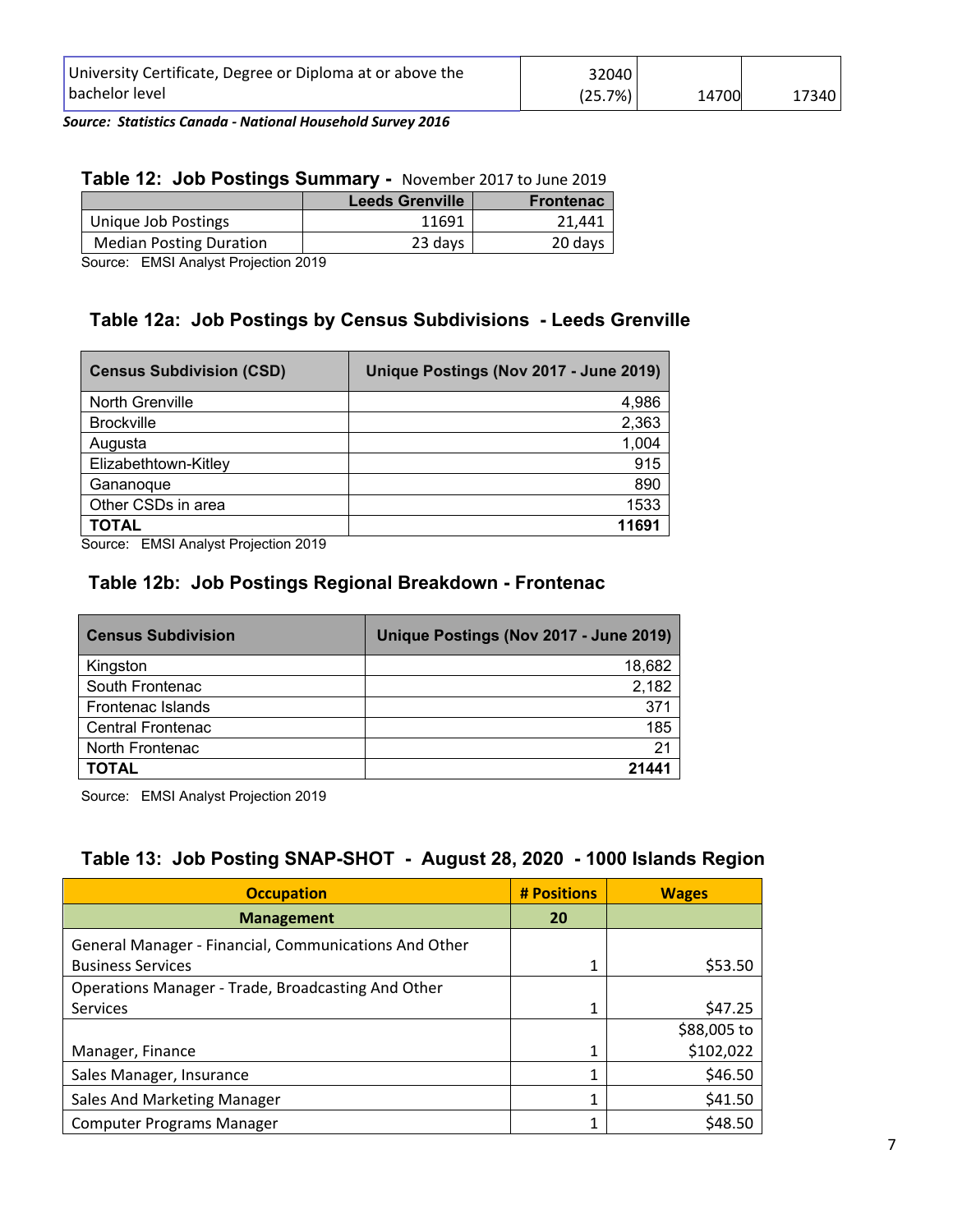| | | | |
|---|---|---|---|
| University Certificate, Degree or Diploma at or above the bachelor level | 32040 (25.7%) | 14700 | 17340 |

***Source: Statistics Canada - National Household Survey 2016***

### Table 12: Job Postings Summary - November 2017 to June 2019

| | Leeds Grenville | Frontenac |
|---|---|---|
| Unique Job Postings | 11691 | 21,441 |
| Median Posting Duration | 23 days | 20 days |

Source: EMSI Analyst Projection 2019

### Table 12a: Job Postings by Census Subdivisions - Leeds Grenville

| Census Subdivision (CSD) | Unique Postings (Nov 2017 - June 2019) |
|---|---|
| North Grenville | 4,986 |
| Brockville | 2,363 |
| Augusta | 1,004 |
| Elizabethtown-Kitley | 915 |
| Gananoque | 890 |
| Other CSDs in area | 1533 |
| **TOTAL** | **11691** |

Source: EMSI Analyst Projection 2019

### Table 12b: Job Postings Regional Breakdown - Frontenac

| Census Subdivision | Unique Postings (Nov 2017 - June 2019) |
|---|---|
| Kingston | 18,682 |
| South Frontenac | 2,182 |
| Frontenac Islands | 371 |
| Central Frontenac | 185 |
| North Frontenac | 21 |
| **TOTAL** | **21441** |

Source: EMSI Analyst Projection 2019

### Table 13: Job Posting SNAP-SHOT - August 28, 2020 - 1000 Islands Region

| Occupation | # Positions | Wages |
|---|---|---|
| **Management** | **20** | |
| General Manager - Financial, Communications And Other Business Services | 1 | $53.50 |
| Operations Manager - Trade, Broadcasting And Other Services | 1 | $47.25 |
| Manager, Finance | 1 | $88,005 to $102,022 |
| Sales Manager, Insurance | 1 | $46.50 |
| Sales And Marketing Manager | 1 | $41.50 |
| Computer Programs Manager | 1 | $48.50 |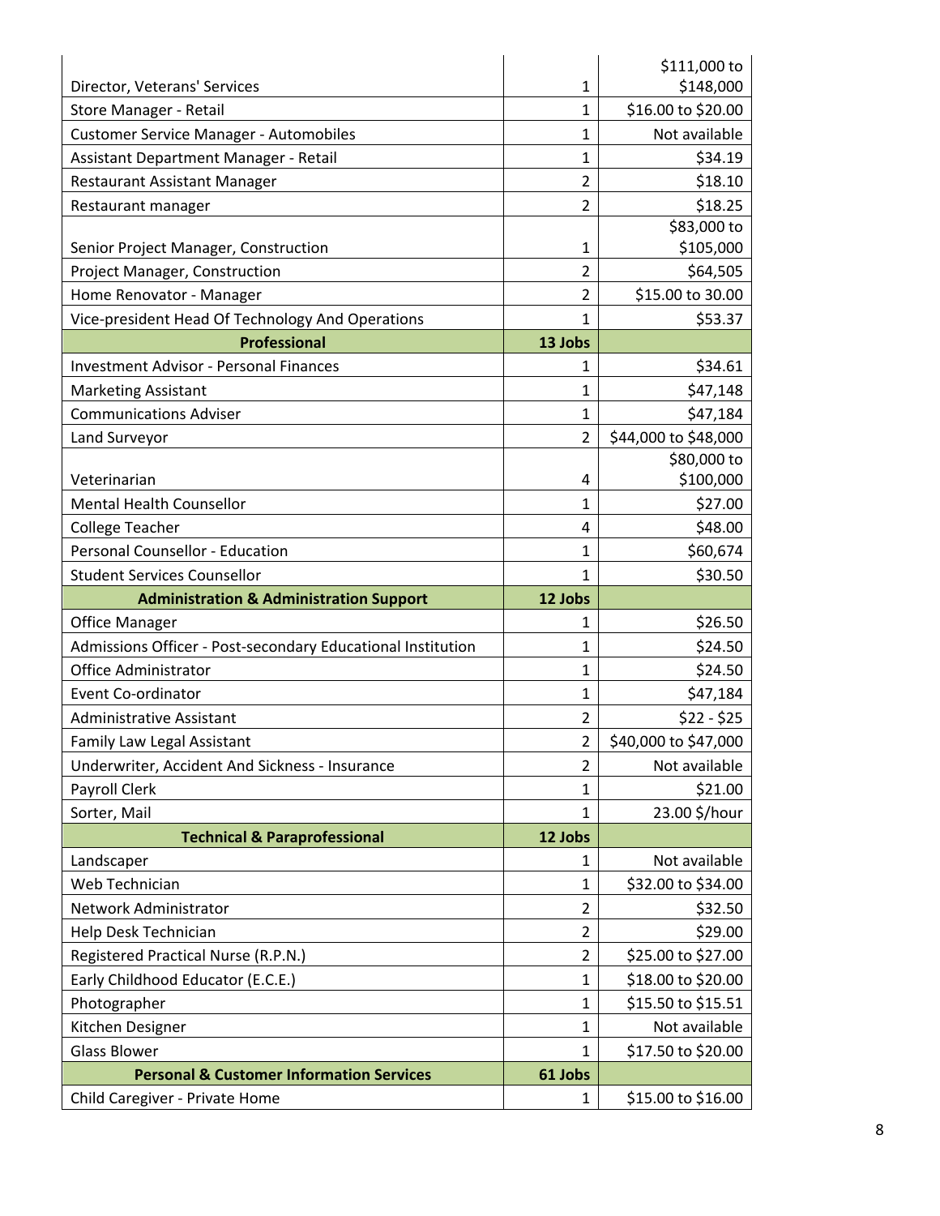| | | |
|---|---|---|
| Director, Veterans' Services | 1 | $111,000 to $148,000 |
| Store Manager - Retail | 1 | $16.00 to $20.00 |
| Customer Service Manager - Automobiles | 1 | Not available |
| Assistant Department Manager - Retail | 1 | $34.19 |
| Restaurant Assistant Manager | 2 | $18.10 |
| Restaurant manager | 2 | $18.25 |
| Senior Project Manager, Construction | 1 | $83,000 to $105,000 |
| Project Manager, Construction | 2 | $64,505 |
| Home Renovator - Manager | 2 | $15.00 to 30.00 |
| Vice-president Head Of Technology And Operations | 1 | $53.37 |
| **Professional** | **13 Jobs** | |
| Investment Advisor - Personal Finances | 1 | $34.61 |
| Marketing Assistant | 1 | $47,148 |
| Communications Adviser | 1 | $47,184 |
| Land Surveyor | 2 | $44,000 to $48,000 |
| Veterinarian | 4 | $80,000 to $100,000 |
| Mental Health Counsellor | 1 | $27.00 |
| College Teacher | 4 | $48.00 |
| Personal Counsellor - Education | 1 | $60,674 |
| Student Services Counsellor | 1 | $30.50 |
| **Administration & Administration Support** | **12 Jobs** | |
| Office Manager | 1 | $26.50 |
| Admissions Officer - Post-secondary Educational Institution | 1 | $24.50 |
| Office Administrator | 1 | $24.50 |
| Event Co-ordinator | 1 | $47,184 |
| Administrative Assistant | 2 | $22 - $25 |
| Family Law Legal Assistant | 2 | $40,000 to $47,000 |
| Underwriter, Accident And Sickness - Insurance | 2 | Not available |
| Payroll Clerk | 1 | $21.00 |
| Sorter, Mail | 1 | 23.00 $/hour |
| **Technical & Paraprofessional** | **12 Jobs** | |
| Landscaper | 1 | Not available |
| Web Technician | 1 | $32.00 to $34.00 |
| Network Administrator | 2 | $32.50 |
| Help Desk Technician | 2 | $29.00 |
| Registered Practical Nurse (R.P.N.) | 2 | $25.00 to $27.00 |
| Early Childhood Educator (E.C.E.) | 1 | $18.00 to $20.00 |
| Photographer | 1 | $15.50 to $15.51 |
| Kitchen Designer | 1 | Not available |
| Glass Blower | 1 | $17.50 to $20.00 |
| **Personal & Customer Information Services** | **61 Jobs** | |
| Child Caregiver - Private Home | 1 | $15.00 to $16.00 |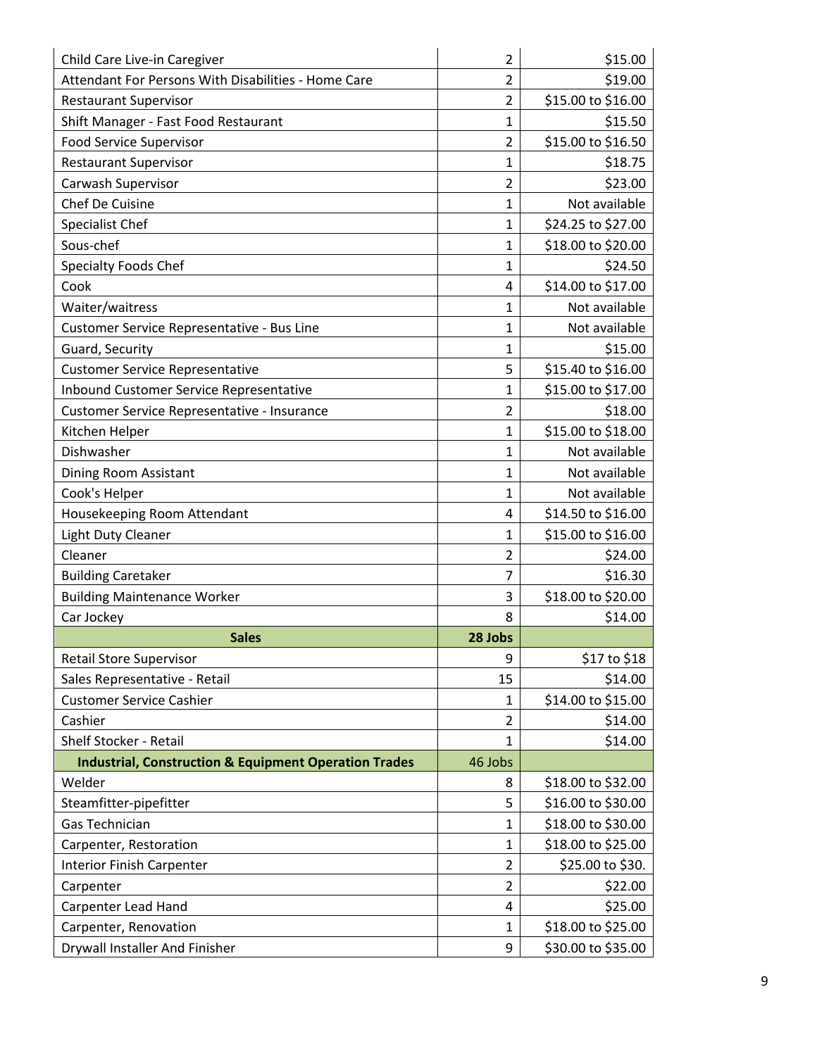| | | |
|---|---|---|
| Child Care Live-in Caregiver | 2 | $15.00 |
| Attendant For Persons With Disabilities - Home Care | 2 | $19.00 |
| Restaurant Supervisor | 2 | $15.00 to $16.00 |
| Shift Manager - Fast Food Restaurant | 1 | $15.50 |
| Food Service Supervisor | 2 | $15.00 to $16.50 |
| Restaurant Supervisor | 1 | $18.75 |
| Carwash Supervisor | 2 | $23.00 |
| Chef De Cuisine | 1 | Not available |
| Specialist Chef | 1 | $24.25 to $27.00 |
| Sous-chef | 1 | $18.00 to $20.00 |
| Specialty Foods Chef | 1 | $24.50 |
| Cook | 4 | $14.00 to $17.00 |
| Waiter/waitress | 1 | Not available |
| Customer Service Representative - Bus Line | 1 | Not available |
| Guard, Security | 1 | $15.00 |
| Customer Service Representative | 5 | $15.40 to $16.00 |
| Inbound Customer Service Representative | 1 | $15.00 to $17.00 |
| Customer Service Representative - Insurance | 2 | $18.00 |
| Kitchen Helper | 1 | $15.00 to $18.00 |
| Dishwasher | 1 | Not available |
| Dining Room Assistant | 1 | Not available |
| Cook's Helper | 1 | Not available |
| Housekeeping Room Attendant | 4 | $14.50 to $16.00 |
| Light Duty Cleaner | 1 | $15.00 to $16.00 |
| Cleaner | 2 | $24.00 |
| Building Caretaker | 7 | $16.30 |
| Building Maintenance Worker | 3 | $18.00 to $20.00 |
| Car Jockey | 8 | $14.00 |
| **Sales** | **28 Jobs** | |
| Retail Store Supervisor | 9 | $17 to $18 |
| Sales Representative - Retail | 15 | $14.00 |
| Customer Service Cashier | 1 | $14.00 to $15.00 |
| Cashier | 2 | $14.00 |
| Shelf Stocker - Retail | 1 | $14.00 |
| **Industrial, Construction & Equipment Operation Trades** | 46 Jobs | |
| Welder | 8 | $18.00 to $32.00 |
| Steamfitter-pipefitter | 5 | $16.00 to $30.00 |
| Gas Technician | 1 | $18.00 to $30.00 |
| Carpenter, Restoration | 1 | $18.00 to $25.00 |
| Interior Finish Carpenter | 2 | $25.00 to $30. |
| Carpenter | 2 | $22.00 |
| Carpenter Lead Hand | 4 | $25.00 |
| Carpenter, Renovation | 1 | $18.00 to $25.00 |
| Drywall Installer And Finisher | 9 | $30.00 to $35.00 |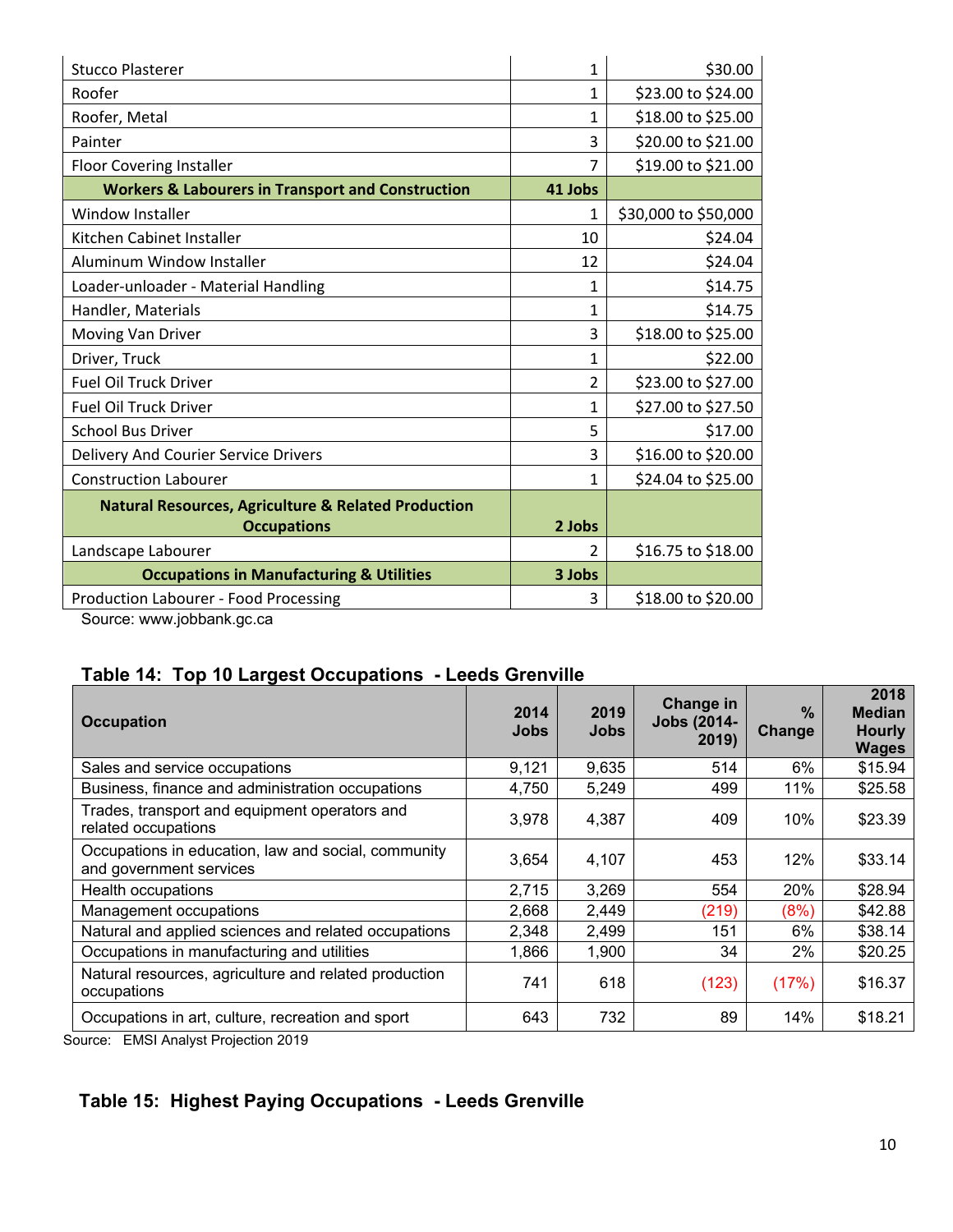| | | |
|---|---|---|
| Stucco Plasterer | 1 | $30.00 |
| Roofer | 1 | $23.00 to $24.00 |
| Roofer, Metal | 1 | $18.00 to $25.00 |
| Painter | 3 | $20.00 to $21.00 |
| Floor Covering Installer | 7 | $19.00 to $21.00 |
| **Workers & Labourers in Transport and Construction** | **41 Jobs** | |
| Window Installer | 1 | $30,000 to $50,000 |
| Kitchen Cabinet Installer | 10 | $24.04 |
| Aluminum Window Installer | 12 | $24.04 |
| Loader-unloader - Material Handling | 1 | $14.75 |
| Handler, Materials | 1 | $14.75 |
| Moving Van Driver | 3 | $18.00 to $25.00 |
| Driver, Truck | 1 | $22.00 |
| Fuel Oil Truck Driver | 2 | $23.00 to $27.00 |
| Fuel Oil Truck Driver | 1 | $27.00 to $27.50 |
| School Bus Driver | 5 | $17.00 |
| Delivery And Courier Service Drivers | 3 | $16.00 to $20.00 |
| Construction Labourer | 1 | $24.04 to $25.00 |
| **Natural Resources, Agriculture & Related Production Occupations** | **2 Jobs** | |
| Landscape Labourer | 2 | $16.75 to $18.00 |
| **Occupations in Manufacturing & Utilities** | **3 Jobs** | |
| Production Labourer - Food Processing | 3 | $18.00 to $20.00 |

Source: www.jobbank.gc.ca

## Table 14: Top 10 Largest Occupations - Leeds Grenville

| Occupation | 2014 Jobs | 2019 Jobs | Change in Jobs (2014-2019) | % Change | 2018 Median Hourly Wages |
|---|---|---|---|---|---|
| Sales and service occupations | 9,121 | 9,635 | 514 | 6% | $15.94 |
| Business, finance and administration occupations | 4,750 | 5,249 | 499 | 11% | $25.58 |
| Trades, transport and equipment operators and related occupations | 3,978 | 4,387 | 409 | 10% | $23.39 |
| Occupations in education, law and social, community and government services | 3,654 | 4,107 | 453 | 12% | $33.14 |
| Health occupations | 2,715 | 3,269 | 554 | 20% | $28.94 |
| Management occupations | 2,668 | 2,449 | (219) | (8%) | $42.88 |
| Natural and applied sciences and related occupations | 2,348 | 2,499 | 151 | 6% | $38.14 |
| Occupations in manufacturing and utilities | 1,866 | 1,900 | 34 | 2% | $20.25 |
| Natural resources, agriculture and related production occupations | 741 | 618 | (123) | (17%) | $16.37 |
| Occupations in art, culture, recreation and sport | 643 | 732 | 89 | 14% | $18.21 |

Source: EMSI Analyst Projection 2019

## Table 15: Highest Paying Occupations - Leeds Grenville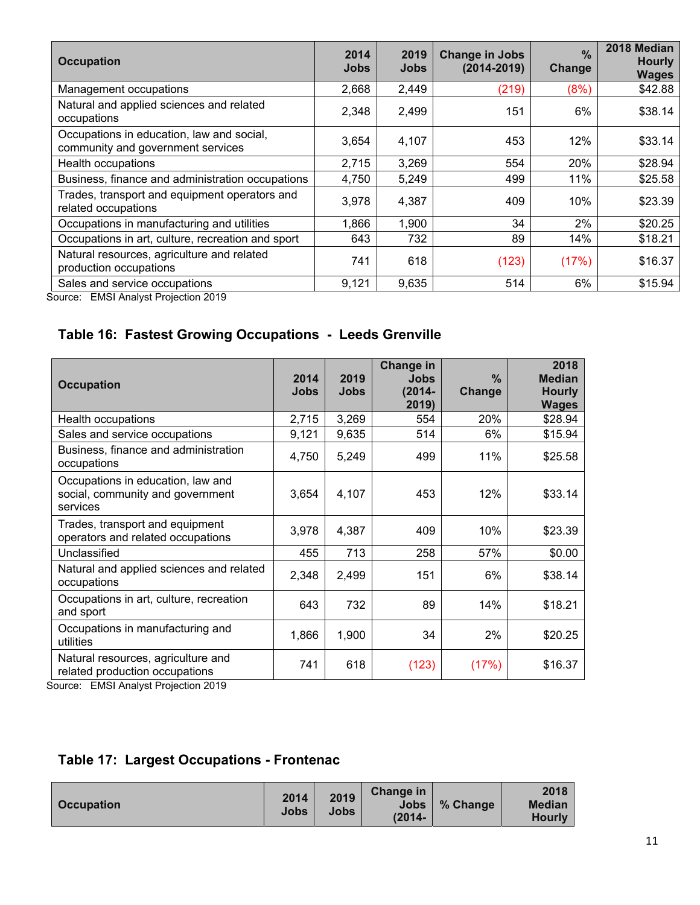| Occupation | 2014 Jobs | 2019 Jobs | Change in Jobs (2014-2019) | % Change | 2018 Median Hourly Wages |
|---|---|---|---|---|---|
| Management occupations | 2,668 | 2,449 | (219) | (8%) | $42.88 |
| Natural and applied sciences and related occupations | 2,348 | 2,499 | 151 | 6% | $38.14 |
| Occupations in education, law and social, community and government services | 3,654 | 4,107 | 453 | 12% | $33.14 |
| Health occupations | 2,715 | 3,269 | 554 | 20% | $28.94 |
| Business, finance and administration occupations | 4,750 | 5,249 | 499 | 11% | $25.58 |
| Trades, transport and equipment operators and related occupations | 3,978 | 4,387 | 409 | 10% | $23.39 |
| Occupations in manufacturing and utilities | 1,866 | 1,900 | 34 | 2% | $20.25 |
| Occupations in art, culture, recreation and sport | 643 | 732 | 89 | 14% | $18.21 |
| Natural resources, agriculture and related production occupations | 741 | 618 | (123) | (17%) | $16.37 |
| Sales and service occupations | 9,121 | 9,635 | 514 | 6% | $15.94 |

Source: EMSI Analyst Projection 2019

### Table 16: Fastest Growing Occupations - Leeds Grenville

| Occupation | 2014 Jobs | 2019 Jobs | Change in Jobs (2014-2019) | % Change | 2018 Median Hourly Wages |
|---|---|---|---|---|---|
| Health occupations | 2,715 | 3,269 | 554 | 20% | $28.94 |
| Sales and service occupations | 9,121 | 9,635 | 514 | 6% | $15.94 |
| Business, finance and administration occupations | 4,750 | 5,249 | 499 | 11% | $25.58 |
| Occupations in education, law and social, community and government services | 3,654 | 4,107 | 453 | 12% | $33.14 |
| Trades, transport and equipment operators and related occupations | 3,978 | 4,387 | 409 | 10% | $23.39 |
| Unclassified | 455 | 713 | 258 | 57% | $0.00 |
| Natural and applied sciences and related occupations | 2,348 | 2,499 | 151 | 6% | $38.14 |
| Occupations in art, culture, recreation and sport | 643 | 732 | 89 | 14% | $18.21 |
| Occupations in manufacturing and utilities | 1,866 | 1,900 | 34 | 2% | $20.25 |
| Natural resources, agriculture and related production occupations | 741 | 618 | (123) | (17%) | $16.37 |

Source: EMSI Analyst Projection 2019

### Table 17: Largest Occupations - Frontenac

| Occupation | 2014 Jobs | 2019 Jobs | Change in Jobs (2014- | % Change | 2018 Median Hourly |
|---|---|---|---|---|---|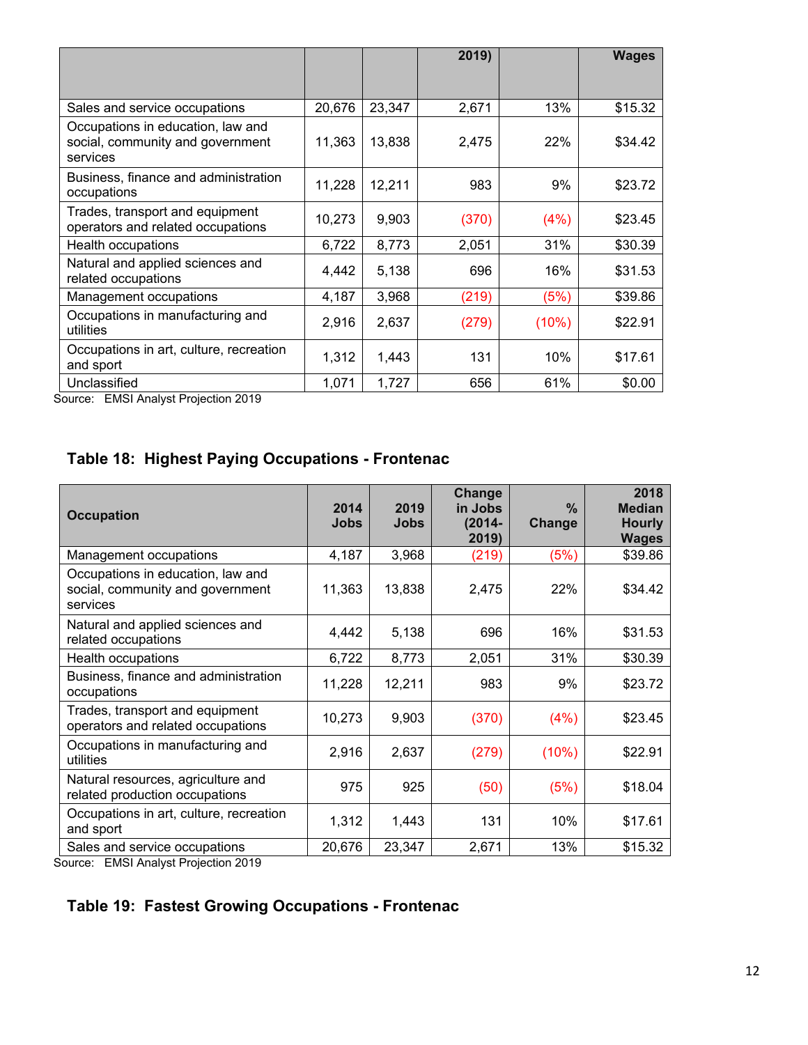| | | | 2019) | | Wages |
|---|---|---|---|---|---|
| Sales and service occupations | 20,676 | 23,347 | 2,671 | 13% | $15.32 |
| Occupations in education, law and social, community and government services | 11,363 | 13,838 | 2,475 | 22% | $34.42 |
| Business, finance and administration occupations | 11,228 | 12,211 | 983 | 9% | $23.72 |
| Trades, transport and equipment operators and related occupations | 10,273 | 9,903 | (370) | (4%) | $23.45 |
| Health occupations | 6,722 | 8,773 | 2,051 | 31% | $30.39 |
| Natural and applied sciences and related occupations | 4,442 | 5,138 | 696 | 16% | $31.53 |
| Management occupations | 4,187 | 3,968 | (219) | (5%) | $39.86 |
| Occupations in manufacturing and utilities | 2,916 | 2,637 | (279) | (10%) | $22.91 |
| Occupations in art, culture, recreation and sport | 1,312 | 1,443 | 131 | 10% | $17.61 |
| Unclassified | 1,071 | 1,727 | 656 | 61% | $0.00 |

Source: EMSI Analyst Projection 2019

## Table 18: Highest Paying Occupations - Frontenac

| Occupation | 2014 Jobs | 2019 Jobs | Change in Jobs (2014-2019) | % Change | 2018 Median Hourly Wages |
|---|---|---|---|---|---|
| Management occupations | 4,187 | 3,968 | (219) | (5%) | $39.86 |
| Occupations in education, law and social, community and government services | 11,363 | 13,838 | 2,475 | 22% | $34.42 |
| Natural and applied sciences and related occupations | 4,442 | 5,138 | 696 | 16% | $31.53 |
| Health occupations | 6,722 | 8,773 | 2,051 | 31% | $30.39 |
| Business, finance and administration occupations | 11,228 | 12,211 | 983 | 9% | $23.72 |
| Trades, transport and equipment operators and related occupations | 10,273 | 9,903 | (370) | (4%) | $23.45 |
| Occupations in manufacturing and utilities | 2,916 | 2,637 | (279) | (10%) | $22.91 |
| Natural resources, agriculture and related production occupations | 975 | 925 | (50) | (5%) | $18.04 |
| Occupations in art, culture, recreation and sport | 1,312 | 1,443 | 131 | 10% | $17.61 |
| Sales and service occupations | 20,676 | 23,347 | 2,671 | 13% | $15.32 |

Source: EMSI Analyst Projection 2019

## Table 19: Fastest Growing Occupations - Frontenac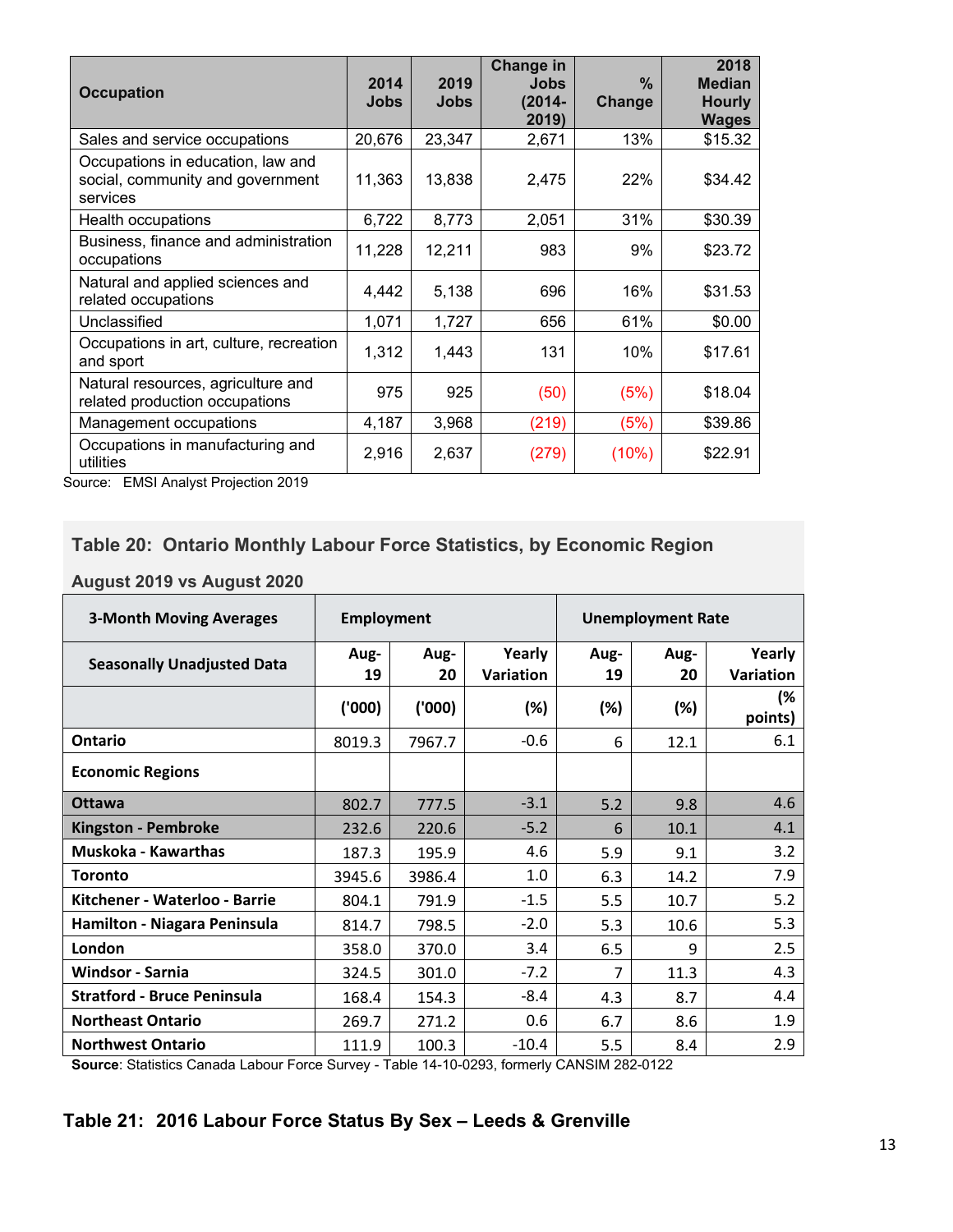| Occupation | 2014 Jobs | 2019 Jobs | Change in Jobs (2014-2019) | % Change | 2018 Median Hourly Wages |
|---|---|---|---|---|---|
| Sales and service occupations | 20,676 | 23,347 | 2,671 | 13% | $15.32 |
| Occupations in education, law and social, community and government services | 11,363 | 13,838 | 2,475 | 22% | $34.42 |
| Health occupations | 6,722 | 8,773 | 2,051 | 31% | $30.39 |
| Business, finance and administration occupations | 11,228 | 12,211 | 983 | 9% | $23.72 |
| Natural and applied sciences and related occupations | 4,442 | 5,138 | 696 | 16% | $31.53 |
| Unclassified | 1,071 | 1,727 | 656 | 61% | $0.00 |
| Occupations in art, culture, recreation and sport | 1,312 | 1,443 | 131 | 10% | $17.61 |
| Natural resources, agriculture and related production occupations | 975 | 925 | (50) | (5%) | $18.04 |
| Management occupations | 4,187 | 3,968 | (219) | (5%) | $39.86 |
| Occupations in manufacturing and utilities | 2,916 | 2,637 | (279) | (10%) | $22.91 |

Source: EMSI Analyst Projection 2019

## Table 20: Ontario Monthly Labour Force Statistics, by Economic Region

### August 2019 vs August 2020

| 3-Month Moving Averages | Employment | | | Unemployment Rate | | |
|---|---|---|---|---|---|---|
| Seasonally Unadjusted Data | Aug-19 | Aug-20 | Yearly Variation | Aug-19 | Aug-20 | Yearly Variation |
| | ('000) | ('000) | (%) | (%) | (%) | (% points) |
| **Ontario** | 8019.3 | 7967.7 | -0.6 | 6 | 12.1 | 6.1 |
| **Economic Regions** | | | | | | |
| **Ottawa** | 802.7 | 777.5 | -3.1 | 5.2 | 9.8 | 4.6 |
| **Kingston - Pembroke** | 232.6 | 220.6 | -5.2 | 6 | 10.1 | 4.1 |
| **Muskoka - Kawarthas** | 187.3 | 195.9 | 4.6 | 5.9 | 9.1 | 3.2 |
| **Toronto** | 3945.6 | 3986.4 | 1.0 | 6.3 | 14.2 | 7.9 |
| **Kitchener - Waterloo - Barrie** | 804.1 | 791.9 | -1.5 | 5.5 | 10.7 | 5.2 |
| **Hamilton - Niagara Peninsula** | 814.7 | 798.5 | -2.0 | 5.3 | 10.6 | 5.3 |
| **London** | 358.0 | 370.0 | 3.4 | 6.5 | 9 | 2.5 |
| **Windsor - Sarnia** | 324.5 | 301.0 | -7.2 | 7 | 11.3 | 4.3 |
| **Stratford - Bruce Peninsula** | 168.4 | 154.3 | -8.4 | 4.3 | 8.7 | 4.4 |
| **Northeast Ontario** | 269.7 | 271.2 | 0.6 | 6.7 | 8.6 | 1.9 |
| **Northwest Ontario** | 111.9 | 100.3 | -10.4 | 5.5 | 8.4 | 2.9 |

**Source**: Statistics Canada Labour Force Survey - Table 14-10-0293, formerly CANSIM 282-0122

## Table 21: 2016 Labour Force Status By Sex – Leeds & Grenville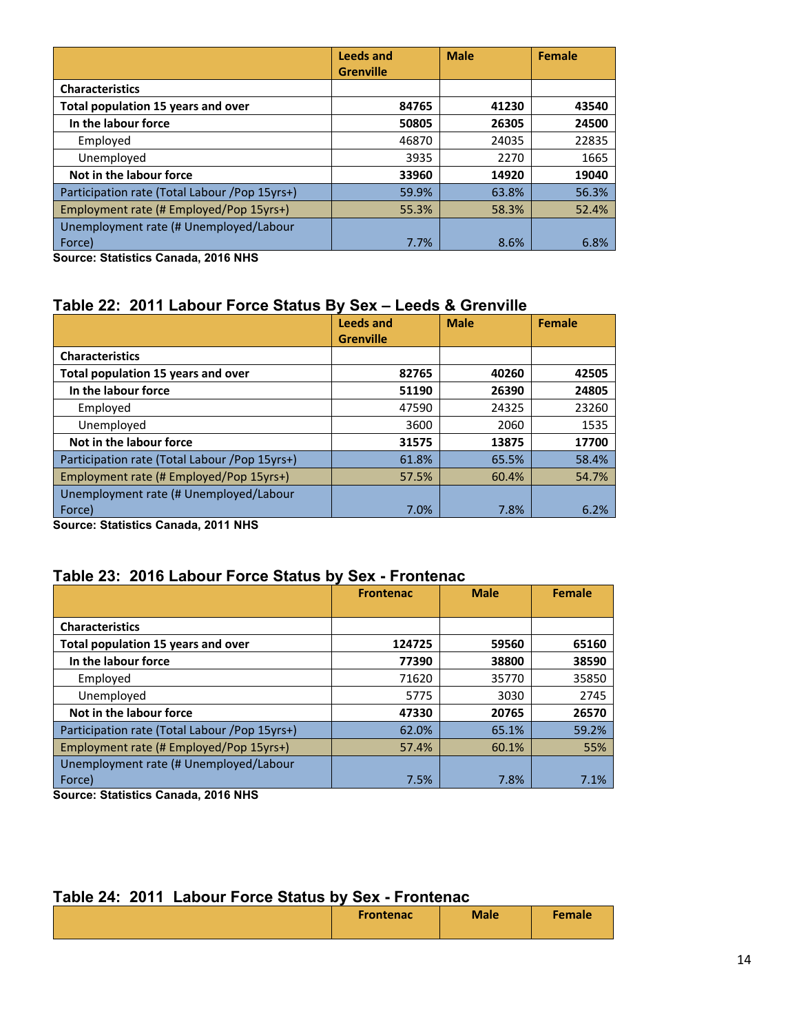| | Leeds and Grenville | Male | Female |
|---|---|---|---|
| **Characteristics** | | | |
| **Total population 15 years and over** | **84765** | **41230** | **43540** |
| **In the labour force** | **50805** | **26305** | **24500** |
| Employed | 46870 | 24035 | 22835 |
| Unemployed | 3935 | 2270 | 1665 |
| **Not in the labour force** | **33960** | **14920** | **19040** |
| Participation rate (Total Labour /Pop 15yrs+) | 59.9% | 63.8% | 56.3% |
| Employment rate (# Employed/Pop 15yrs+) | 55.3% | 58.3% | 52.4% |
| Unemployment rate (# Unemployed/Labour Force) | 7.7% | 8.6% | 6.8% |

**Source: Statistics Canada, 2016 NHS**

## Table 22: 2011 Labour Force Status By Sex – Leeds & Grenville

| | Leeds and Grenville | Male | Female |
|---|---|---|---|
| **Characteristics** | | | |
| **Total population 15 years and over** | **82765** | **40260** | **42505** |
| **In the labour force** | **51190** | **26390** | **24805** |
| Employed | 47590 | 24325 | 23260 |
| Unemployed | 3600 | 2060 | 1535 |
| **Not in the labour force** | **31575** | **13875** | **17700** |
| Participation rate (Total Labour /Pop 15yrs+) | 61.8% | 65.5% | 58.4% |
| Employment rate (# Employed/Pop 15yrs+) | 57.5% | 60.4% | 54.7% |
| Unemployment rate (# Unemployed/Labour Force) | 7.0% | 7.8% | 6.2% |

**Source: Statistics Canada, 2011 NHS**

## Table 23: 2016 Labour Force Status by Sex - Frontenac

| | Frontenac | Male | Female |
|---|---|---|---|
| **Characteristics** | | | |
| **Total population 15 years and over** | **124725** | **59560** | **65160** |
| **In the labour force** | **77390** | **38800** | **38590** |
| Employed | 71620 | 35770 | 35850 |
| Unemployed | 5775 | 3030 | 2745 |
| **Not in the labour force** | **47330** | **20765** | **26570** |
| Participation rate (Total Labour /Pop 15yrs+) | 62.0% | 65.1% | 59.2% |
| Employment rate (# Employed/Pop 15yrs+) | 57.4% | 60.1% | 55% |
| Unemployment rate (# Unemployed/Labour Force) | 7.5% | 7.8% | 7.1% |

**Source: Statistics Canada, 2016 NHS**

## Table 24: 2011 Labour Force Status by Sex - Frontenac

| | Frontenac | Male | Female |
|---|---|---|---|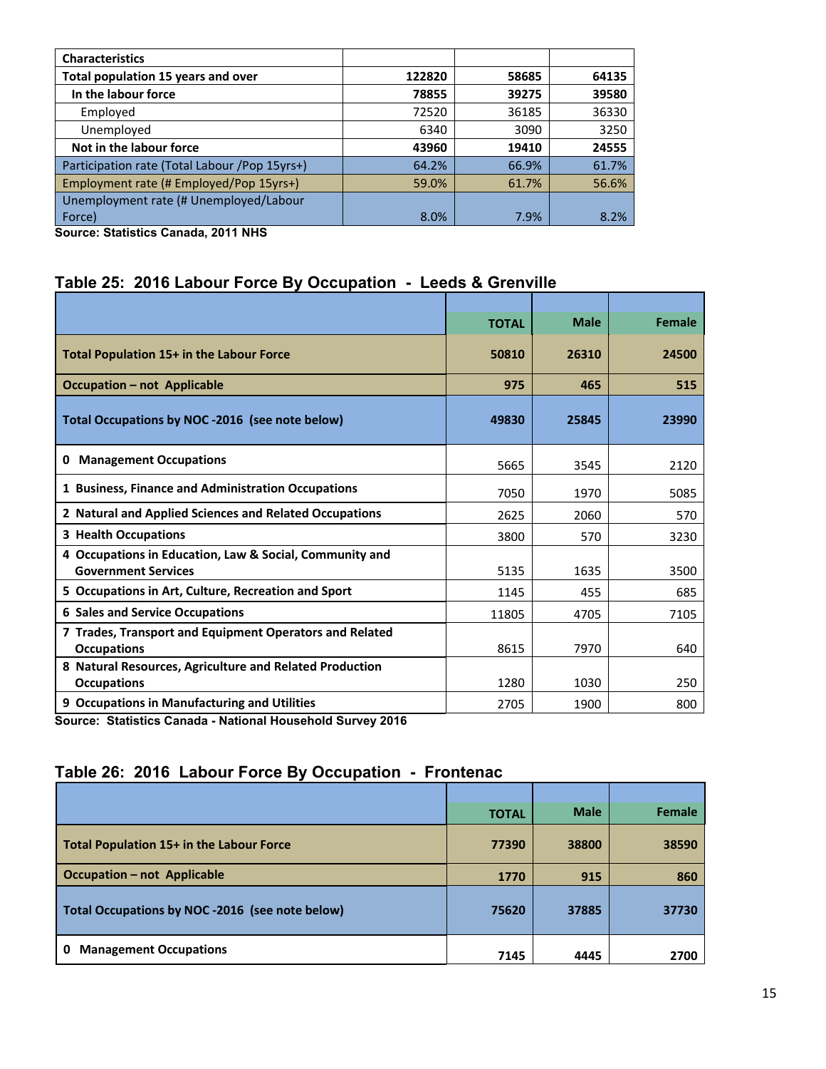| Characteristics | | | |
|---|---|---|---|
| **Total population 15 years and over** | **122820** | **58685** | **64135** |
| **In the labour force** | **78855** | **39275** | **39580** |
| Employed | 72520 | 36185 | 36330 |
| Unemployed | 6340 | 3090 | 3250 |
| **Not in the labour force** | **43960** | **19410** | **24555** |
| Participation rate (Total Labour /Pop 15yrs+) | 64.2% | 66.9% | 61.7% |
| Employment rate (# Employed/Pop 15yrs+) | 59.0% | 61.7% | 56.6% |
| Unemployment rate (# Unemployed/Labour Force) | 8.0% | 7.9% | 8.2% |

**Source: Statistics Canada, 2011 NHS**

## Table 25: 2016 Labour Force By Occupation - Leeds & Grenville

| | TOTAL | Male | Female |
|---|---|---|---|
| **Total Population 15+ in the Labour Force** | **50810** | **26310** | **24500** |
| **Occupation – not Applicable** | **975** | **465** | **515** |
| **Total Occupations by NOC -2016 (see note below)** | **49830** | **25845** | **23990** |
| **0 Management Occupations** | 5665 | 3545 | 2120 |
| **1 Business, Finance and Administration Occupations** | 7050 | 1970 | 5085 |
| **2 Natural and Applied Sciences and Related Occupations** | 2625 | 2060 | 570 |
| **3 Health Occupations** | 3800 | 570 | 3230 |
| **4 Occupations in Education, Law & Social, Community and Government Services** | 5135 | 1635 | 3500 |
| **5 Occupations in Art, Culture, Recreation and Sport** | 1145 | 455 | 685 |
| **6 Sales and Service Occupations** | 11805 | 4705 | 7105 |
| **7 Trades, Transport and Equipment Operators and Related Occupations** | 8615 | 7970 | 640 |
| **8 Natural Resources, Agriculture and Related Production Occupations** | 1280 | 1030 | 250 |
| **9 Occupations in Manufacturing and Utilities** | 2705 | 1900 | 800 |

**Source: Statistics Canada - National Household Survey 2016**

## Table 26: 2016 Labour Force By Occupation - Frontenac

| | TOTAL | Male | Female |
|---|---|---|---|
| **Total Population 15+ in the Labour Force** | **77390** | **38800** | **38590** |
| **Occupation – not Applicable** | **1770** | **915** | **860** |
| **Total Occupations by NOC -2016 (see note below)** | **75620** | **37885** | **37730** |
| **0 Management Occupations** | **7145** | **4445** | **2700** |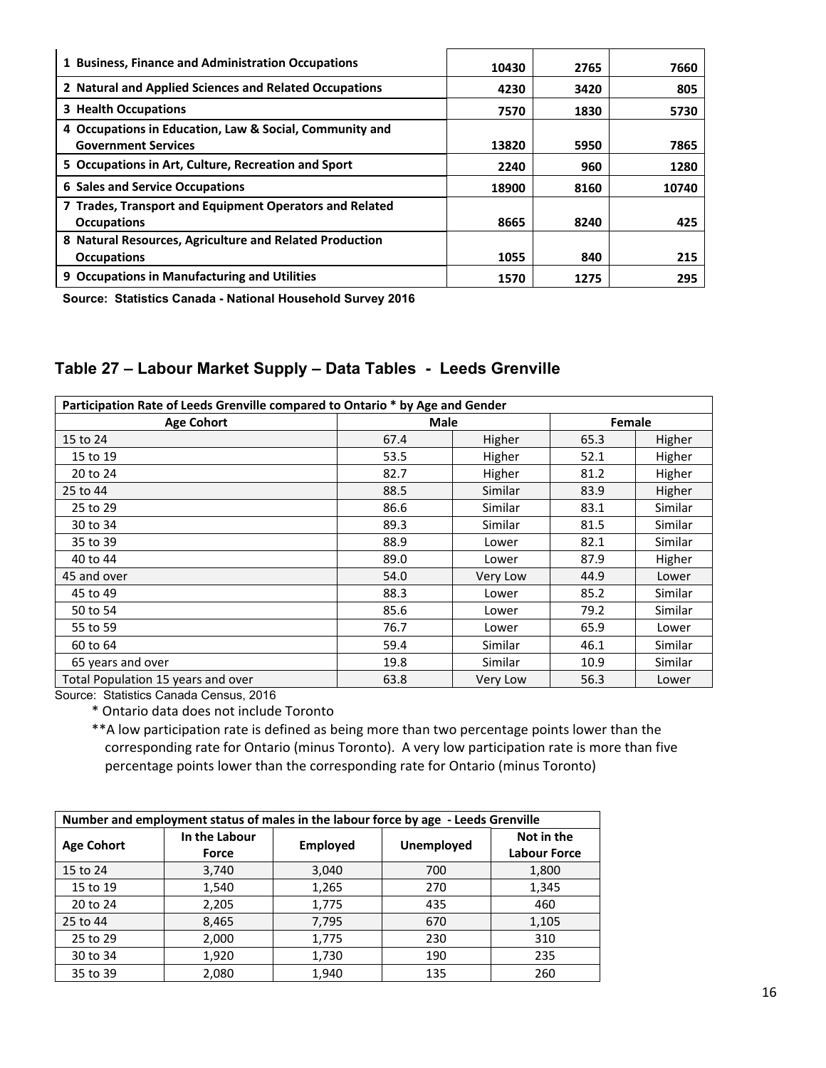| | | | |
|---|---|---|---|
| 1 Business, Finance and Administration Occupations | 10430 | 2765 | 7660 |
| 2 Natural and Applied Sciences and Related Occupations | 4230 | 3420 | 805 |
| 3 Health Occupations | 7570 | 1830 | 5730 |
| 4 Occupations in Education, Law & Social, Community and Government Services | 13820 | 5950 | 7865 |
| 5 Occupations in Art, Culture, Recreation and Sport | 2240 | 960 | 1280 |
| 6 Sales and Service Occupations | 18900 | 8160 | 10740 |
| 7 Trades, Transport and Equipment Operators and Related Occupations | 8665 | 8240 | 425 |
| 8 Natural Resources, Agriculture and Related Production Occupations | 1055 | 840 | 215 |
| 9 Occupations in Manufacturing and Utilities | 1570 | 1275 | 295 |

**Source: Statistics Canada - National Household Survey 2016**

## Table 27 – Labour Market Supply – Data Tables - Leeds Grenville

| Participation Rate of Leeds Grenville compared to Ontario * by Age and Gender | | | | |
|---|---|---|---|---|
| **Age Cohort** | **Male** | | **Female** | |
| 15 to 24 | 67.4 | Higher | 65.3 | Higher |
| 15 to 19 | 53.5 | Higher | 52.1 | Higher |
| 20 to 24 | 82.7 | Higher | 81.2 | Higher |
| 25 to 44 | 88.5 | Similar | 83.9 | Higher |
| 25 to 29 | 86.6 | Similar | 83.1 | Similar |
| 30 to 34 | 89.3 | Similar | 81.5 | Similar |
| 35 to 39 | 88.9 | Lower | 82.1 | Similar |
| 40 to 44 | 89.0 | Lower | 87.9 | Higher |
| 45 and over | 54.0 | Very Low | 44.9 | Lower |
| 45 to 49 | 88.3 | Lower | 85.2 | Similar |
| 50 to 54 | 85.6 | Lower | 79.2 | Similar |
| 55 to 59 | 76.7 | Lower | 65.9 | Lower |
| 60 to 64 | 59.4 | Similar | 46.1 | Similar |
| 65 years and over | 19.8 | Similar | 10.9 | Similar |
| Total Population 15 years and over | 63.8 | Very Low | 56.3 | Lower |

Source: Statistics Canada Census, 2016

* Ontario data does not include Toronto

**A low participation rate is defined as being more than two percentage points lower than the corresponding rate for Ontario (minus Toronto). A very low participation rate is more than five percentage points lower than the corresponding rate for Ontario (minus Toronto)

| Number and employment status of males in the labour force by age - Leeds Grenville | | | | |
|---|---|---|---|---|
| **Age Cohort** | **In the Labour Force** | **Employed** | **Unemployed** | **Not in the Labour Force** |
| 15 to 24 | 3,740 | 3,040 | 700 | 1,800 |
| 15 to 19 | 1,540 | 1,265 | 270 | 1,345 |
| 20 to 24 | 2,205 | 1,775 | 435 | 460 |
| 25 to 44 | 8,465 | 7,795 | 670 | 1,105 |
| 25 to 29 | 2,000 | 1,775 | 230 | 310 |
| 30 to 34 | 1,920 | 1,730 | 190 | 235 |
| 35 to 39 | 2,080 | 1,940 | 135 | 260 |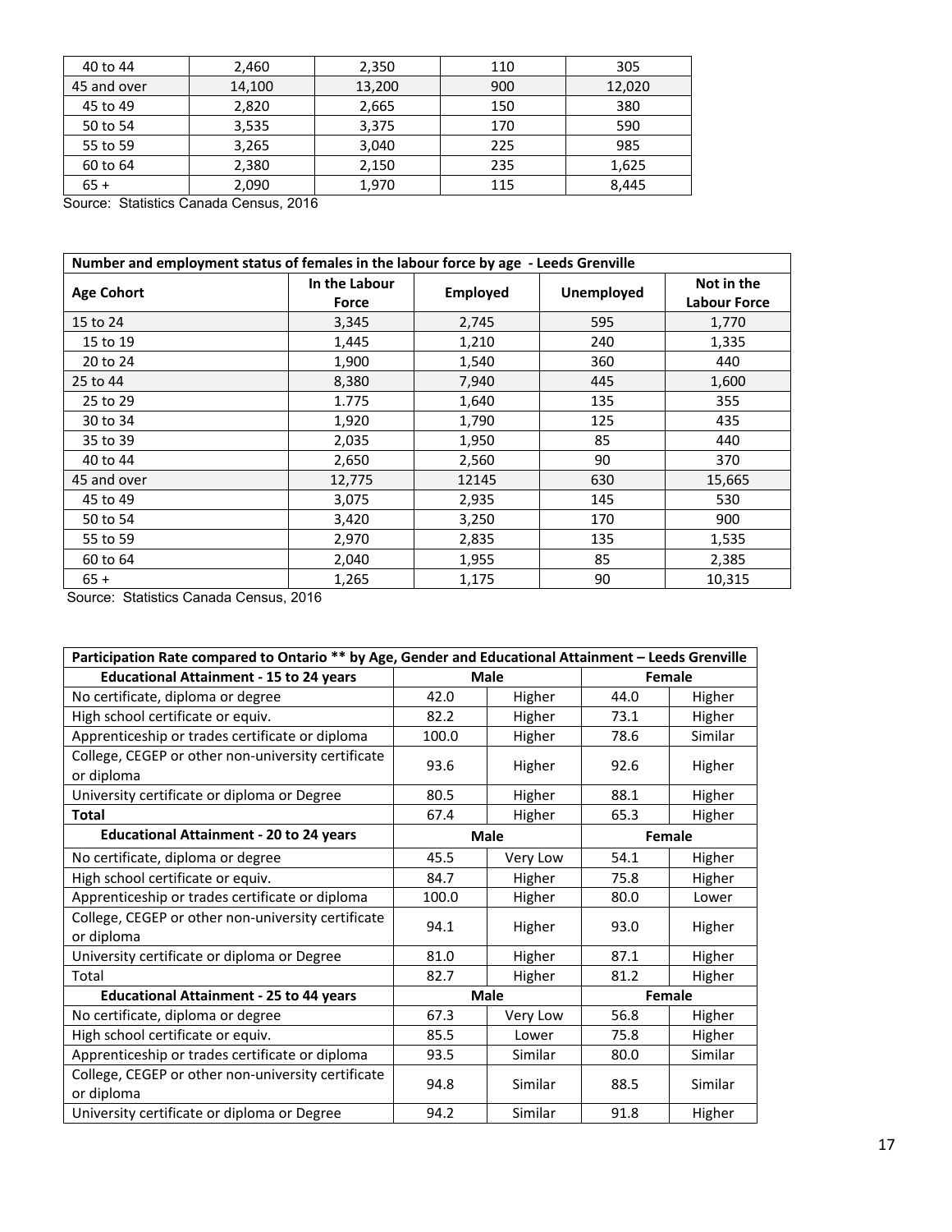| 40 to 44 | 2,460 | 2,350 | 110 | 305 |
|---|---|---|---|---|
| 45 and over | 14,100 | 13,200 | 900 | 12,020 |
| 45 to 49 | 2,820 | 2,665 | 150 | 380 |
| 50 to 54 | 3,535 | 3,375 | 170 | 590 |
| 55 to 59 | 3,265 | 3,040 | 225 | 985 |
| 60 to 64 | 2,380 | 2,150 | 235 | 1,625 |
| 65 + | 2,090 | 1,970 | 115 | 8,445 |

Source: Statistics Canada Census, 2016

| Number and employment status of females in the labour force by age - Leeds Grenville | | | | |
|---|---|---|---|---|
| **Age Cohort** | **In the Labour Force** | **Employed** | **Unemployed** | **Not in the Labour Force** |
| 15 to 24 | 3,345 | 2,745 | 595 | 1,770 |
| 15 to 19 | 1,445 | 1,210 | 240 | 1,335 |
| 20 to 24 | 1,900 | 1,540 | 360 | 440 |
| 25 to 44 | 8,380 | 7,940 | 445 | 1,600 |
| 25 to 29 | 1.775 | 1,640 | 135 | 355 |
| 30 to 34 | 1,920 | 1,790 | 125 | 435 |
| 35 to 39 | 2,035 | 1,950 | 85 | 440 |
| 40 to 44 | 2,650 | 2,560 | 90 | 370 |
| 45 and over | 12,775 | 12145 | 630 | 15,665 |
| 45 to 49 | 3,075 | 2,935 | 145 | 530 |
| 50 to 54 | 3,420 | 3,250 | 170 | 900 |
| 55 to 59 | 2,970 | 2,835 | 135 | 1,535 |
| 60 to 64 | 2,040 | 1,955 | 85 | 2,385 |
| 65 + | 1,265 | 1,175 | 90 | 10,315 |

Source: Statistics Canada Census, 2016

| Participation Rate compared to Ontario ** by Age, Gender and Educational Attainment – Leeds Grenville | | | | |
|---|---|---|---|---|
| **Educational Attainment - 15 to 24 years** | **Male** | | **Female** | |
| No certificate, diploma or degree | 42.0 | Higher | 44.0 | Higher |
| High school certificate or equiv. | 82.2 | Higher | 73.1 | Higher |
| Apprenticeship or trades certificate or diploma | 100.0 | Higher | 78.6 | Similar |
| College, CEGEP or other non-university certificate or diploma | 93.6 | Higher | 92.6 | Higher |
| University certificate or diploma or Degree | 80.5 | Higher | 88.1 | Higher |
| **Total** | 67.4 | Higher | 65.3 | Higher |
| **Educational Attainment - 20 to 24 years** | **Male** | | **Female** | |
| No certificate, diploma or degree | 45.5 | Very Low | 54.1 | Higher |
| High school certificate or equiv. | 84.7 | Higher | 75.8 | Higher |
| Apprenticeship or trades certificate or diploma | 100.0 | Higher | 80.0 | Lower |
| College, CEGEP or other non-university certificate or diploma | 94.1 | Higher | 93.0 | Higher |
| University certificate or diploma or Degree | 81.0 | Higher | 87.1 | Higher |
| Total | 82.7 | Higher | 81.2 | Higher |
| **Educational Attainment - 25 to 44 years** | **Male** | | **Female** | |
| No certificate, diploma or degree | 67.3 | Very Low | 56.8 | Higher |
| High school certificate or equiv. | 85.5 | Lower | 75.8 | Higher |
| Apprenticeship or trades certificate or diploma | 93.5 | Similar | 80.0 | Similar |
| College, CEGEP or other non-university certificate or diploma | 94.8 | Similar | 88.5 | Similar |
| University certificate or diploma or Degree | 94.2 | Similar | 91.8 | Higher |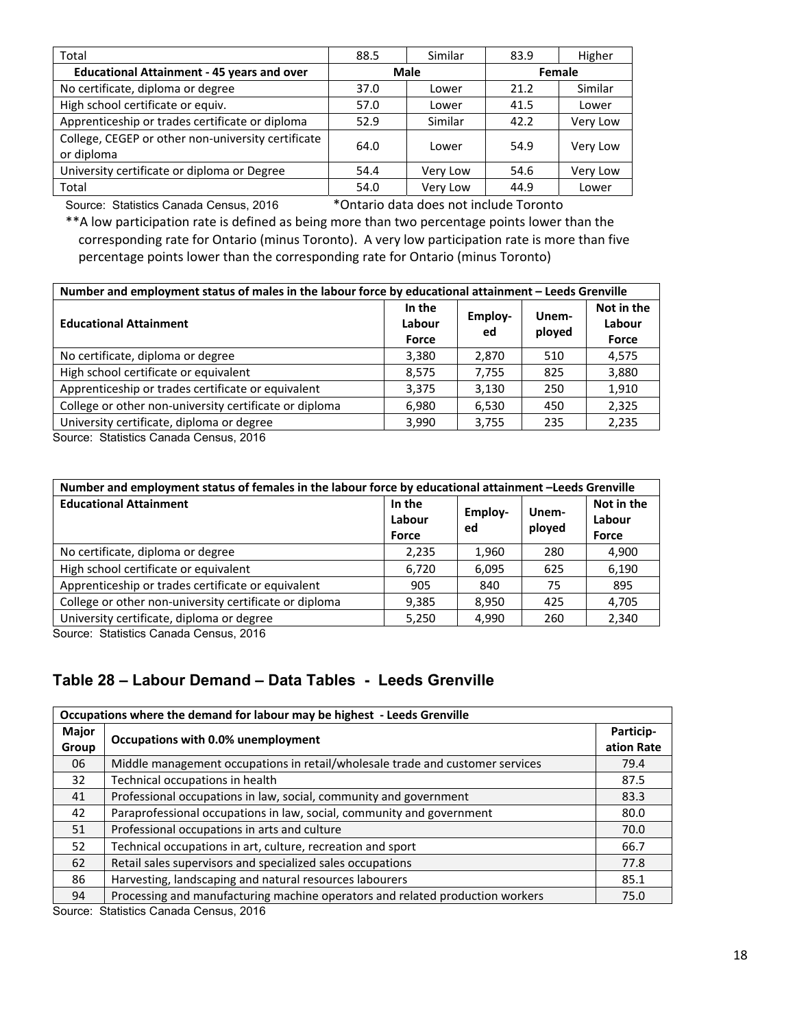| | | | | |
|---|---|---|---|---|
| Total | 88.5 | Similar | 83.9 | Higher |
| **Educational Attainment - 45 years and over** | **Male** | | **Female** | |
| No certificate, diploma or degree | 37.0 | Lower | 21.2 | Similar |
| High school certificate or equiv. | 57.0 | Lower | 41.5 | Lower |
| Apprenticeship or trades certificate or diploma | 52.9 | Similar | 42.2 | Very Low |
| College, CEGEP or other non-university certificate or diploma | 64.0 | Lower | 54.9 | Very Low |
| University certificate or diploma or Degree | 54.4 | Very Low | 54.6 | Very Low |
| Total | 54.0 | Very Low | 44.9 | Lower |

Source: Statistics Canada Census, 2016 *Ontario data does not include Toronto

**A low participation rate is defined as being more than two percentage points lower than the corresponding rate for Ontario (minus Toronto). A very low participation rate is more than five percentage points lower than the corresponding rate for Ontario (minus Toronto)

| Number and employment status of males in the labour force by educational attainment – Leeds Grenville | | | | |
|---|---|---|---|---|
| **Educational Attainment** | **In the Labour Force** | **Employ-ed** | **Unem-ployed** | **Not in the Labour Force** |
| No certificate, diploma or degree | 3,380 | 2,870 | 510 | 4,575 |
| High school certificate or equivalent | 8,575 | 7,755 | 825 | 3,880 |
| Apprenticeship or trades certificate or equivalent | 3,375 | 3,130 | 250 | 1,910 |
| College or other non-university certificate or diploma | 6,980 | 6,530 | 450 | 2,325 |
| University certificate, diploma or degree | 3,990 | 3,755 | 235 | 2,235 |

Source: Statistics Canada Census, 2016

| Number and employment status of females in the labour force by educational attainment –Leeds Grenville | | | | |
|---|---|---|---|---|
| **Educational Attainment** | **In the Labour Force** | **Employ-ed** | **Unem-ployed** | **Not in the Labour Force** |
| No certificate, diploma or degree | 2,235 | 1,960 | 280 | 4,900 |
| High school certificate or equivalent | 6,720 | 6,095 | 625 | 6,190 |
| Apprenticeship or trades certificate or equivalent | 905 | 840 | 75 | 895 |
| College or other non-university certificate or diploma | 9,385 | 8,950 | 425 | 4,705 |
| University certificate, diploma or degree | 5,250 | 4,990 | 260 | 2,340 |

Source: Statistics Canada Census, 2016

## Table 28 – Labour Demand – Data Tables - Leeds Grenville

| Occupations where the demand for labour may be highest - Leeds Grenville | | |
|---|---|---|
| **Major Group** | **Occupations with 0.0% unemployment** | **Particip-ation Rate** |
| 06 | Middle management occupations in retail/wholesale trade and customer services | 79.4 |
| 32 | Technical occupations in health | 87.5 |
| 41 | Professional occupations in law, social, community and government | 83.3 |
| 42 | Paraprofessional occupations in law, social, community and government | 80.0 |
| 51 | Professional occupations in arts and culture | 70.0 |
| 52 | Technical occupations in art, culture, recreation and sport | 66.7 |
| 62 | Retail sales supervisors and specialized sales occupations | 77.8 |
| 86 | Harvesting, landscaping and natural resources labourers | 85.1 |
| 94 | Processing and manufacturing machine operators and related production workers | 75.0 |

Source: Statistics Canada Census, 2016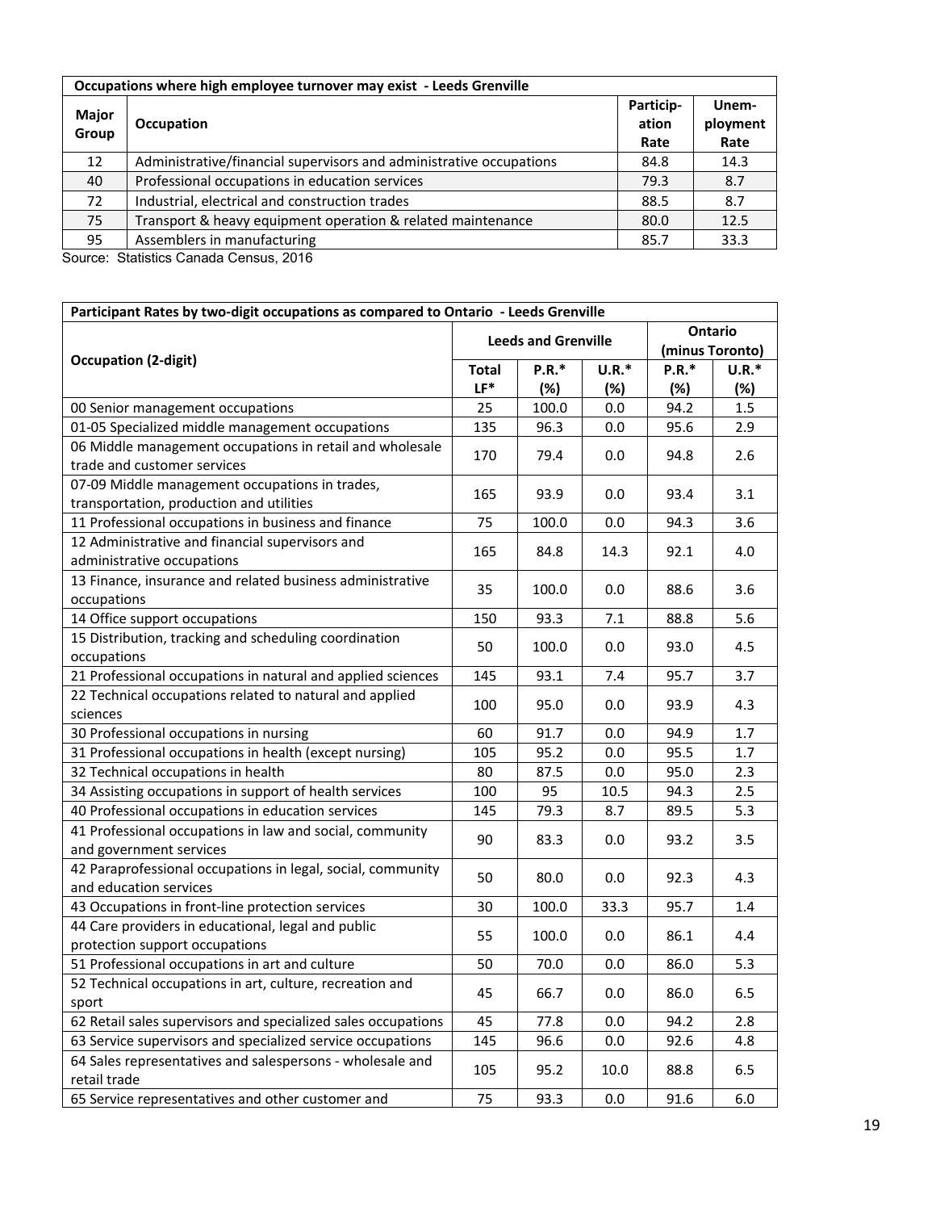| Occupations where high employee turnover may exist - Leeds Grenville | | | |
|---|---|---|---|
| **Major Group** | **Occupation** | **Particip-ation Rate** | **Unem-ployment Rate** |
| 12 | Administrative/financial supervisors and administrative occupations | 84.8 | 14.3 |
| 40 | Professional occupations in education services | 79.3 | 8.7 |
| 72 | Industrial, electrical and construction trades | 88.5 | 8.7 |
| 75 | Transport & heavy equipment operation & related maintenance | 80.0 | 12.5 |
| 95 | Assemblers in manufacturing | 85.7 | 33.3 |

Source: Statistics Canada Census, 2016

| Participant Rates by two-digit occupations as compared to Ontario - Leeds Grenville | | | | | |
|---|---|---|---|---|---|
| **Occupation (2-digit)** | **Leeds and Grenville** | | | **Ontario (minus Toronto)** | |
| | **Total LF*** | **P.R.* (%)** | **U.R.* (%)** | **P.R.* (%)** | **U.R.* (%)** |
| 00 Senior management occupations | 25 | 100.0 | 0.0 | 94.2 | 1.5 |
| 01-05 Specialized middle management occupations | 135 | 96.3 | 0.0 | 95.6 | 2.9 |
| 06 Middle management occupations in retail and wholesale trade and customer services | 170 | 79.4 | 0.0 | 94.8 | 2.6 |
| 07-09 Middle management occupations in trades, transportation, production and utilities | 165 | 93.9 | 0.0 | 93.4 | 3.1 |
| 11 Professional occupations in business and finance | 75 | 100.0 | 0.0 | 94.3 | 3.6 |
| 12 Administrative and financial supervisors and administrative occupations | 165 | 84.8 | 14.3 | 92.1 | 4.0 |
| 13 Finance, insurance and related business administrative occupations | 35 | 100.0 | 0.0 | 88.6 | 3.6 |
| 14 Office support occupations | 150 | 93.3 | 7.1 | 88.8 | 5.6 |
| 15 Distribution, tracking and scheduling coordination occupations | 50 | 100.0 | 0.0 | 93.0 | 4.5 |
| 21 Professional occupations in natural and applied sciences | 145 | 93.1 | 7.4 | 95.7 | 3.7 |
| 22 Technical occupations related to natural and applied sciences | 100 | 95.0 | 0.0 | 93.9 | 4.3 |
| 30 Professional occupations in nursing | 60 | 91.7 | 0.0 | 94.9 | 1.7 |
| 31 Professional occupations in health (except nursing) | 105 | 95.2 | 0.0 | 95.5 | 1.7 |
| 32 Technical occupations in health | 80 | 87.5 | 0.0 | 95.0 | 2.3 |
| 34 Assisting occupations in support of health services | 100 | 95 | 10.5 | 94.3 | 2.5 |
| 40 Professional occupations in education services | 145 | 79.3 | 8.7 | 89.5 | 5.3 |
| 41 Professional occupations in law and social, community and government services | 90 | 83.3 | 0.0 | 93.2 | 3.5 |
| 42 Paraprofessional occupations in legal, social, community and education services | 50 | 80.0 | 0.0 | 92.3 | 4.3 |
| 43 Occupations in front-line protection services | 30 | 100.0 | 33.3 | 95.7 | 1.4 |
| 44 Care providers in educational, legal and public protection support occupations | 55 | 100.0 | 0.0 | 86.1 | 4.4 |
| 51 Professional occupations in art and culture | 50 | 70.0 | 0.0 | 86.0 | 5.3 |
| 52 Technical occupations in art, culture, recreation and sport | 45 | 66.7 | 0.0 | 86.0 | 6.5 |
| 62 Retail sales supervisors and specialized sales occupations | 45 | 77.8 | 0.0 | 94.2 | 2.8 |
| 63 Service supervisors and specialized service occupations | 145 | 96.6 | 0.0 | 92.6 | 4.8 |
| 64 Sales representatives and salespersons - wholesale and retail trade | 105 | 95.2 | 10.0 | 88.8 | 6.5 |
| 65 Service representatives and other customer and | 75 | 93.3 | 0.0 | 91.6 | 6.0 |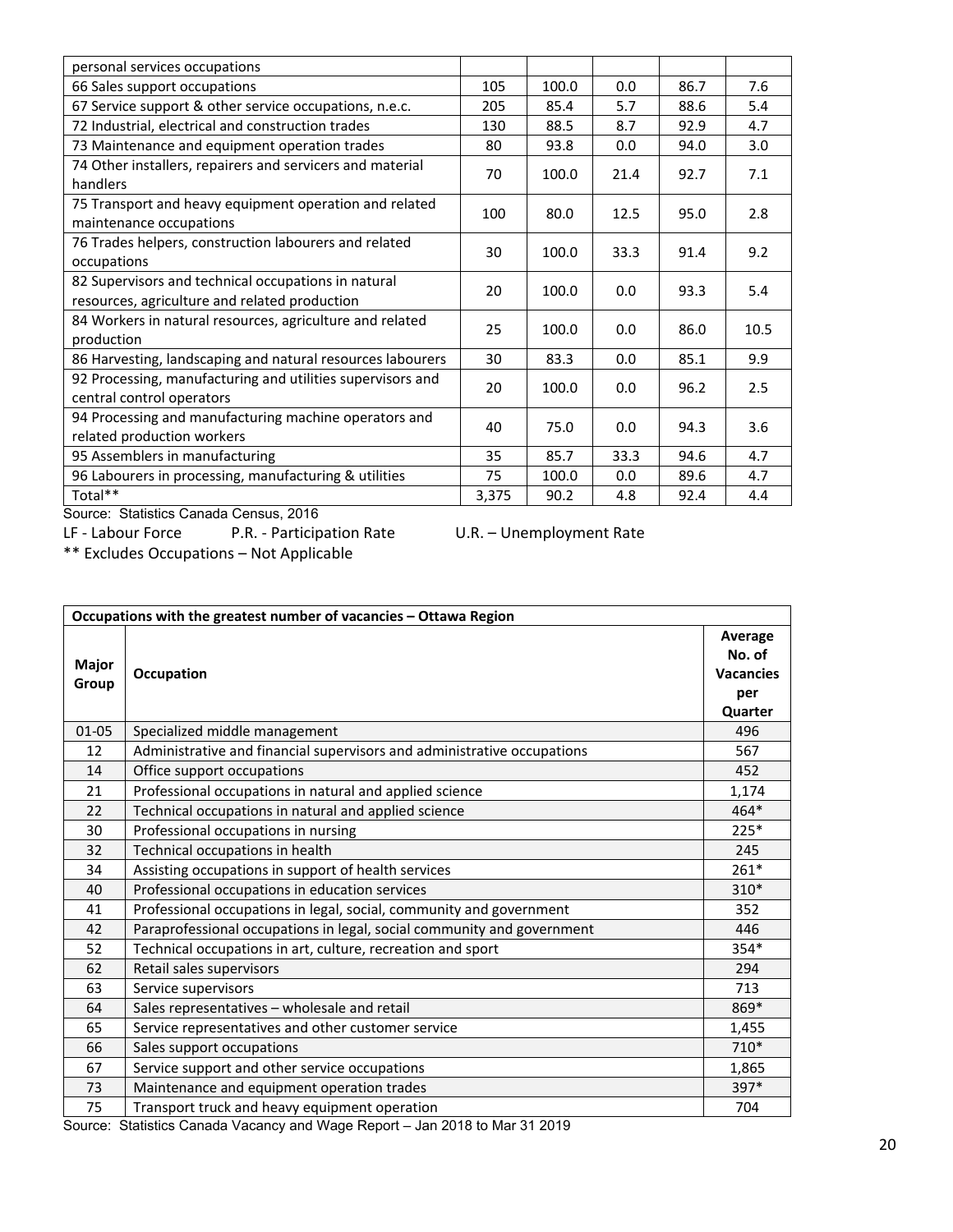| | | | | | |
|---|---|---|---|---|---|
| personal services occupations | | | | | |
| 66 Sales support occupations | 105 | 100.0 | 0.0 | 86.7 | 7.6 |
| 67 Service support & other service occupations, n.e.c. | 205 | 85.4 | 5.7 | 88.6 | 5.4 |
| 72 Industrial, electrical and construction trades | 130 | 88.5 | 8.7 | 92.9 | 4.7 |
| 73 Maintenance and equipment operation trades | 80 | 93.8 | 0.0 | 94.0 | 3.0 |
| 74 Other installers, repairers and servicers and material handlers | 70 | 100.0 | 21.4 | 92.7 | 7.1 |
| 75 Transport and heavy equipment operation and related maintenance occupations | 100 | 80.0 | 12.5 | 95.0 | 2.8 |
| 76 Trades helpers, construction labourers and related occupations | 30 | 100.0 | 33.3 | 91.4 | 9.2 |
| 82 Supervisors and technical occupations in natural resources, agriculture and related production | 20 | 100.0 | 0.0 | 93.3 | 5.4 |
| 84 Workers in natural resources, agriculture and related production | 25 | 100.0 | 0.0 | 86.0 | 10.5 |
| 86 Harvesting, landscaping and natural resources labourers | 30 | 83.3 | 0.0 | 85.1 | 9.9 |
| 92 Processing, manufacturing and utilities supervisors and central control operators | 20 | 100.0 | 0.0 | 96.2 | 2.5 |
| 94 Processing and manufacturing machine operators and related production workers | 40 | 75.0 | 0.0 | 94.3 | 3.6 |
| 95 Assemblers in manufacturing | 35 | 85.7 | 33.3 | 94.6 | 4.7 |
| 96 Labourers in processing, manufacturing & utilities | 75 | 100.0 | 0.0 | 89.6 | 4.7 |
| Total** | 3,375 | 90.2 | 4.8 | 92.4 | 4.4 |

Source: Statistics Canada Census, 2016

LF - Labour Force P.R. - Participation Rate U.R. – Unemployment Rate

** Excludes Occupations – Not Applicable

| Occupations with the greatest number of vacancies – Ottawa Region | | |
|---|---|---|
| **Major Group** | **Occupation** | **Average No. of Vacancies per Quarter** |
| 01-05 | Specialized middle management | 496 |
| 12 | Administrative and financial supervisors and administrative occupations | 567 |
| 14 | Office support occupations | 452 |
| 21 | Professional occupations in natural and applied science | 1,174 |
| 22 | Technical occupations in natural and applied science | 464* |
| 30 | Professional occupations in nursing | 225* |
| 32 | Technical occupations in health | 245 |
| 34 | Assisting occupations in support of health services | 261* |
| 40 | Professional occupations in education services | 310* |
| 41 | Professional occupations in legal, social, community and government | 352 |
| 42 | Paraprofessional occupations in legal, social community and government | 446 |
| 52 | Technical occupations in art, culture, recreation and sport | 354* |
| 62 | Retail sales supervisors | 294 |
| 63 | Service supervisors | 713 |
| 64 | Sales representatives – wholesale and retail | 869* |
| 65 | Service representatives and other customer service | 1,455 |
| 66 | Sales support occupations | 710* |
| 67 | Service support and other service occupations | 1,865 |
| 73 | Maintenance and equipment operation trades | 397* |
| 75 | Transport truck and heavy equipment operation | 704 |

Source: Statistics Canada Vacancy and Wage Report – Jan 2018 to Mar 31 2019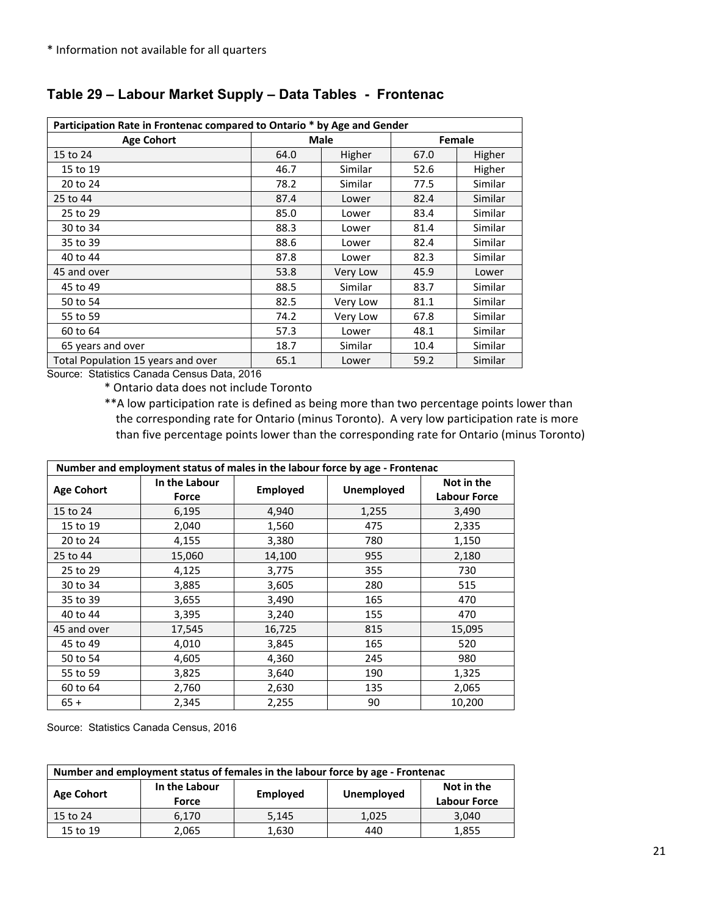* Information not available for all quarters

## Table 29 – Labour Market Supply – Data Tables - Frontenac

| Participation Rate in Frontenac compared to Ontario * by Age and Gender | | | | |
|---|---|---|---|---|
| Age Cohort | Male | | Female | |
| 15 to 24 | 64.0 | Higher | 67.0 | Higher |
| 15 to 19 | 46.7 | Similar | 52.6 | Higher |
| 20 to 24 | 78.2 | Similar | 77.5 | Similar |
| 25 to 44 | 87.4 | Lower | 82.4 | Similar |
| 25 to 29 | 85.0 | Lower | 83.4 | Similar |
| 30 to 34 | 88.3 | Lower | 81.4 | Similar |
| 35 to 39 | 88.6 | Lower | 82.4 | Similar |
| 40 to 44 | 87.8 | Lower | 82.3 | Similar |
| 45 and over | 53.8 | Very Low | 45.9 | Lower |
| 45 to 49 | 88.5 | Similar | 83.7 | Similar |
| 50 to 54 | 82.5 | Very Low | 81.1 | Similar |
| 55 to 59 | 74.2 | Very Low | 67.8 | Similar |
| 60 to 64 | 57.3 | Lower | 48.1 | Similar |
| 65 years and over | 18.7 | Similar | 10.4 | Similar |
| Total Population 15 years and over | 65.1 | Lower | 59.2 | Similar |

Source: Statistics Canada Census Data, 2016

* Ontario data does not include Toronto

**A low participation rate is defined as being more than two percentage points lower than the corresponding rate for Ontario (minus Toronto). A very low participation rate is more than five percentage points lower than the corresponding rate for Ontario (minus Toronto)

| Number and employment status of males in the labour force by age - Frontenac | | | | |
|---|---|---|---|---|
| Age Cohort | In the Labour Force | Employed | Unemployed | Not in the Labour Force |
| 15 to 24 | 6,195 | 4,940 | 1,255 | 3,490 |
| 15 to 19 | 2,040 | 1,560 | 475 | 2,335 |
| 20 to 24 | 4,155 | 3,380 | 780 | 1,150 |
| 25 to 44 | 15,060 | 14,100 | 955 | 2,180 |
| 25 to 29 | 4,125 | 3,775 | 355 | 730 |
| 30 to 34 | 3,885 | 3,605 | 280 | 515 |
| 35 to 39 | 3,655 | 3,490 | 165 | 470 |
| 40 to 44 | 3,395 | 3,240 | 155 | 470 |
| 45 and over | 17,545 | 16,725 | 815 | 15,095 |
| 45 to 49 | 4,010 | 3,845 | 165 | 520 |
| 50 to 54 | 4,605 | 4,360 | 245 | 980 |
| 55 to 59 | 3,825 | 3,640 | 190 | 1,325 |
| 60 to 64 | 2,760 | 2,630 | 135 | 2,065 |
| 65 + | 2,345 | 2,255 | 90 | 10,200 |

Source: Statistics Canada Census, 2016

| Number and employment status of females in the labour force by age - Frontenac | | | | |
|---|---|---|---|---|
| Age Cohort | In the Labour Force | Employed | Unemployed | Not in the Labour Force |
| 15 to 24 | 6,170 | 5,145 | 1,025 | 3,040 |
| 15 to 19 | 2,065 | 1,630 | 440 | 1,855 |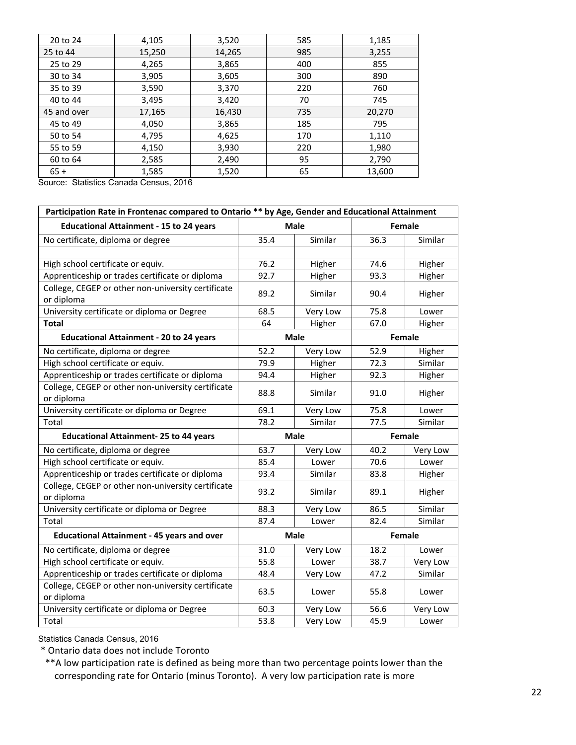| | | | | |
|---|---|---|---|---|
| 20 to 24 | 4,105 | 3,520 | 585 | 1,185 |
| 25 to 44 | 15,250 | 14,265 | 985 | 3,255 |
| 25 to 29 | 4,265 | 3,865 | 400 | 855 |
| 30 to 34 | 3,905 | 3,605 | 300 | 890 |
| 35 to 39 | 3,590 | 3,370 | 220 | 760 |
| 40 to 44 | 3,495 | 3,420 | 70 | 745 |
| 45 and over | 17,165 | 16,430 | 735 | 20,270 |
| 45 to 49 | 4,050 | 3,865 | 185 | 795 |
| 50 to 54 | 4,795 | 4,625 | 170 | 1,110 |
| 55 to 59 | 4,150 | 3,930 | 220 | 1,980 |
| 60 to 64 | 2,585 | 2,490 | 95 | 2,790 |
| 65 + | 1,585 | 1,520 | 65 | 13,600 |

Source: Statistics Canada Census, 2016

| Participation Rate in Frontenac compared to Ontario ** by Age, Gender and Educational Attainment | | | | |
|---|---|---|---|---|
| **Educational Attainment - 15 to 24 years** | **Male** | | **Female** | |
| No certificate, diploma or degree | 35.4 | Similar | 36.3 | Similar |
| | | | | |
| High school certificate or equiv. | 76.2 | Higher | 74.6 | Higher |
| Apprenticeship or trades certificate or diploma | 92.7 | Higher | 93.3 | Higher |
| College, CEGEP or other non-university certificate or diploma | 89.2 | Similar | 90.4 | Higher |
| University certificate or diploma or Degree | 68.5 | Very Low | 75.8 | Lower |
| **Total** | 64 | Higher | 67.0 | Higher |
| **Educational Attainment - 20 to 24 years** | **Male** | | **Female** | |
| No certificate, diploma or degree | 52.2 | Very Low | 52.9 | Higher |
| High school certificate or equiv. | 79.9 | Higher | 72.3 | Similar |
| Apprenticeship or trades certificate or diploma | 94.4 | Higher | 92.3 | Higher |
| College, CEGEP or other non-university certificate or diploma | 88.8 | Similar | 91.0 | Higher |
| University certificate or diploma or Degree | 69.1 | Very Low | 75.8 | Lower |
| Total | 78.2 | Similar | 77.5 | Similar |
| **Educational Attainment- 25 to 44 years** | **Male** | | **Female** | |
| No certificate, diploma or degree | 63.7 | Very Low | 40.2 | Very Low |
| High school certificate or equiv. | 85.4 | Lower | 70.6 | Lower |
| Apprenticeship or trades certificate or diploma | 93.4 | Similar | 83.8 | Higher |
| College, CEGEP or other non-university certificate or diploma | 93.2 | Similar | 89.1 | Higher |
| University certificate or diploma or Degree | 88.3 | Very Low | 86.5 | Similar |
| Total | 87.4 | Lower | 82.4 | Similar |
| **Educational Attainment - 45 years and over** | **Male** | | **Female** | |
| No certificate, diploma or degree | 31.0 | Very Low | 18.2 | Lower |
| High school certificate or equiv. | 55.8 | Lower | 38.7 | Very Low |
| Apprenticeship or trades certificate or diploma | 48.4 | Very Low | 47.2 | Similar |
| College, CEGEP or other non-university certificate or diploma | 63.5 | Lower | 55.8 | Lower |
| University certificate or diploma or Degree | 60.3 | Very Low | 56.6 | Very Low |
| Total | 53.8 | Very Low | 45.9 | Lower |

Statistics Canada Census, 2016

\* Ontario data does not include Toronto

\*\*A low participation rate is defined as being more than two percentage points lower than the corresponding rate for Ontario (minus Toronto). A very low participation rate is more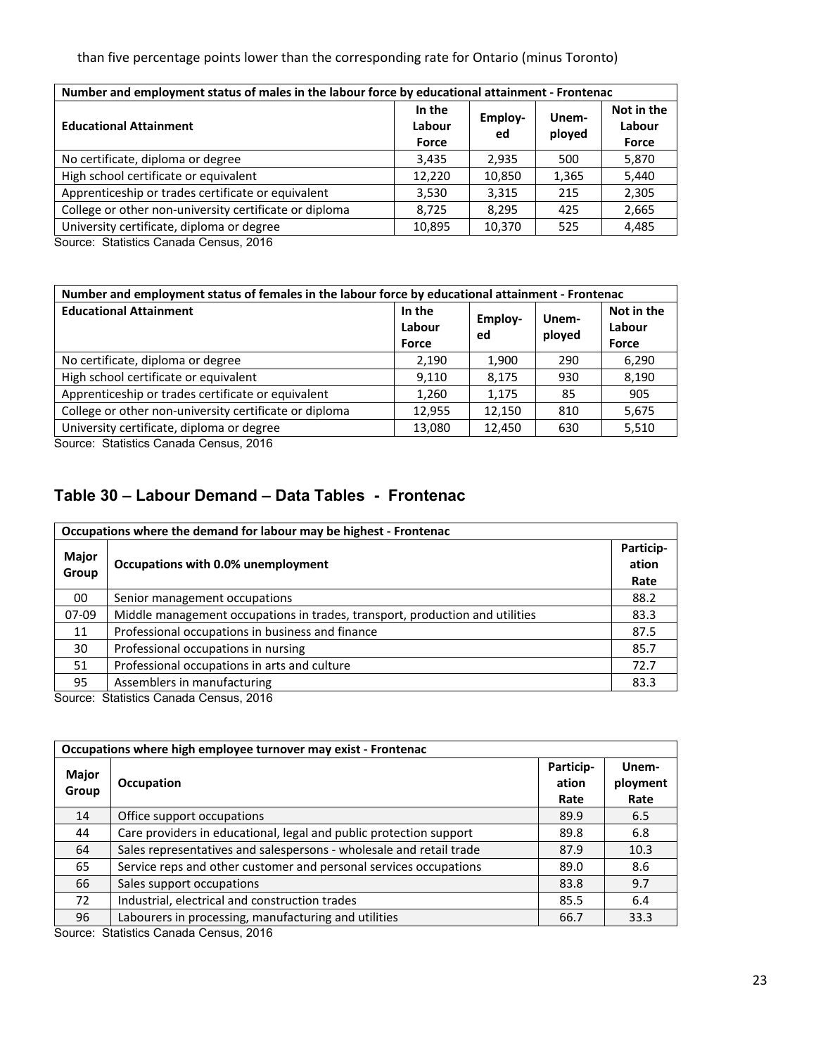than five percentage points lower than the corresponding rate for Ontario (minus Toronto)

| Number and employment status of males in the labour force by educational attainment - Frontenac | | | | |
|---|---|---|---|---|
| **Educational Attainment** | **In the Labour Force** | **Employ-ed** | **Unem-ployed** | **Not in the Labour Force** |
| No certificate, diploma or degree | 3,435 | 2,935 | 500 | 5,870 |
| High school certificate or equivalent | 12,220 | 10,850 | 1,365 | 5,440 |
| Apprenticeship or trades certificate or equivalent | 3,530 | 3,315 | 215 | 2,305 |
| College or other non-university certificate or diploma | 8,725 | 8,295 | 425 | 2,665 |
| University certificate, diploma or degree | 10,895 | 10,370 | 525 | 4,485 |

Source: Statistics Canada Census, 2016

| Number and employment status of females in the labour force by educational attainment - Frontenac | | | | |
|---|---|---|---|---|
| **Educational Attainment** | **In the Labour Force** | **Employ-ed** | **Unem-ployed** | **Not in the Labour Force** |
| No certificate, diploma or degree | 2,190 | 1,900 | 290 | 6,290 |
| High school certificate or equivalent | 9,110 | 8,175 | 930 | 8,190 |
| Apprenticeship or trades certificate or equivalent | 1,260 | 1,175 | 85 | 905 |
| College or other non-university certificate or diploma | 12,955 | 12,150 | 810 | 5,675 |
| University certificate, diploma or degree | 13,080 | 12,450 | 630 | 5,510 |

Source: Statistics Canada Census, 2016

## Table 30 – Labour Demand – Data Tables - Frontenac

| Occupations where the demand for labour may be highest - Frontenac | | |
|---|---|---|
| **Major Group** | **Occupations with 0.0% unemployment** | **Particip-ation Rate** |
| 00 | Senior management occupations | 88.2 |
| 07-09 | Middle management occupations in trades, transport, production and utilities | 83.3 |
| 11 | Professional occupations in business and finance | 87.5 |
| 30 | Professional occupations in nursing | 85.7 |
| 51 | Professional occupations in arts and culture | 72.7 |
| 95 | Assemblers in manufacturing | 83.3 |

Source: Statistics Canada Census, 2016

| Occupations where high employee turnover may exist - Frontenac | | | |
|---|---|---|---|
| **Major Group** | **Occupation** | **Particip-ation Rate** | **Unem-ployment Rate** |
| 14 | Office support occupations | 89.9 | 6.5 |
| 44 | Care providers in educational, legal and public protection support | 89.8 | 6.8 |
| 64 | Sales representatives and salespersons - wholesale and retail trade | 87.9 | 10.3 |
| 65 | Service reps and other customer and personal services occupations | 89.0 | 8.6 |
| 66 | Sales support occupations | 83.8 | 9.7 |
| 72 | Industrial, electrical and construction trades | 85.5 | 6.4 |
| 96 | Labourers in processing, manufacturing and utilities | 66.7 | 33.3 |

Source: Statistics Canada Census, 2016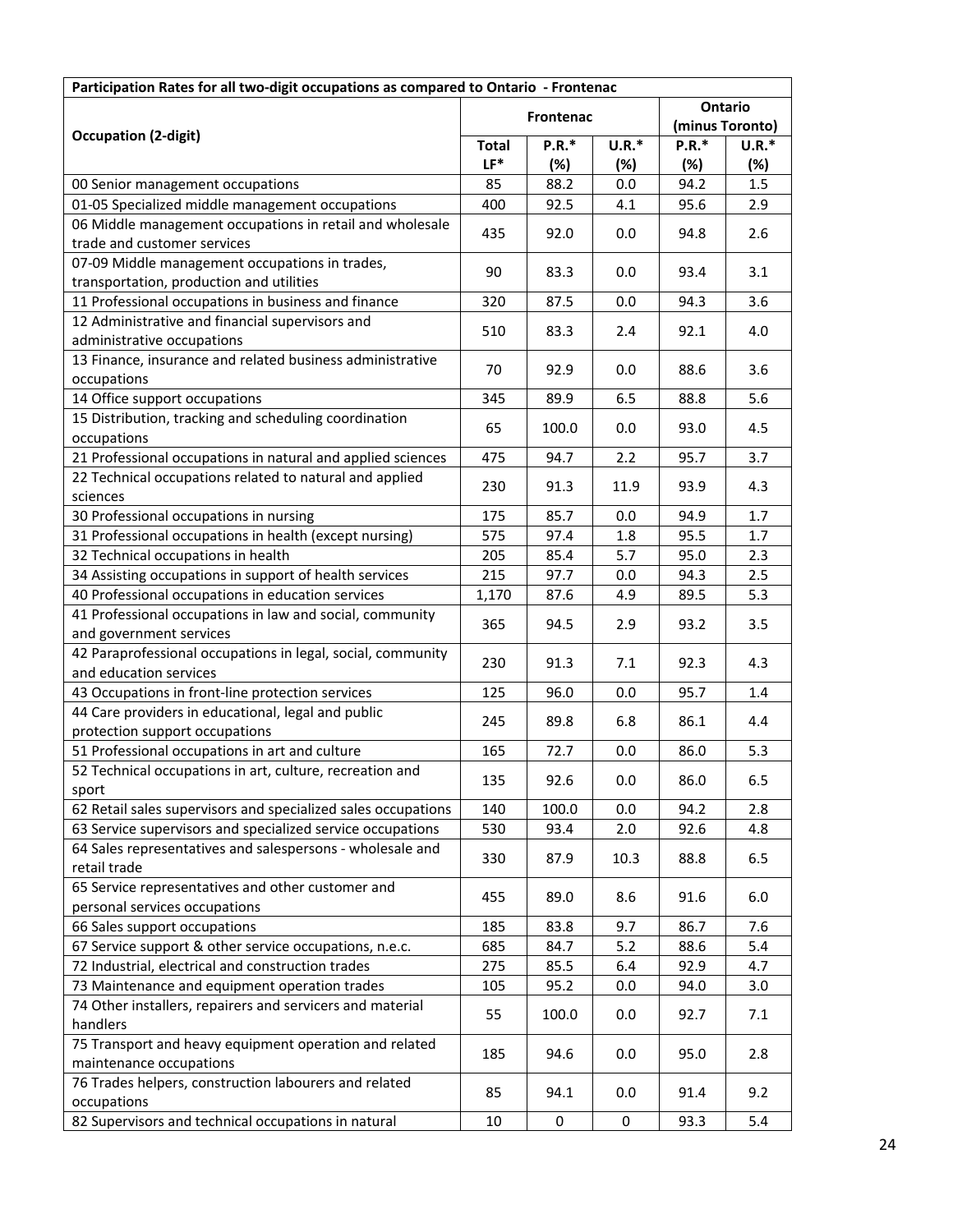| Participation Rates for all two-digit occupations as compared to Ontario - Frontenac | | | | | |
|---|---|---|---|---|---|
| Occupation (2-digit) | Frontenac | | | Ontario (minus Toronto) | |
| | Total LF* | P.R.* (%) | U.R.* (%) | P.R.* (%) | U.R.* (%) |
| 00 Senior management occupations | 85 | 88.2 | 0.0 | 94.2 | 1.5 |
| 01-05 Specialized middle management occupations | 400 | 92.5 | 4.1 | 95.6 | 2.9 |
| 06 Middle management occupations in retail and wholesale trade and customer services | 435 | 92.0 | 0.0 | 94.8 | 2.6 |
| 07-09 Middle management occupations in trades, transportation, production and utilities | 90 | 83.3 | 0.0 | 93.4 | 3.1 |
| 11 Professional occupations in business and finance | 320 | 87.5 | 0.0 | 94.3 | 3.6 |
| 12 Administrative and financial supervisors and administrative occupations | 510 | 83.3 | 2.4 | 92.1 | 4.0 |
| 13 Finance, insurance and related business administrative occupations | 70 | 92.9 | 0.0 | 88.6 | 3.6 |
| 14 Office support occupations | 345 | 89.9 | 6.5 | 88.8 | 5.6 |
| 15 Distribution, tracking and scheduling coordination occupations | 65 | 100.0 | 0.0 | 93.0 | 4.5 |
| 21 Professional occupations in natural and applied sciences | 475 | 94.7 | 2.2 | 95.7 | 3.7 |
| 22 Technical occupations related to natural and applied sciences | 230 | 91.3 | 11.9 | 93.9 | 4.3 |
| 30 Professional occupations in nursing | 175 | 85.7 | 0.0 | 94.9 | 1.7 |
| 31 Professional occupations in health (except nursing) | 575 | 97.4 | 1.8 | 95.5 | 1.7 |
| 32 Technical occupations in health | 205 | 85.4 | 5.7 | 95.0 | 2.3 |
| 34 Assisting occupations in support of health services | 215 | 97.7 | 0.0 | 94.3 | 2.5 |
| 40 Professional occupations in education services | 1,170 | 87.6 | 4.9 | 89.5 | 5.3 |
| 41 Professional occupations in law and social, community and government services | 365 | 94.5 | 2.9 | 93.2 | 3.5 |
| 42 Paraprofessional occupations in legal, social, community and education services | 230 | 91.3 | 7.1 | 92.3 | 4.3 |
| 43 Occupations in front-line protection services | 125 | 96.0 | 0.0 | 95.7 | 1.4 |
| 44 Care providers in educational, legal and public protection support occupations | 245 | 89.8 | 6.8 | 86.1 | 4.4 |
| 51 Professional occupations in art and culture | 165 | 72.7 | 0.0 | 86.0 | 5.3 |
| 52 Technical occupations in art, culture, recreation and sport | 135 | 92.6 | 0.0 | 86.0 | 6.5 |
| 62 Retail sales supervisors and specialized sales occupations | 140 | 100.0 | 0.0 | 94.2 | 2.8 |
| 63 Service supervisors and specialized service occupations | 530 | 93.4 | 2.0 | 92.6 | 4.8 |
| 64 Sales representatives and salespersons - wholesale and retail trade | 330 | 87.9 | 10.3 | 88.8 | 6.5 |
| 65 Service representatives and other customer and personal services occupations | 455 | 89.0 | 8.6 | 91.6 | 6.0 |
| 66 Sales support occupations | 185 | 83.8 | 9.7 | 86.7 | 7.6 |
| 67 Service support & other service occupations, n.e.c. | 685 | 84.7 | 5.2 | 88.6 | 5.4 |
| 72 Industrial, electrical and construction trades | 275 | 85.5 | 6.4 | 92.9 | 4.7 |
| 73 Maintenance and equipment operation trades | 105 | 95.2 | 0.0 | 94.0 | 3.0 |
| 74 Other installers, repairers and servicers and material handlers | 55 | 100.0 | 0.0 | 92.7 | 7.1 |
| 75 Transport and heavy equipment operation and related maintenance occupations | 185 | 94.6 | 0.0 | 95.0 | 2.8 |
| 76 Trades helpers, construction labourers and related occupations | 85 | 94.1 | 0.0 | 91.4 | 9.2 |
| 82 Supervisors and technical occupations in natural | 10 | 0 | 0 | 93.3 | 5.4 |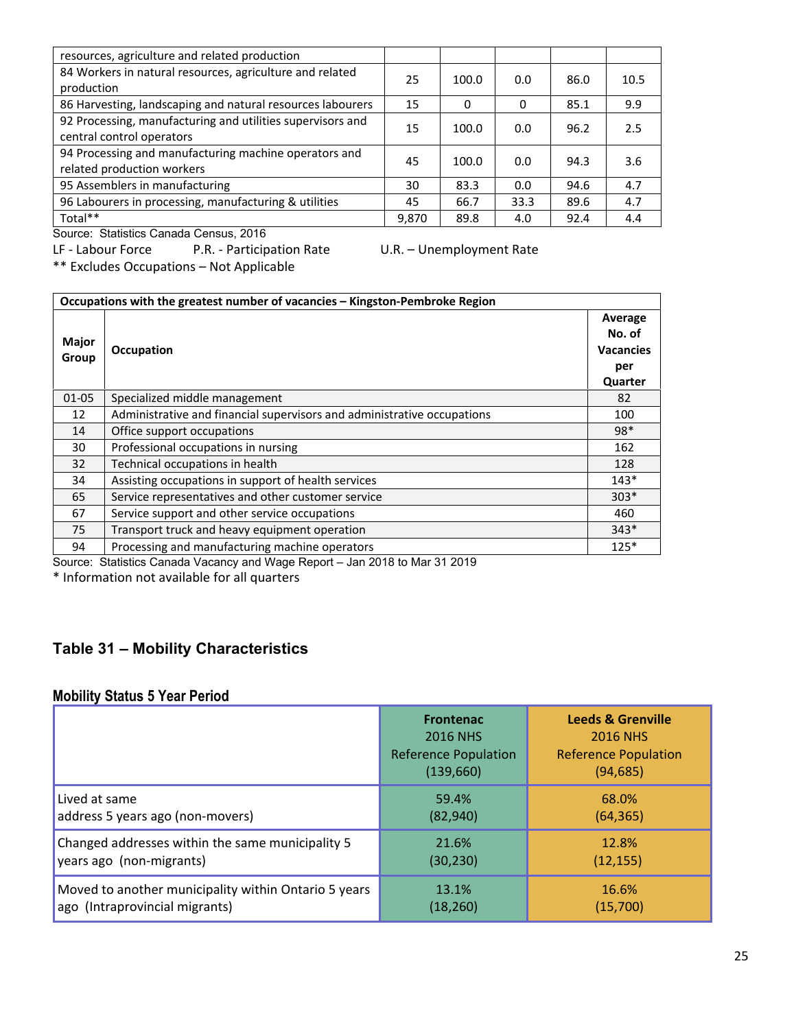| resources, agriculture and related production | | | | | |
|---|---|---|---|---|---|
| 84 Workers in natural resources, agriculture and related production | 25 | 100.0 | 0.0 | 86.0 | 10.5 |
| 86 Harvesting, landscaping and natural resources labourers | 15 | 0 | 0 | 85.1 | 9.9 |
| 92 Processing, manufacturing and utilities supervisors and central control operators | 15 | 100.0 | 0.0 | 96.2 | 2.5 |
| 94 Processing and manufacturing machine operators and related production workers | 45 | 100.0 | 0.0 | 94.3 | 3.6 |
| 95 Assemblers in manufacturing | 30 | 83.3 | 0.0 | 94.6 | 4.7 |
| 96 Labourers in processing, manufacturing & utilities | 45 | 66.7 | 33.3 | 89.6 | 4.7 |
| Total** | 9,870 | 89.8 | 4.0 | 92.4 | 4.4 |

Source: Statistics Canada Census, 2016

LF - Labour Force P.R. - Participation Rate U.R. – Unemployment Rate

** Excludes Occupations – Not Applicable

| Occupations with the greatest number of vacancies – Kingston-Pembroke Region | | |
|---|---|---|
| **Major Group** | **Occupation** | **Average No. of Vacancies per Quarter** |
| 01-05 | Specialized middle management | 82 |
| 12 | Administrative and financial supervisors and administrative occupations | 100 |
| 14 | Office support occupations | 98* |
| 30 | Professional occupations in nursing | 162 |
| 32 | Technical occupations in health | 128 |
| 34 | Assisting occupations in support of health services | 143* |
| 65 | Service representatives and other customer service | 303* |
| 67 | Service support and other service occupations | 460 |
| 75 | Transport truck and heavy equipment operation | 343* |
| 94 | Processing and manufacturing machine operators | 125* |

Source: Statistics Canada Vacancy and Wage Report – Jan 2018 to Mar 31 2019

* Information not available for all quarters

## Table 31 – Mobility Characteristics

### Mobility Status 5 Year Period

| | **Frontenac** 2016 NHS Reference Population (139,660) | **Leeds & Grenville** 2016 NHS Reference Population (94,685) |
|---|---|---|
| Lived at same address 5 years ago (non-movers) | 59.4% (82,940) | 68.0% (64,365) |
| Changed addresses within the same municipality 5 years ago (non-migrants) | 21.6% (30,230) | 12.8% (12,155) |
| Moved to another municipality within Ontario 5 years ago (Intraprovincial migrants) | 13.1% (18,260) | 16.6% (15,700) |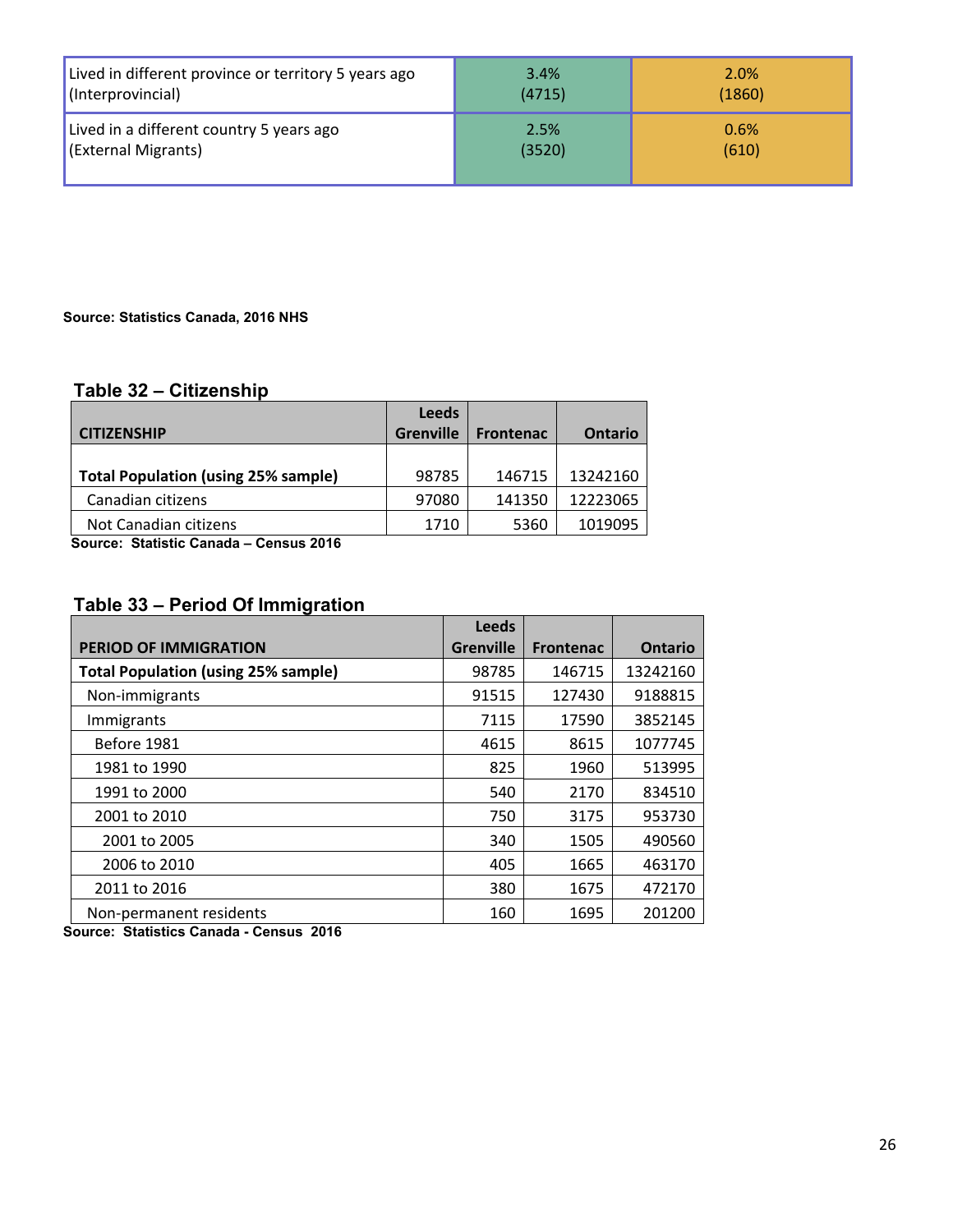| Lived in different province or territory 5 years ago (Interprovincial) | 3.4% (4715) | 2.0% (1860) |
|---|---|---|
| Lived in a different country 5 years ago (External Migrants) | 2.5% (3520) | 0.6% (610) |

**Source: Statistics Canada, 2016 NHS**

## Table 32 – Citizenship

| CITIZENSHIP | Leeds Grenville | Frontenac | Ontario |
|---|---|---|---|
| **Total Population (using 25% sample)** | 98785 | 146715 | 13242160 |
| Canadian citizens | 97080 | 141350 | 12223065 |
| Not Canadian citizens | 1710 | 5360 | 1019095 |

**Source: Statistic Canada – Census 2016**

## Table 33 – Period Of Immigration

| PERIOD OF IMMIGRATION | Leeds Grenville | Frontenac | Ontario |
|---|---|---|---|
| **Total Population (using 25% sample)** | 98785 | 146715 | 13242160 |
| Non-immigrants | 91515 | 127430 | 9188815 |
| Immigrants | 7115 | 17590 | 3852145 |
| Before 1981 | 4615 | 8615 | 1077745 |
| 1981 to 1990 | 825 | 1960 | 513995 |
| 1991 to 2000 | 540 | 2170 | 834510 |
| 2001 to 2010 | 750 | 3175 | 953730 |
| 2001 to 2005 | 340 | 1505 | 490560 |
| 2006 to 2010 | 405 | 1665 | 463170 |
| 2011 to 2016 | 380 | 1675 | 472170 |
| Non-permanent residents | 160 | 1695 | 201200 |

**Source: Statistics Canada - Census 2016**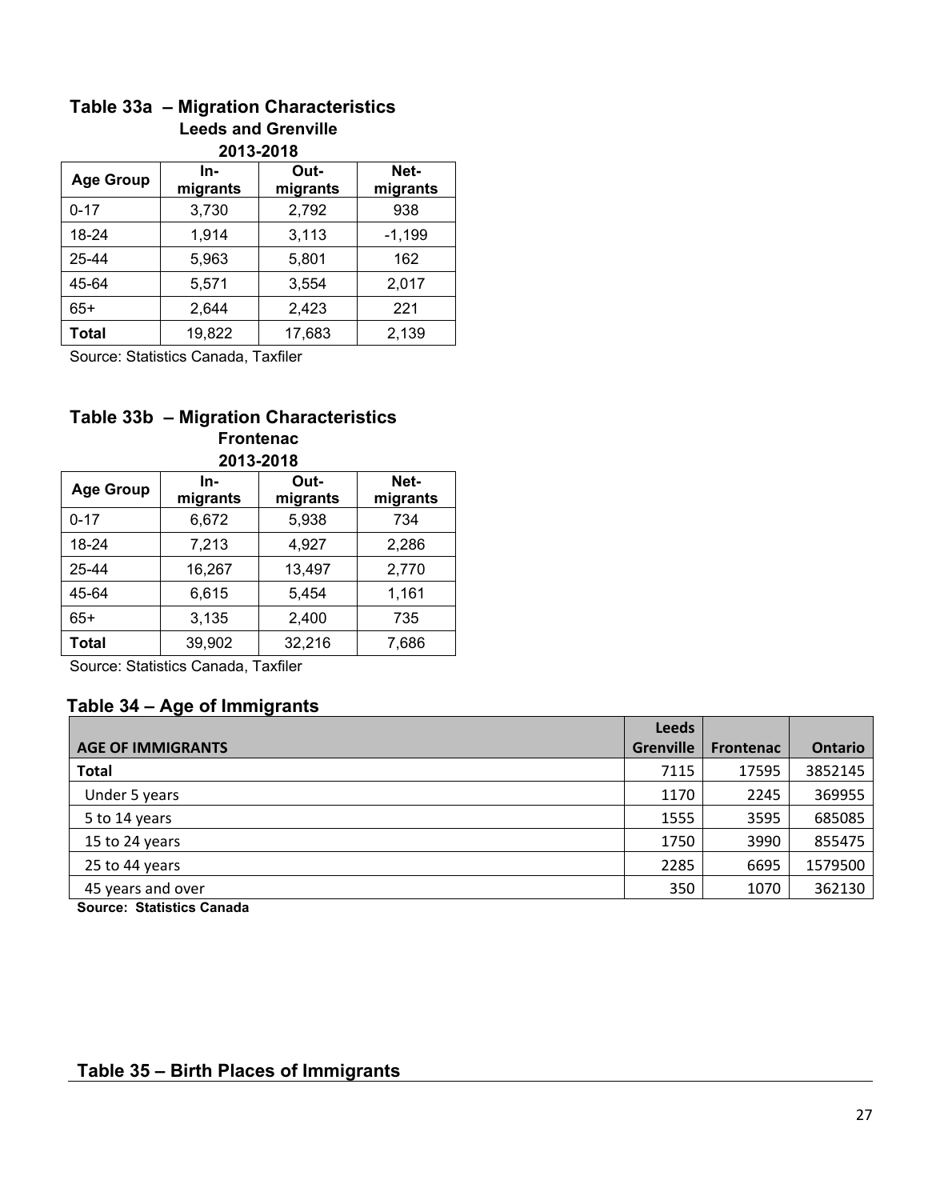## Table 33a – Migration Characteristics

### Leeds and Grenville

### 2013-2018

| Age Group | In-migrants | Out-migrants | Net-migrants |
|---|---|---|---|
| 0-17 | 3,730 | 2,792 | 938 |
| 18-24 | 1,914 | 3,113 | -1,199 |
| 25-44 | 5,963 | 5,801 | 162 |
| 45-64 | 5,571 | 3,554 | 2,017 |
| 65+ | 2,644 | 2,423 | 221 |
| **Total** | 19,822 | 17,683 | 2,139 |

Source: Statistics Canada, Taxfiler

## Table 33b – Migration Characteristics

### Frontenac

### 2013-2018

| Age Group | In-migrants | Out-migrants | Net-migrants |
|---|---|---|---|
| 0-17 | 6,672 | 5,938 | 734 |
| 18-24 | 7,213 | 4,927 | 2,286 |
| 25-44 | 16,267 | 13,497 | 2,770 |
| 45-64 | 6,615 | 5,454 | 1,161 |
| 65+ | 3,135 | 2,400 | 735 |
| **Total** | 39,902 | 32,216 | 7,686 |

Source: Statistics Canada, Taxfiler

## Table 34 – Age of Immigrants

| AGE OF IMMIGRANTS | Leeds Grenville | Frontenac | Ontario |
|---|---|---|---|
| **Total** | 7115 | 17595 | 3852145 |
| Under 5 years | 1170 | 2245 | 369955 |
| 5 to 14 years | 1555 | 3595 | 685085 |
| 15 to 24 years | 1750 | 3990 | 855475 |
| 25 to 44 years | 2285 | 6695 | 1579500 |
| 45 years and over | 350 | 1070 | 362130 |

**Source: Statistics Canada**

## Table 35 – Birth Places of Immigrants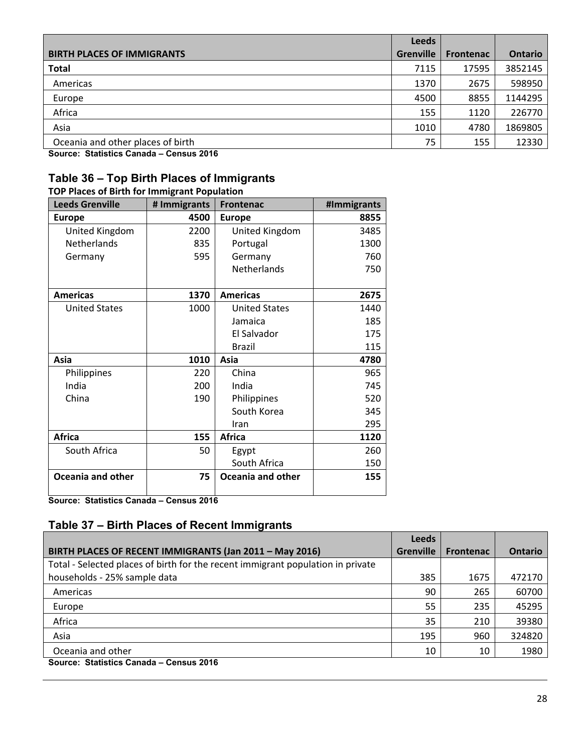| BIRTH PLACES OF IMMIGRANTS | Leeds Grenville | Frontenac | Ontario |
|---|---|---|---|
| **Total** | 7115 | 17595 | 3852145 |
| Americas | 1370 | 2675 | 598950 |
| Europe | 4500 | 8855 | 1144295 |
| Africa | 155 | 1120 | 226770 |
| Asia | 1010 | 4780 | 1869805 |
| Oceania and other places of birth | 75 | 155 | 12330 |

**Source: Statistics Canada – Census 2016**

## Table 36 – Top Birth Places of Immigrants

**TOP Places of Birth for Immigrant Population**

| Leeds Grenville | # Immigrants | Frontenac | #Immigrants |
|---|---|---|---|
| **Europe** | **4500** | **Europe** | **8855** |
| United Kingdom | 2200 | United Kingdom | 3485 |
| Netherlands | 835 | Portugal | 1300 |
| Germany | 595 | Germany | 760 |
| | | Netherlands | 750 |
| **Americas** | **1370** | **Americas** | **2675** |
| United States | 1000 | United States | 1440 |
| | | Jamaica | 185 |
| | | El Salvador | 175 |
| | | Brazil | 115 |
| **Asia** | **1010** | **Asia** | **4780** |
| Philippines | 220 | China | 965 |
| India | 200 | India | 745 |
| China | 190 | Philippines | 520 |
| | | South Korea | 345 |
| | | Iran | 295 |
| **Africa** | **155** | **Africa** | **1120** |
| South Africa | 50 | Egypt | 260 |
| | | South Africa | 150 |
| **Oceania and other** | **75** | **Oceania and other** | **155** |

**Source: Statistics Canada – Census 2016**

## Table 37 – Birth Places of Recent Immigrants

| BIRTH PLACES OF RECENT IMMIGRANTS (Jan 2011 – May 2016) | Leeds Grenville | Frontenac | Ontario |
|---|---|---|---|
| Total - Selected places of birth for the recent immigrant population in private households - 25% sample data | 385 | 1675 | 472170 |
| Americas | 90 | 265 | 60700 |
| Europe | 55 | 235 | 45295 |
| Africa | 35 | 210 | 39380 |
| Asia | 195 | 960 | 324820 |
| Oceania and other | 10 | 10 | 1980 |

**Source: Statistics Canada – Census 2016**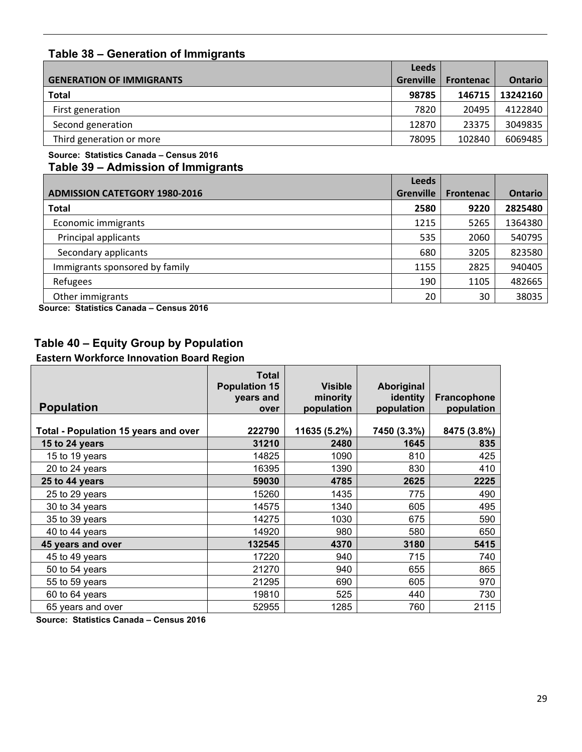### Table 38 – Generation of Immigrants

| GENERATION OF IMMIGRANTS | Leeds Grenville | Frontenac | Ontario |
|---|---|---|---|
| **Total** | **98785** | **146715** | **13242160** |
| First generation | 7820 | 20495 | 4122840 |
| Second generation | 12870 | 23375 | 3049835 |
| Third generation or more | 78095 | 102840 | 6069485 |

**Source: Statistics Canada – Census 2016**

### Table 39 – Admission of Immigrants

| ADMISSION CATETGORY 1980-2016 | Leeds Grenville | Frontenac | Ontario |
|---|---|---|---|
| **Total** | **2580** | **9220** | **2825480** |
| Economic immigrants | 1215 | 5265 | 1364380 |
| Principal applicants | 535 | 2060 | 540795 |
| Secondary applicants | 680 | 3205 | 823580 |
| Immigrants sponsored by family | 1155 | 2825 | 940405 |
| Refugees | 190 | 1105 | 482665 |
| Other immigrants | 20 | 30 | 38035 |

**Source: Statistics Canada – Census 2016**

### Table 40 – Equity Group by Population

**Eastern Workforce Innovation Board Region**

| Population | Total Population 15 years and over | Visible minority population | Aboriginal identity population | Francophone population |
|---|---|---|---|---|
| **Total - Population 15 years and over** | **222790** | **11635 (5.2%)** | **7450 (3.3%)** | **8475 (3.8%)** |
| **15 to 24 years** | **31210** | **2480** | **1645** | **835** |
| 15 to 19 years | 14825 | 1090 | 810 | 425 |
| 20 to 24 years | 16395 | 1390 | 830 | 410 |
| **25 to 44 years** | **59030** | **4785** | **2625** | **2225** |
| 25 to 29 years | 15260 | 1435 | 775 | 490 |
| 30 to 34 years | 14575 | 1340 | 605 | 495 |
| 35 to 39 years | 14275 | 1030 | 675 | 590 |
| 40 to 44 years | 14920 | 980 | 580 | 650 |
| **45 years and over** | **132545** | **4370** | **3180** | **5415** |
| 45 to 49 years | 17220 | 940 | 715 | 740 |
| 50 to 54 years | 21270 | 940 | 655 | 865 |
| 55 to 59 years | 21295 | 690 | 605 | 970 |
| 60 to 64 years | 19810 | 525 | 440 | 730 |
| 65 years and over | 52955 | 1285 | 760 | 2115 |

**Source: Statistics Canada – Census 2016**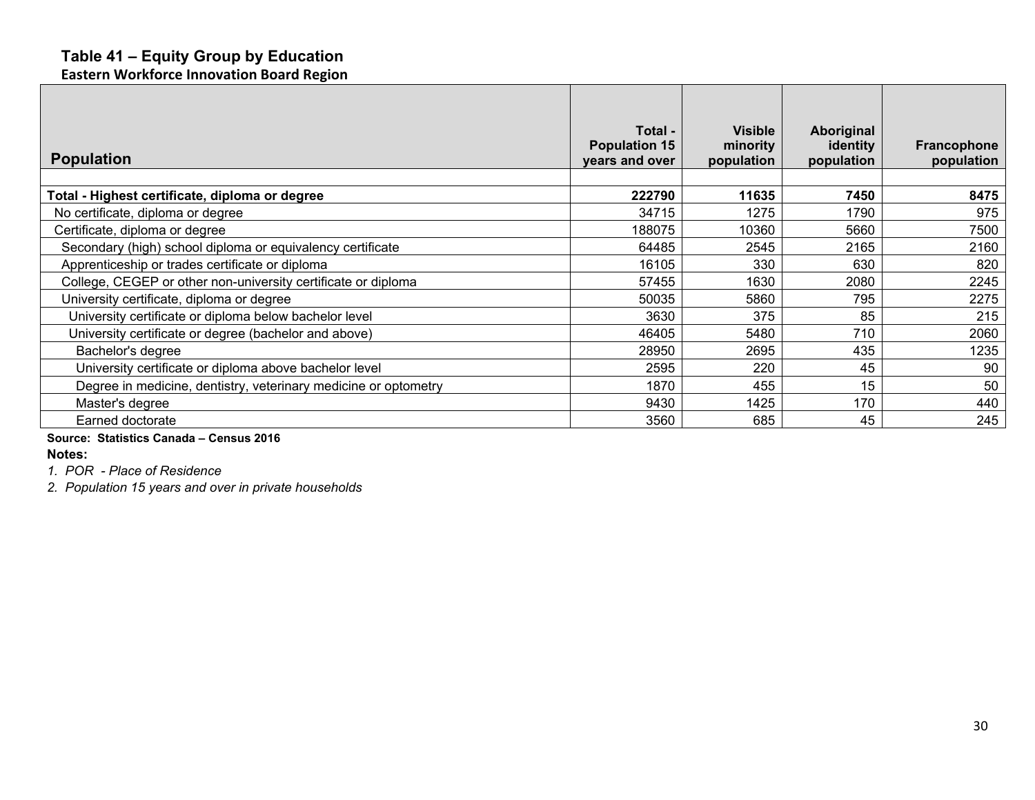## Table 41 – Equity Group by Education

**Eastern Workforce Innovation Board Region**

| Population | Total - Population 15 years and over | Visible minority population | Aboriginal identity population | Francophone population |
|---|---|---|---|---|
| | | | | |
| **Total - Highest certificate, diploma or degree** | **222790** | **11635** | **7450** | **8475** |
| No certificate, diploma or degree | 34715 | 1275 | 1790 | 975 |
| Certificate, diploma or degree | 188075 | 10360 | 5660 | 7500 |
| Secondary (high) school diploma or equivalency certificate | 64485 | 2545 | 2165 | 2160 |
| Apprenticeship or trades certificate or diploma | 16105 | 330 | 630 | 820 |
| College, CEGEP or other non-university certificate or diploma | 57455 | 1630 | 2080 | 2245 |
| University certificate, diploma or degree | 50035 | 5860 | 795 | 2275 |
| University certificate or diploma below bachelor level | 3630 | 375 | 85 | 215 |
| University certificate or degree (bachelor and above) | 46405 | 5480 | 710 | 2060 |
| Bachelor's degree | 28950 | 2695 | 435 | 1235 |
| University certificate or diploma above bachelor level | 2595 | 220 | 45 | 90 |
| Degree in medicine, dentistry, veterinary medicine or optometry | 1870 | 455 | 15 | 50 |
| Master's degree | 9430 | 1425 | 170 | 440 |
| Earned doctorate | 3560 | 685 | 45 | 245 |

**Source: Statistics Canada – Census 2016**

**Notes:**

*1. POR - Place of Residence*

*2. Population 15 years and over in private households*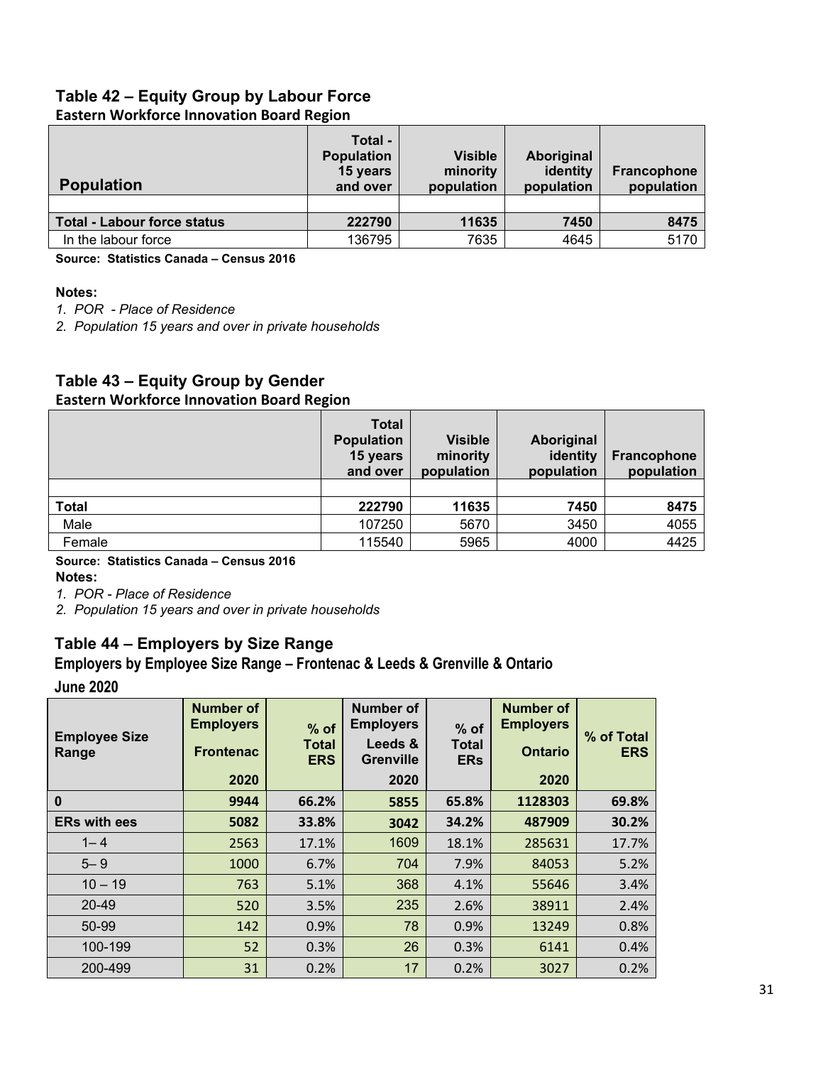### Table 42 – Equity Group by Labour Force

**Eastern Workforce Innovation Board Region**

| Population | Total - Population 15 years and over | Visible minority population | Aboriginal identity population | Francophone population |
|---|---|---|---|---|
| | | | | |
| **Total - Labour force status** | **222790** | **11635** | **7450** | **8475** |
| In the labour force | 136795 | 7635 | 4645 | 5170 |

**Source: Statistics Canada – Census 2016**

**Notes:**

*1. POR - Place of Residence*

*2. Population 15 years and over in private households*

### Table 43 – Equity Group by Gender

**Eastern Workforce Innovation Board Region**

| | Total Population 15 years and over | Visible minority population | Aboriginal identity population | Francophone population |
|---|---|---|---|---|
| | | | | |
| **Total** | **222790** | **11635** | **7450** | **8475** |
| Male | 107250 | 5670 | 3450 | 4055 |
| Female | 115540 | 5965 | 4000 | 4425 |

**Source: Statistics Canada – Census 2016**

**Notes:**

*1. POR - Place of Residence*

*2. Population 15 years and over in private households*

### Table 44 – Employers by Size Range

**Employers by Employee Size Range – Frontenac & Leeds & Grenville & Ontario**

**June 2020**

| Employee Size Range | Number of Employers Frontenac 2020 | % of Total ERS | Number of Employers Leeds & Grenville 2020 | % of Total ERs | Number of Employers Ontario 2020 | % of Total ERS |
|---|---|---|---|---|---|---|
| **0** | **9944** | **66.2%** | **5855** | **65.8%** | **1128303** | **69.8%** |
| **ERs with ees** | **5082** | **33.8%** | **3042** | **34.2%** | **487909** | **30.2%** |
| 1– 4 | 2563 | 17.1% | 1609 | 18.1% | 285631 | 17.7% |
| 5– 9 | 1000 | 6.7% | 704 | 7.9% | 84053 | 5.2% |
| 10 – 19 | 763 | 5.1% | 368 | 4.1% | 55646 | 3.4% |
| 20-49 | 520 | 3.5% | 235 | 2.6% | 38911 | 2.4% |
| 50-99 | 142 | 0.9% | 78 | 0.9% | 13249 | 0.8% |
| 100-199 | 52 | 0.3% | 26 | 0.3% | 6141 | 0.4% |
| 200-499 | 31 | 0.2% | 17 | 0.2% | 3027 | 0.2% |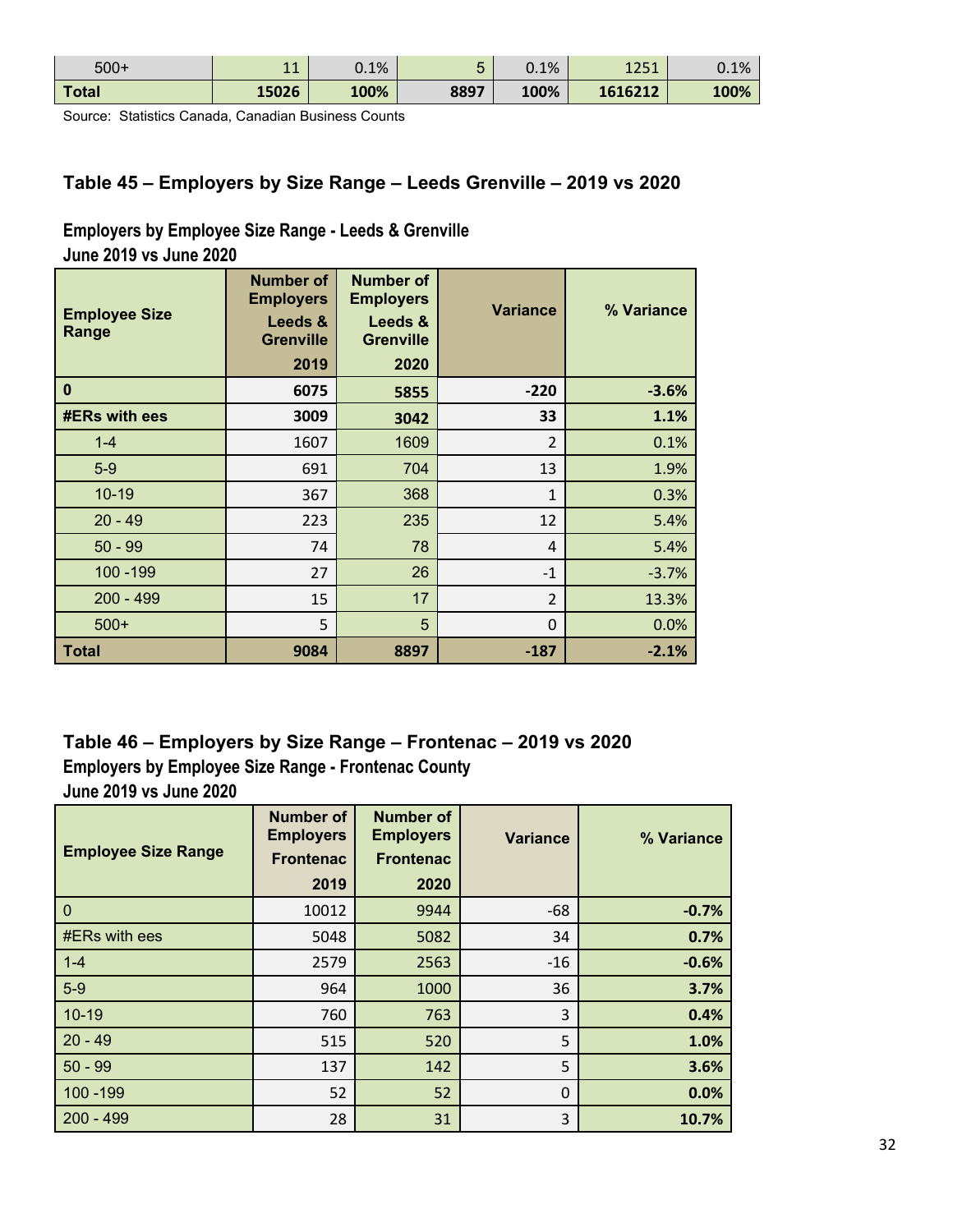| 500+ | 11 | 0.1% | 5 | 0.1% | 1251 | 0.1% |
|---|---|---|---|---|---|---|
| **Total** | **15026** | **100%** | **8897** | **100%** | **1616212** | **100%** |

Source: Statistics Canada, Canadian Business Counts

## Table 45 – Employers by Size Range – Leeds Grenville – 2019 vs 2020

**Employers by Employee Size Range - Leeds & Grenville**
**June 2019 vs June 2020**

| Employee Size Range | Number of Employers Leeds & Grenville 2019 | Number of Employers Leeds & Grenville 2020 | Variance | % Variance |
|---|---|---|---|---|
| **0** | **6075** | **5855** | **-220** | **-3.6%** |
| **#ERs with ees** | **3009** | **3042** | **33** | **1.1%** |
| 1-4 | 1607 | 1609 | 2 | 0.1% |
| 5-9 | 691 | 704 | 13 | 1.9% |
| 10-19 | 367 | 368 | 1 | 0.3% |
| 20 - 49 | 223 | 235 | 12 | 5.4% |
| 50 - 99 | 74 | 78 | 4 | 5.4% |
| 100 -199 | 27 | 26 | -1 | -3.7% |
| 200 - 499 | 15 | 17 | 2 | 13.3% |
| 500+ | 5 | 5 | 0 | 0.0% |
| **Total** | **9084** | **8897** | **-187** | **-2.1%** |

## Table 46 – Employers by Size Range – Frontenac – 2019 vs 2020

**Employers by Employee Size Range - Frontenac County**
**June 2019 vs June 2020**

| Employee Size Range | Number of Employers Frontenac 2019 | Number of Employers Frontenac 2020 | Variance | % Variance |
|---|---|---|---|---|
| 0 | 10012 | 9944 | -68 | **-0.7%** |
| #ERs with ees | 5048 | 5082 | 34 | **0.7%** |
| 1-4 | 2579 | 2563 | -16 | **-0.6%** |
| 5-9 | 964 | 1000 | 36 | **3.7%** |
| 10-19 | 760 | 763 | 3 | **0.4%** |
| 20 - 49 | 515 | 520 | 5 | **1.0%** |
| 50 - 99 | 137 | 142 | 5 | **3.6%** |
| 100 -199 | 52 | 52 | 0 | **0.0%** |
| 200 - 499 | 28 | 31 | 3 | **10.7%** |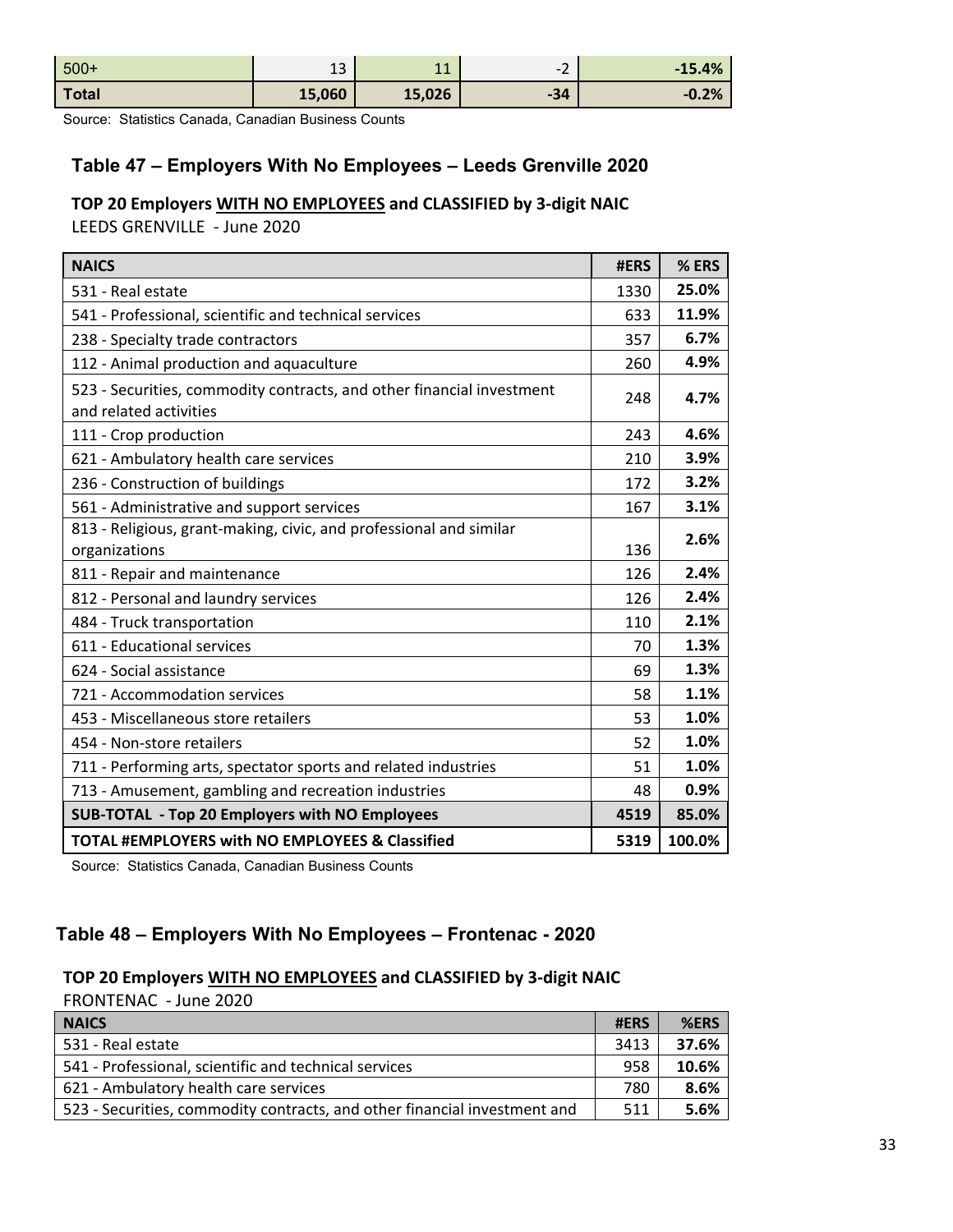| 500+ | 13 | 11 | -2 | **-15.4%** |
|---|---|---|---|---|
| **Total** | **15,060** | **15,026** | **-34** | **-0.2%** |

Source: Statistics Canada, Canadian Business Counts

### Table 47 – Employers With No Employees – Leeds Grenville 2020

**TOP 20 Employers WITH NO EMPLOYEES and CLASSIFIED by 3-digit NAIC**

LEEDS GRENVILLE - June 2020

| NAICS | #ERS | % ERS |
|---|---|---|
| 531 - Real estate | 1330 | **25.0%** |
| 541 - Professional, scientific and technical services | 633 | **11.9%** |
| 238 - Specialty trade contractors | 357 | **6.7%** |
| 112 - Animal production and aquaculture | 260 | **4.9%** |
| 523 - Securities, commodity contracts, and other financial investment and related activities | 248 | **4.7%** |
| 111 - Crop production | 243 | **4.6%** |
| 621 - Ambulatory health care services | 210 | **3.9%** |
| 236 - Construction of buildings | 172 | **3.2%** |
| 561 - Administrative and support services | 167 | **3.1%** |
| 813 - Religious, grant-making, civic, and professional and similar organizations | 136 | **2.6%** |
| 811 - Repair and maintenance | 126 | **2.4%** |
| 812 - Personal and laundry services | 126 | **2.4%** |
| 484 - Truck transportation | 110 | **2.1%** |
| 611 - Educational services | 70 | **1.3%** |
| 624 - Social assistance | 69 | **1.3%** |
| 721 - Accommodation services | 58 | **1.1%** |
| 453 - Miscellaneous store retailers | 53 | **1.0%** |
| 454 - Non-store retailers | 52 | **1.0%** |
| 711 - Performing arts, spectator sports and related industries | 51 | **1.0%** |
| 713 - Amusement, gambling and recreation industries | 48 | **0.9%** |
| **SUB-TOTAL - Top 20 Employers with NO Employees** | **4519** | **85.0%** |
| **TOTAL #EMPLOYERS with NO EMPLOYEES & Classified** | **5319** | **100.0%** |

Source: Statistics Canada, Canadian Business Counts

### Table 48 – Employers With No Employees – Frontenac - 2020

**TOP 20 Employers WITH NO EMPLOYEES and CLASSIFIED by 3-digit NAIC**

FRONTENAC - June 2020

| NAICS | #ERS | %ERS |
|---|---|---|
| 531 - Real estate | 3413 | **37.6%** |
| 541 - Professional, scientific and technical services | 958 | **10.6%** |
| 621 - Ambulatory health care services | 780 | **8.6%** |
| 523 - Securities, commodity contracts, and other financial investment and | 511 | **5.6%** |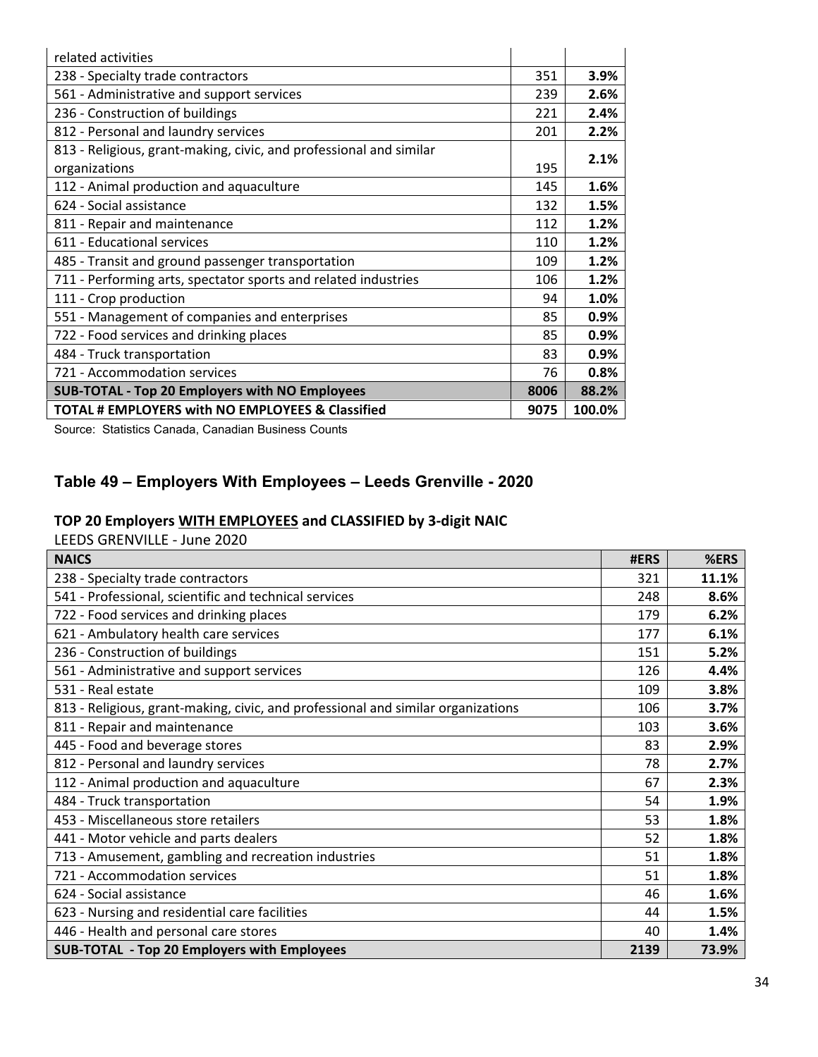| | | |
|---|---|---|
| related activities | | |
| 238 - Specialty trade contractors | 351 | **3.9%** |
| 561 - Administrative and support services | 239 | **2.6%** |
| 236 - Construction of buildings | 221 | **2.4%** |
| 812 - Personal and laundry services | 201 | **2.2%** |
| 813 - Religious, grant-making, civic, and professional and similar organizations | 195 | **2.1%** |
| 112 - Animal production and aquaculture | 145 | **1.6%** |
| 624 - Social assistance | 132 | **1.5%** |
| 811 - Repair and maintenance | 112 | **1.2%** |
| 611 - Educational services | 110 | **1.2%** |
| 485 - Transit and ground passenger transportation | 109 | **1.2%** |
| 711 - Performing arts, spectator sports and related industries | 106 | **1.2%** |
| 111 - Crop production | 94 | **1.0%** |
| 551 - Management of companies and enterprises | 85 | **0.9%** |
| 722 - Food services and drinking places | 85 | **0.9%** |
| 484 - Truck transportation | 83 | **0.9%** |
| 721 - Accommodation services | 76 | **0.8%** |
| **SUB-TOTAL - Top 20 Employers with NO Employees** | **8006** | **88.2%** |
| **TOTAL # EMPLOYERS with NO EMPLOYEES & Classified** | **9075** | **100.0%** |

Source: Statistics Canada, Canadian Business Counts

## Table 49 – Employers With Employees – Leeds Grenville - 2020

### TOP 20 Employers WITH EMPLOYEES and CLASSIFIED by 3-digit NAIC

LEEDS GRENVILLE - June 2020

| **NAICS** | **#ERS** | **%ERS** |
|---|---|---|
| 238 - Specialty trade contractors | 321 | **11.1%** |
| 541 - Professional, scientific and technical services | 248 | **8.6%** |
| 722 - Food services and drinking places | 179 | **6.2%** |
| 621 - Ambulatory health care services | 177 | **6.1%** |
| 236 - Construction of buildings | 151 | **5.2%** |
| 561 - Administrative and support services | 126 | **4.4%** |
| 531 - Real estate | 109 | **3.8%** |
| 813 - Religious, grant-making, civic, and professional and similar organizations | 106 | **3.7%** |
| 811 - Repair and maintenance | 103 | **3.6%** |
| 445 - Food and beverage stores | 83 | **2.9%** |
| 812 - Personal and laundry services | 78 | **2.7%** |
| 112 - Animal production and aquaculture | 67 | **2.3%** |
| 484 - Truck transportation | 54 | **1.9%** |
| 453 - Miscellaneous store retailers | 53 | **1.8%** |
| 441 - Motor vehicle and parts dealers | 52 | **1.8%** |
| 713 - Amusement, gambling and recreation industries | 51 | **1.8%** |
| 721 - Accommodation services | 51 | **1.8%** |
| 624 - Social assistance | 46 | **1.6%** |
| 623 - Nursing and residential care facilities | 44 | **1.5%** |
| 446 - Health and personal care stores | 40 | **1.4%** |
| **SUB-TOTAL - Top 20 Employers with Employees** | **2139** | **73.9%** |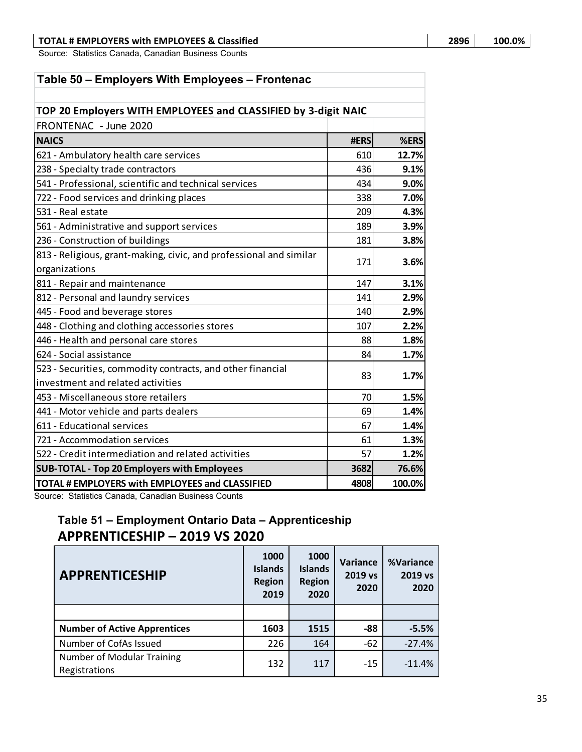| TOTAL # EMPLOYERS with EMPLOYEES & Classified | 2896 | 100.0% |
|---|---|---|

Source: Statistics Canada, Canadian Business Counts

### Table 50 – Employers With Employees – Frontenac

| TOP 20 Employers WITH EMPLOYEES and CLASSIFIED by 3-digit NAIC | | |
|---|---|---|
| FRONTENAC - June 2020 | | |
| **NAICS** | **#ERS** | **%ERS** |
| 621 - Ambulatory health care services | 610 | **12.7%** |
| 238 - Specialty trade contractors | 436 | **9.1%** |
| 541 - Professional, scientific and technical services | 434 | **9.0%** |
| 722 - Food services and drinking places | 338 | **7.0%** |
| 531 - Real estate | 209 | **4.3%** |
| 561 - Administrative and support services | 189 | **3.9%** |
| 236 - Construction of buildings | 181 | **3.8%** |
| 813 - Religious, grant-making, civic, and professional and similar organizations | 171 | **3.6%** |
| 811 - Repair and maintenance | 147 | **3.1%** |
| 812 - Personal and laundry services | 141 | **2.9%** |
| 445 - Food and beverage stores | 140 | **2.9%** |
| 448 - Clothing and clothing accessories stores | 107 | **2.2%** |
| 446 - Health and personal care stores | 88 | **1.8%** |
| 624 - Social assistance | 84 | **1.7%** |
| 523 - Securities, commodity contracts, and other financial investment and related activities | 83 | **1.7%** |
| 453 - Miscellaneous store retailers | 70 | **1.5%** |
| 441 - Motor vehicle and parts dealers | 69 | **1.4%** |
| 611 - Educational services | 67 | **1.4%** |
| 721 - Accommodation services | 61 | **1.3%** |
| 522 - Credit intermediation and related activities | 57 | **1.2%** |
| **SUB-TOTAL - Top 20 Employers with Employees** | **3682** | **76.6%** |
| **TOTAL # EMPLOYERS with EMPLOYEES and CLASSIFIED** | **4808** | **100.0%** |

Source: Statistics Canada, Canadian Business Counts

### Table 51 – Employment Ontario Data – Apprenticeship

## APPRENTICESHIP – 2019 VS 2020

| APPRENTICESHIP | 1000 Islands Region 2019 | 1000 Islands Region 2020 | Variance 2019 vs 2020 | %Variance 2019 vs 2020 |
|---|---|---|---|---|
| | | | | |
| **Number of Active Apprentices** | **1603** | **1515** | **-88** | **-5.5%** |
| Number of CofAs Issued | 226 | 164 | -62 | -27.4% |
| Number of Modular Training Registrations | 132 | 117 | -15 | -11.4% |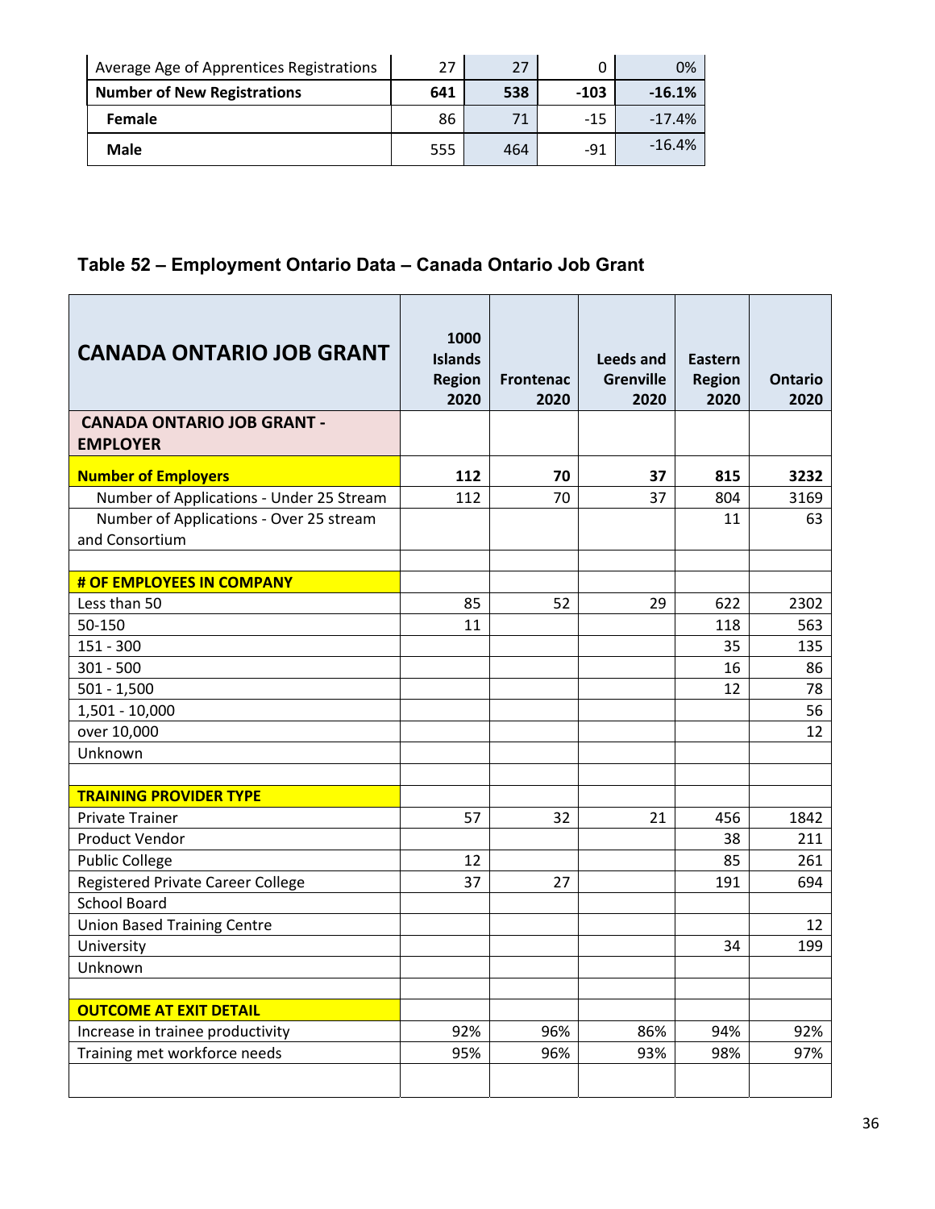| Average Age of Apprentices Registrations | 27 | 27 | 0 | 0% |
|---|---|---|---|---|
| **Number of New Registrations** | **641** | **538** | **-103** | **-16.1%** |
| **Female** | 86 | 71 | -15 | -17.4% |
| **Male** | 555 | 464 | -91 | -16.4% |

### Table 52 – Employment Ontario Data – Canada Ontario Job Grant

| CANADA ONTARIO JOB GRANT | 1000 Islands Region 2020 | Frontenac 2020 | Leeds and Grenville 2020 | Eastern Region 2020 | Ontario 2020 |
|---|---|---|---|---|---|
| **CANADA ONTARIO JOB GRANT - EMPLOYER** | | | | | |
| **Number of Employers** | **112** | **70** | **37** | **815** | **3232** |
| Number of Applications - Under 25 Stream | 112 | 70 | 37 | 804 | 3169 |
| Number of Applications - Over 25 stream and Consortium | | | | 11 | 63 |
| | | | | | |
| **# OF EMPLOYEES IN COMPANY** | | | | | |
| Less than 50 | 85 | 52 | 29 | 622 | 2302 |
| 50-150 | 11 | | | 118 | 563 |
| 151 - 300 | | | | 35 | 135 |
| 301 - 500 | | | | 16 | 86 |
| 501 - 1,500 | | | | 12 | 78 |
| 1,501 - 10,000 | | | | | 56 |
| over 10,000 | | | | | 12 |
| Unknown | | | | | |
| | | | | | |
| **TRAINING PROVIDER TYPE** | | | | | |
| Private Trainer | 57 | 32 | 21 | 456 | 1842 |
| Product Vendor | | | | 38 | 211 |
| Public College | 12 | | | 85 | 261 |
| Registered Private Career College | 37 | 27 | | 191 | 694 |
| School Board | | | | | |
| Union Based Training Centre | | | | | 12 |
| University | | | | 34 | 199 |
| Unknown | | | | | |
| | | | | | |
| **OUTCOME AT EXIT DETAIL** | | | | | |
| Increase in trainee productivity | 92% | 96% | 86% | 94% | 92% |
| Training met workforce needs | 95% | 96% | 93% | 98% | 97% |
| | | | | | |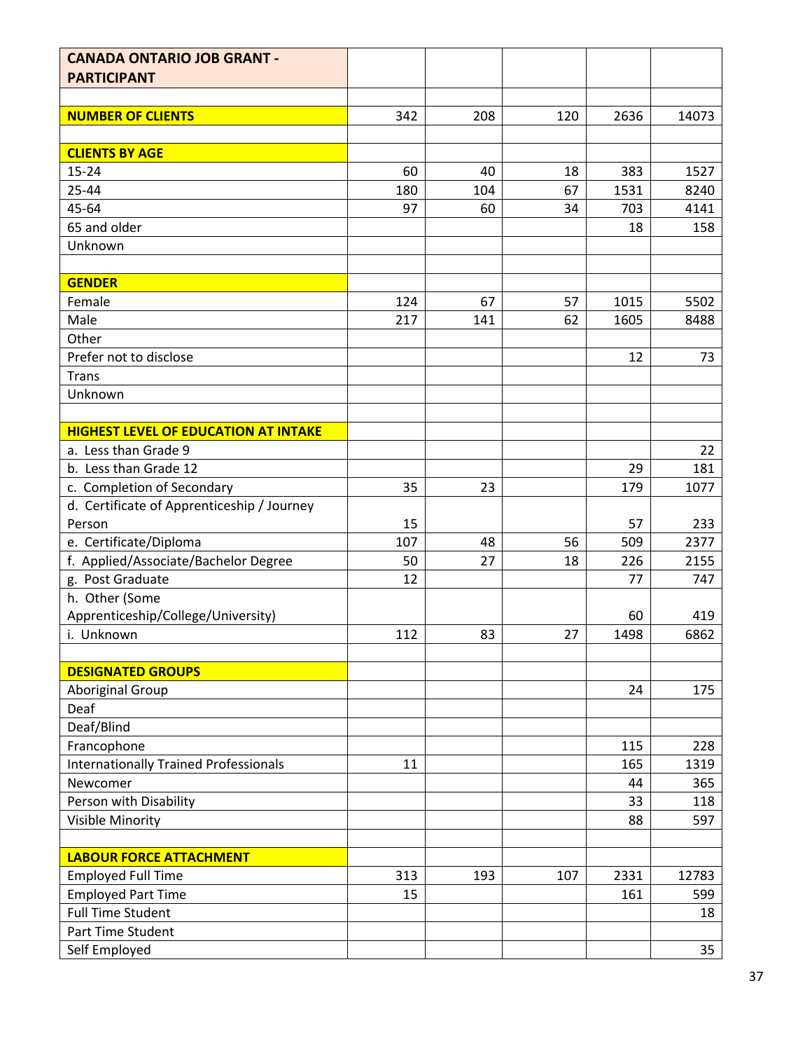| CANADA ONTARIO JOB GRANT - PARTICIPANT | | | | | |
|---|---|---|---|---|---|
| | | | | | |
| **NUMBER OF CLIENTS** | 342 | 208 | 120 | 2636 | 14073 |
| | | | | | |
| **CLIENTS BY AGE** | | | | | |
| 15-24 | 60 | 40 | 18 | 383 | 1527 |
| 25-44 | 180 | 104 | 67 | 1531 | 8240 |
| 45-64 | 97 | 60 | 34 | 703 | 4141 |
| 65 and older | | | | 18 | 158 |
| Unknown | | | | | |
| | | | | | |
| **GENDER** | | | | | |
| Female | 124 | 67 | 57 | 1015 | 5502 |
| Male | 217 | 141 | 62 | 1605 | 8488 |
| Other | | | | | |
| Prefer not to disclose | | | | 12 | 73 |
| Trans | | | | | |
| Unknown | | | | | |
| | | | | | |
| **HIGHEST LEVEL OF EDUCATION AT INTAKE** | | | | | |
| a. Less than Grade 9 | | | | | 22 |
| b. Less than Grade 12 | | | | 29 | 181 |
| c. Completion of Secondary | 35 | 23 | | 179 | 1077 |
| d. Certificate of Apprenticeship / Journey Person | 15 | | | 57 | 233 |
| e. Certificate/Diploma | 107 | 48 | 56 | 509 | 2377 |
| f. Applied/Associate/Bachelor Degree | 50 | 27 | 18 | 226 | 2155 |
| g. Post Graduate | 12 | | | 77 | 747 |
| h. Other (Some Apprenticeship/College/University) | | | | 60 | 419 |
| i. Unknown | 112 | 83 | 27 | 1498 | 6862 |
| | | | | | |
| **DESIGNATED GROUPS** | | | | | |
| Aboriginal Group | | | | 24 | 175 |
| Deaf | | | | | |
| Deaf/Blind | | | | | |
| Francophone | | | | 115 | 228 |
| Internationally Trained Professionals | 11 | | | 165 | 1319 |
| Newcomer | | | | 44 | 365 |
| Person with Disability | | | | 33 | 118 |
| Visible Minority | | | | 88 | 597 |
| | | | | | |
| **LABOUR FORCE ATTACHMENT** | | | | | |
| Employed Full Time | 313 | 193 | 107 | 2331 | 12783 |
| Employed Part Time | 15 | | | 161 | 599 |
| Full Time Student | | | | | 18 |
| Part Time Student | | | | | |
| Self Employed | | | | | 35 |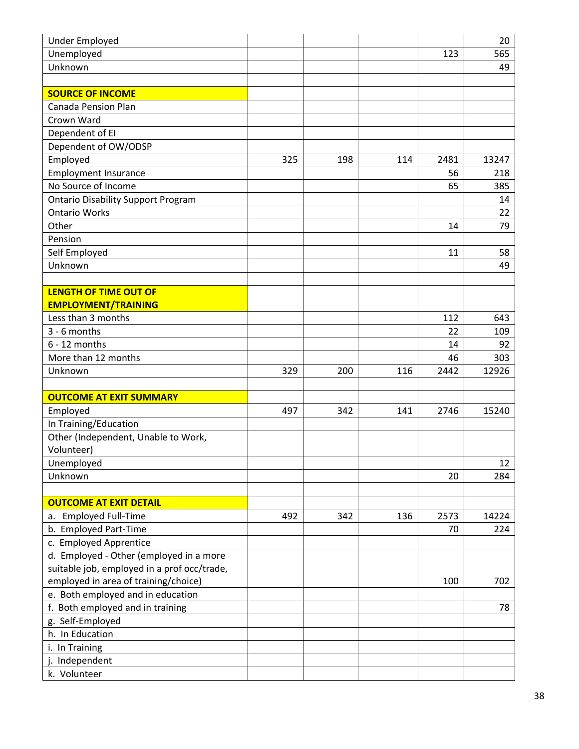| | | | | | |
|---|---|---|---|---|---|
| Under Employed | | | | | 20 |
| Unemployed | | | | 123 | 565 |
| Unknown | | | | | 49 |
| | | | | | |
| **SOURCE OF INCOME** | | | | | |
| Canada Pension Plan | | | | | |
| Crown Ward | | | | | |
| Dependent of EI | | | | | |
| Dependent of OW/ODSP | | | | | |
| Employed | 325 | 198 | 114 | 2481 | 13247 |
| Employment Insurance | | | | 56 | 218 |
| No Source of Income | | | | 65 | 385 |
| Ontario Disability Support Program | | | | | 14 |
| Ontario Works | | | | | 22 |
| Other | | | | 14 | 79 |
| Pension | | | | | |
| Self Employed | | | | 11 | 58 |
| Unknown | | | | | 49 |
| | | | | | |
| **LENGTH OF TIME OUT OF EMPLOYMENT/TRAINING** | | | | | |
| Less than 3 months | | | | 112 | 643 |
| 3 - 6 months | | | | 22 | 109 |
| 6 - 12 months | | | | 14 | 92 |
| More than 12 months | | | | 46 | 303 |
| Unknown | 329 | 200 | 116 | 2442 | 12926 |
| | | | | | |
| **OUTCOME AT EXIT SUMMARY** | | | | | |
| Employed | 497 | 342 | 141 | 2746 | 15240 |
| In Training/Education | | | | | |
| Other (Independent, Unable to Work, Volunteer) | | | | | |
| Unemployed | | | | | 12 |
| Unknown | | | | 20 | 284 |
| | | | | | |
| **OUTCOME AT EXIT DETAIL** | | | | | |
| a. Employed Full-Time | 492 | 342 | 136 | 2573 | 14224 |
| b. Employed Part-Time | | | | 70 | 224 |
| c. Employed Apprentice | | | | | |
| d. Employed - Other (employed in a more suitable job, employed in a prof occ/trade, employed in area of training/choice) | | | | 100 | 702 |
| e. Both employed and in education | | | | | |
| f. Both employed and in training | | | | | 78 |
| g. Self-Employed | | | | | |
| h. In Education | | | | | |
| i. In Training | | | | | |
| j. Independent | | | | | |
| k. Volunteer | | | | | |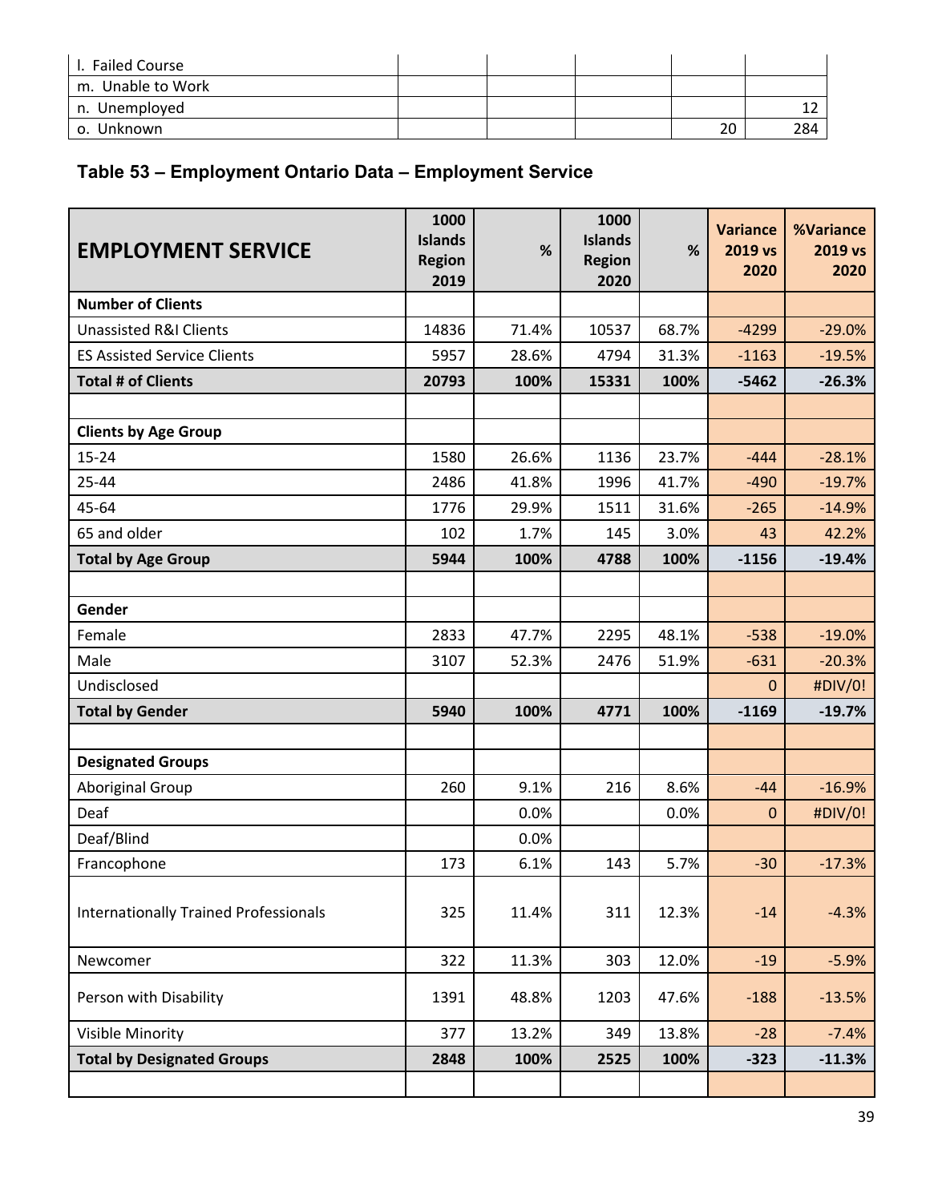| | | | | | |
|---|---|---|---|---|---|
| l. Failed Course | | | | | |
| m. Unable to Work | | | | | |
| n. Unemployed | | | | | 12 |
| o. Unknown | | | | 20 | 284 |

### Table 53 – Employment Ontario Data – Employment Service

| EMPLOYMENT SERVICE | 1000 Islands Region 2019 | % | 1000 Islands Region 2020 | % | Variance 2019 vs 2020 | %Variance 2019 vs 2020 |
|---|---|---|---|---|---|---|
| **Number of Clients** | | | | | | |
| Unassisted R&I Clients | 14836 | 71.4% | 10537 | 68.7% | -4299 | -29.0% |
| ES Assisted Service Clients | 5957 | 28.6% | 4794 | 31.3% | -1163 | -19.5% |
| **Total # of Clients** | **20793** | **100%** | **15331** | **100%** | **-5462** | **-26.3%** |
| | | | | | | |
| **Clients by Age Group** | | | | | | |
| 15-24 | 1580 | 26.6% | 1136 | 23.7% | -444 | -28.1% |
| 25-44 | 2486 | 41.8% | 1996 | 41.7% | -490 | -19.7% |
| 45-64 | 1776 | 29.9% | 1511 | 31.6% | -265 | -14.9% |
| 65 and older | 102 | 1.7% | 145 | 3.0% | 43 | 42.2% |
| **Total by Age Group** | **5944** | **100%** | **4788** | **100%** | **-1156** | **-19.4%** |
| | | | | | | |
| **Gender** | | | | | | |
| Female | 2833 | 47.7% | 2295 | 48.1% | -538 | -19.0% |
| Male | 3107 | 52.3% | 2476 | 51.9% | -631 | -20.3% |
| Undisclosed | | | | | 0 | #DIV/0! |
| **Total by Gender** | **5940** | **100%** | **4771** | **100%** | **-1169** | **-19.7%** |
| | | | | | | |
| **Designated Groups** | | | | | | |
| Aboriginal Group | 260 | 9.1% | 216 | 8.6% | -44 | -16.9% |
| Deaf | | 0.0% | | 0.0% | 0 | #DIV/0! |
| Deaf/Blind | | 0.0% | | | | |
| Francophone | 173 | 6.1% | 143 | 5.7% | -30 | -17.3% |
| Internationally Trained Professionals | 325 | 11.4% | 311 | 12.3% | -14 | -4.3% |
| Newcomer | 322 | 11.3% | 303 | 12.0% | -19 | -5.9% |
| Person with Disability | 1391 | 48.8% | 1203 | 47.6% | -188 | -13.5% |
| Visible Minority | 377 | 13.2% | 349 | 13.8% | -28 | -7.4% |
| **Total by Designated Groups** | **2848** | **100%** | **2525** | **100%** | **-323** | **-11.3%** |
| | | | | | | |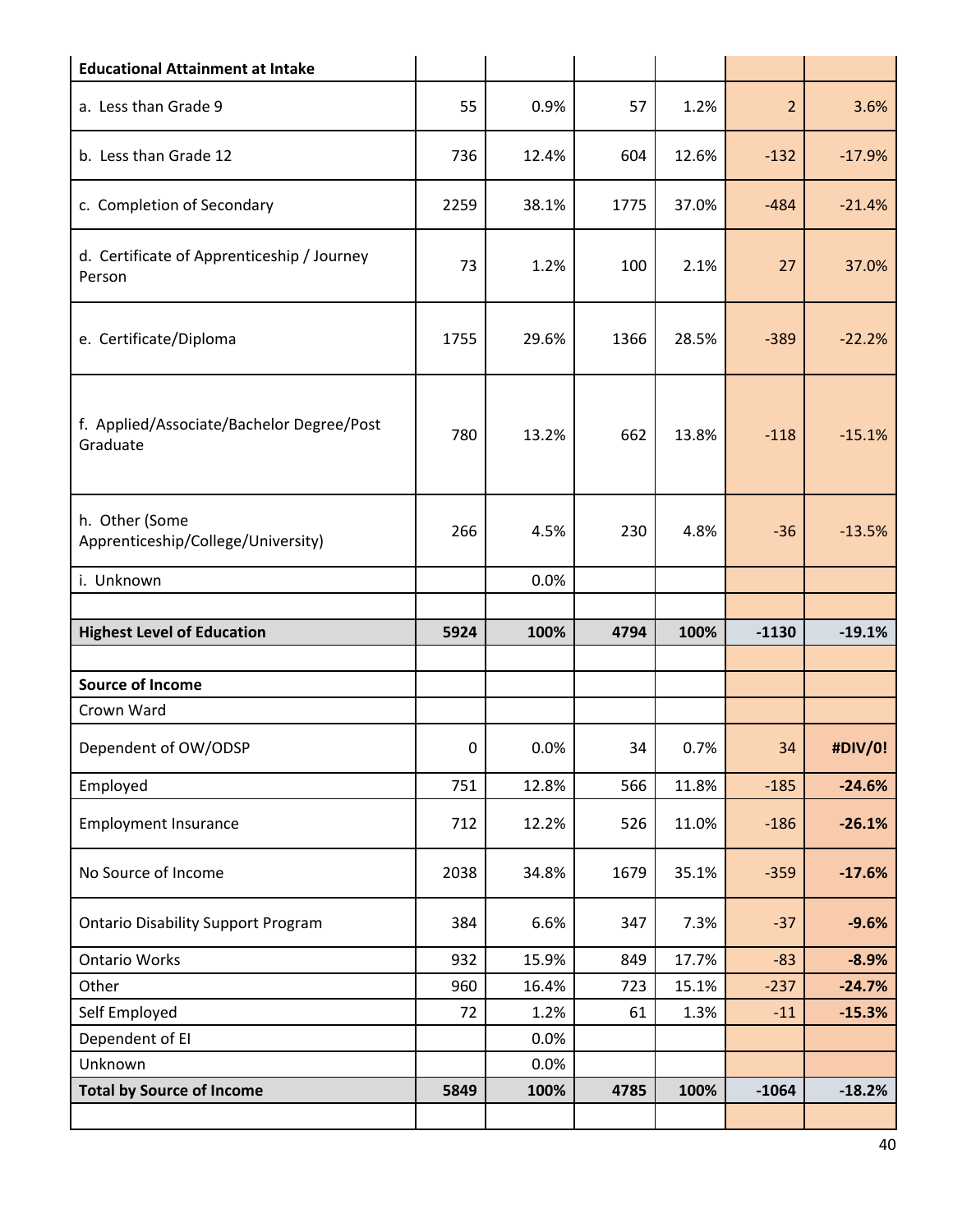| **Educational Attainment at Intake** | | | | | | |
|---|---|---|---|---|---|---|
| a. Less than Grade 9 | 55 | 0.9% | 57 | 1.2% | 2 | 3.6% |
| b. Less than Grade 12 | 736 | 12.4% | 604 | 12.6% | -132 | -17.9% |
| c. Completion of Secondary | 2259 | 38.1% | 1775 | 37.0% | -484 | -21.4% |
| d. Certificate of Apprenticeship / Journey Person | 73 | 1.2% | 100 | 2.1% | 27 | 37.0% |
| e. Certificate/Diploma | 1755 | 29.6% | 1366 | 28.5% | -389 | -22.2% |
| f. Applied/Associate/Bachelor Degree/Post Graduate | 780 | 13.2% | 662 | 13.8% | -118 | -15.1% |
| h. Other (Some Apprenticeship/College/University) | 266 | 4.5% | 230 | 4.8% | -36 | -13.5% |
| i. Unknown | | 0.0% | | | | |
| | | | | | | |
| **Highest Level of Education** | **5924** | **100%** | **4794** | **100%** | **-1130** | **-19.1%** |
| | | | | | | |
| **Source of Income** | | | | | | |
| Crown Ward | | | | | | |
| Dependent of OW/ODSP | 0 | 0.0% | 34 | 0.7% | 34 | **#DIV/0!** |
| Employed | 751 | 12.8% | 566 | 11.8% | -185 | **-24.6%** |
| Employment Insurance | 712 | 12.2% | 526 | 11.0% | -186 | **-26.1%** |
| No Source of Income | 2038 | 34.8% | 1679 | 35.1% | -359 | **-17.6%** |
| Ontario Disability Support Program | 384 | 6.6% | 347 | 7.3% | -37 | **-9.6%** |
| Ontario Works | 932 | 15.9% | 849 | 17.7% | -83 | **-8.9%** |
| Other | 960 | 16.4% | 723 | 15.1% | -237 | **-24.7%** |
| Self Employed | 72 | 1.2% | 61 | 1.3% | -11 | **-15.3%** |
| Dependent of EI | | 0.0% | | | | |
| Unknown | | 0.0% | | | | |
| **Total by Source of Income** | **5849** | **100%** | **4785** | **100%** | **-1064** | **-18.2%** |
| | | | | | | |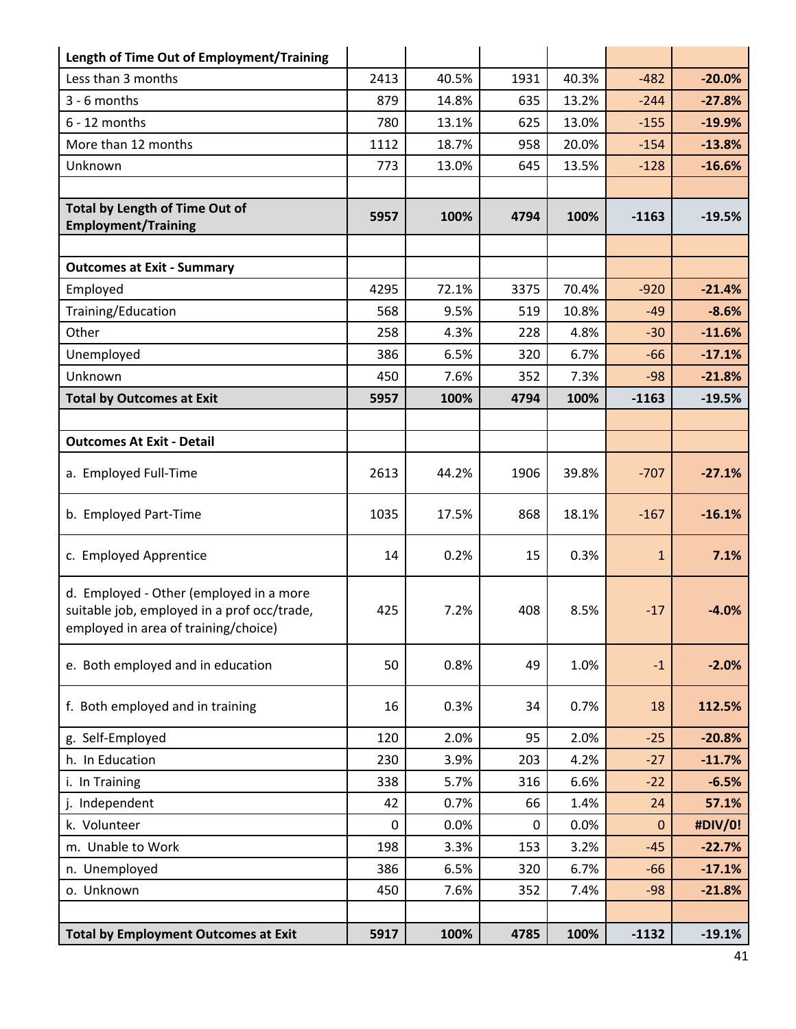| **Length of Time Out of Employment/Training** | | | | | | |
|---|---|---|---|---|---|---|
| Less than 3 months | 2413 | 40.5% | 1931 | 40.3% | -482 | **-20.0%** |
| 3 - 6 months | 879 | 14.8% | 635 | 13.2% | -244 | **-27.8%** |
| 6 - 12 months | 780 | 13.1% | 625 | 13.0% | -155 | **-19.9%** |
| More than 12 months | 1112 | 18.7% | 958 | 20.0% | -154 | **-13.8%** |
| Unknown | 773 | 13.0% | 645 | 13.5% | -128 | **-16.6%** |
| | | | | | | |
| **Total by Length of Time Out of Employment/Training** | **5957** | **100%** | **4794** | **100%** | **-1163** | **-19.5%** |
| | | | | | | |
| **Outcomes at Exit - Summary** | | | | | | |
| Employed | 4295 | 72.1% | 3375 | 70.4% | -920 | **-21.4%** |
| Training/Education | 568 | 9.5% | 519 | 10.8% | -49 | **-8.6%** |
| Other | 258 | 4.3% | 228 | 4.8% | -30 | **-11.6%** |
| Unemployed | 386 | 6.5% | 320 | 6.7% | -66 | **-17.1%** |
| Unknown | 450 | 7.6% | 352 | 7.3% | -98 | **-21.8%** |
| **Total by Outcomes at Exit** | **5957** | **100%** | **4794** | **100%** | **-1163** | **-19.5%** |
| | | | | | | |
| **Outcomes At Exit - Detail** | | | | | | |
| a. Employed Full-Time | 2613 | 44.2% | 1906 | 39.8% | -707 | **-27.1%** |
| b. Employed Part-Time | 1035 | 17.5% | 868 | 18.1% | -167 | **-16.1%** |
| c. Employed Apprentice | 14 | 0.2% | 15 | 0.3% | 1 | **7.1%** |
| d. Employed - Other (employed in a more suitable job, employed in a prof occ/trade, employed in area of training/choice) | 425 | 7.2% | 408 | 8.5% | -17 | **-4.0%** |
| e. Both employed and in education | 50 | 0.8% | 49 | 1.0% | -1 | **-2.0%** |
| f. Both employed and in training | 16 | 0.3% | 34 | 0.7% | 18 | **112.5%** |
| g. Self-Employed | 120 | 2.0% | 95 | 2.0% | -25 | **-20.8%** |
| h. In Education | 230 | 3.9% | 203 | 4.2% | -27 | **-11.7%** |
| i. In Training | 338 | 5.7% | 316 | 6.6% | -22 | **-6.5%** |
| j. Independent | 42 | 0.7% | 66 | 1.4% | 24 | **57.1%** |
| k. Volunteer | 0 | 0.0% | 0 | 0.0% | 0 | **#DIV/0!** |
| m. Unable to Work | 198 | 3.3% | 153 | 3.2% | -45 | **-22.7%** |
| n. Unemployed | 386 | 6.5% | 320 | 6.7% | -66 | **-17.1%** |
| o. Unknown | 450 | 7.6% | 352 | 7.4% | -98 | **-21.8%** |
| | | | | | | |
| **Total by Employment Outcomes at Exit** | **5917** | **100%** | **4785** | **100%** | **-1132** | **-19.1%** |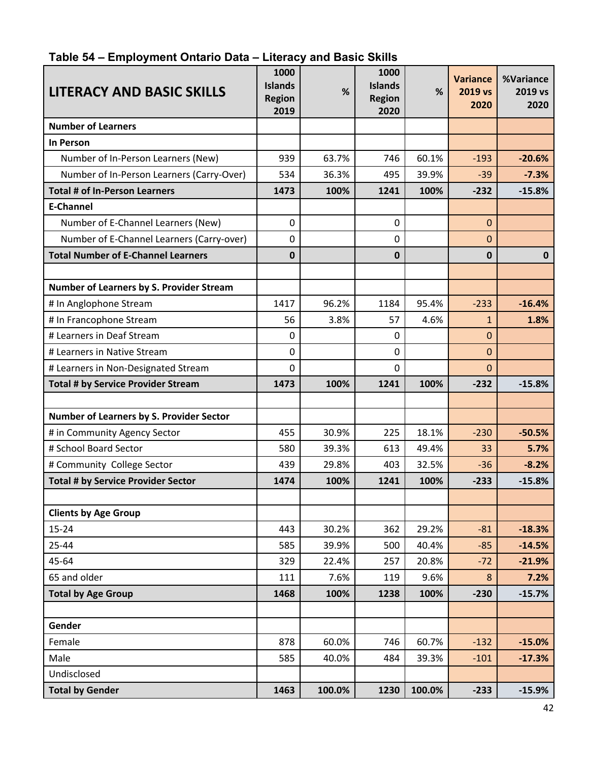**Table 54 – Employment Ontario Data – Literacy and Basic Skills**

| LITERACY AND BASIC SKILLS | 1000 Islands Region 2019 | % | 1000 Islands Region 2020 | % | Variance 2019 vs 2020 | %Variance 2019 vs 2020 |
|---|---|---|---|---|---|---|
| **Number of Learners** | | | | | | |
| **In Person** | | | | | | |
| Number of In-Person Learners (New) | 939 | 63.7% | 746 | 60.1% | -193 | **-20.6%** |
| Number of In-Person Learners (Carry-Over) | 534 | 36.3% | 495 | 39.9% | -39 | **-7.3%** |
| **Total # of In-Person Learners** | **1473** | **100%** | **1241** | **100%** | **-232** | **-15.8%** |
| **E-Channel** | | | | | | |
| Number of E-Channel Learners (New) | 0 | | 0 | | 0 | |
| Number of E-Channel Learners (Carry-over) | 0 | | 0 | | 0 | |
| **Total Number of E-Channel Learners** | **0** | | **0** | | **0** | **0** |
| | | | | | | |
| **Number of Learners by S. Provider Stream** | | | | | | |
| # In Anglophone Stream | 1417 | 96.2% | 1184 | 95.4% | -233 | **-16.4%** |
| # In Francophone Stream | 56 | 3.8% | 57 | 4.6% | 1 | **1.8%** |
| # Learners in Deaf Stream | 0 | | 0 | | 0 | |
| # Learners in Native Stream | 0 | | 0 | | 0 | |
| # Learners in Non-Designated Stream | 0 | | 0 | | 0 | |
| **Total # by Service Provider Stream** | **1473** | **100%** | **1241** | **100%** | **-232** | **-15.8%** |
| | | | | | | |
| **Number of Learners by S. Provider Sector** | | | | | | |
| # in Community Agency Sector | 455 | 30.9% | 225 | 18.1% | -230 | **-50.5%** |
| # School Board Sector | 580 | 39.3% | 613 | 49.4% | 33 | **5.7%** |
| # Community College Sector | 439 | 29.8% | 403 | 32.5% | -36 | **-8.2%** |
| **Total # by Service Provider Sector** | **1474** | **100%** | **1241** | **100%** | **-233** | **-15.8%** |
| | | | | | | |
| **Clients by Age Group** | | | | | | |
| 15-24 | 443 | 30.2% | 362 | 29.2% | -81 | **-18.3%** |
| 25-44 | 585 | 39.9% | 500 | 40.4% | -85 | **-14.5%** |
| 45-64 | 329 | 22.4% | 257 | 20.8% | -72 | **-21.9%** |
| 65 and older | 111 | 7.6% | 119 | 9.6% | 8 | **7.2%** |
| **Total by Age Group** | **1468** | **100%** | **1238** | **100%** | **-230** | **-15.7%** |
| | | | | | | |
| **Gender** | | | | | | |
| Female | 878 | 60.0% | 746 | 60.7% | -132 | **-15.0%** |
| Male | 585 | 40.0% | 484 | 39.3% | -101 | **-17.3%** |
| Undisclosed | | | | | | |
| **Total by Gender** | **1463** | **100.0%** | **1230** | **100.0%** | **-233** | **-15.9%** |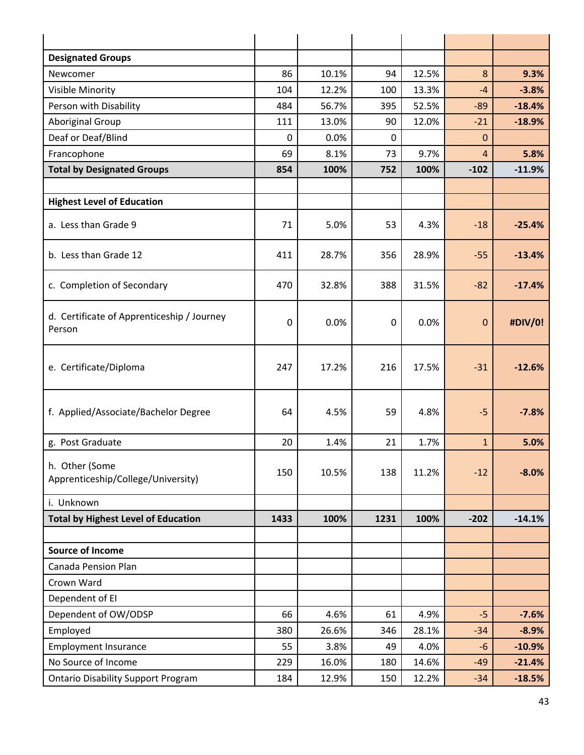| | | | | | |
|---|---|---|---|---|---|
| **Designated Groups** | | | | | |
| Newcomer | 86 | 10.1% | 94 | 12.5% | 8 | **9.3%** |
| Visible Minority | 104 | 12.2% | 100 | 13.3% | -4 | **-3.8%** |
| Person with Disability | 484 | 56.7% | 395 | 52.5% | -89 | **-18.4%** |
| Aboriginal Group | 111 | 13.0% | 90 | 12.0% | -21 | **-18.9%** |
| Deaf or Deaf/Blind | 0 | 0.0% | 0 | | 0 | |
| Francophone | 69 | 8.1% | 73 | 9.7% | 4 | **5.8%** |
| **Total by Designated Groups** | **854** | **100%** | **752** | **100%** | **-102** | **-11.9%** |
| | | | | | | |
| **Highest Level of Education** | | | | | | |
| a. Less than Grade 9 | 71 | 5.0% | 53 | 4.3% | -18 | **-25.4%** |
| b. Less than Grade 12 | 411 | 28.7% | 356 | 28.9% | -55 | **-13.4%** |
| c. Completion of Secondary | 470 | 32.8% | 388 | 31.5% | -82 | **-17.4%** |
| d. Certificate of Apprenticeship / Journey Person | 0 | 0.0% | 0 | 0.0% | 0 | **#DIV/0!** |
| e. Certificate/Diploma | 247 | 17.2% | 216 | 17.5% | -31 | **-12.6%** |
| f. Applied/Associate/Bachelor Degree | 64 | 4.5% | 59 | 4.8% | -5 | **-7.8%** |
| g. Post Graduate | 20 | 1.4% | 21 | 1.7% | 1 | **5.0%** |
| h. Other (Some Apprenticeship/College/University) | 150 | 10.5% | 138 | 11.2% | -12 | **-8.0%** |
| i. Unknown | | | | | | |
| **Total by Highest Level of Education** | **1433** | **100%** | **1231** | **100%** | **-202** | **-14.1%** |
| | | | | | | |
| **Source of Income** | | | | | | |
| Canada Pension Plan | | | | | | |
| Crown Ward | | | | | | |
| Dependent of EI | | | | | | |
| Dependent of OW/ODSP | 66 | 4.6% | 61 | 4.9% | -5 | **-7.6%** |
| Employed | 380 | 26.6% | 346 | 28.1% | -34 | **-8.9%** |
| Employment Insurance | 55 | 3.8% | 49 | 4.0% | -6 | **-10.9%** |
| No Source of Income | 229 | 16.0% | 180 | 14.6% | -49 | **-21.4%** |
| Ontario Disability Support Program | 184 | 12.9% | 150 | 12.2% | -34 | **-18.5%** |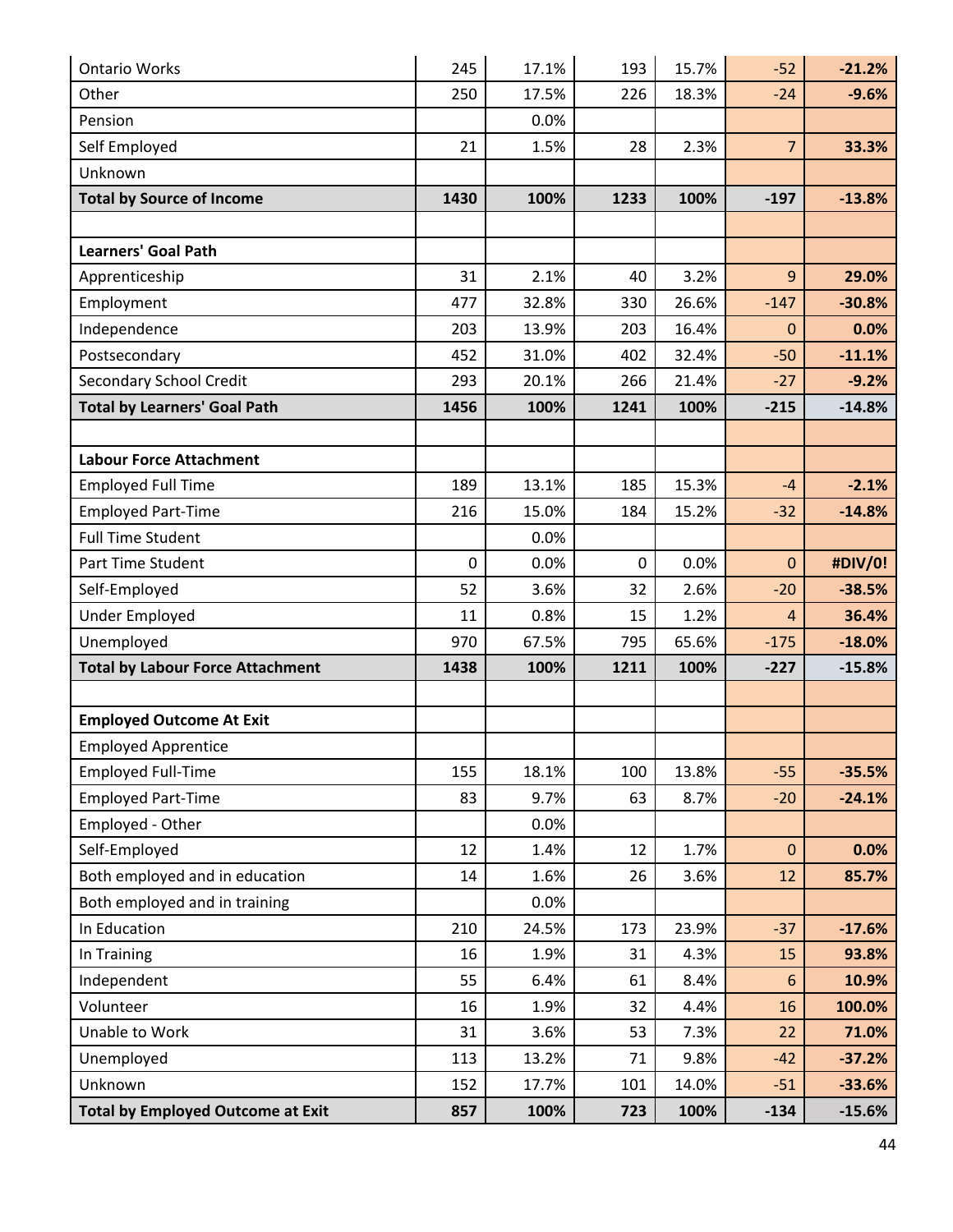| | | | | | | |
|---|---|---|---|---|---|---|
| Ontario Works | 245 | 17.1% | 193 | 15.7% | -52 | **-21.2%** |
| Other | 250 | 17.5% | 226 | 18.3% | -24 | **-9.6%** |
| Pension | | 0.0% | | | | |
| Self Employed | 21 | 1.5% | 28 | 2.3% | 7 | **33.3%** |
| Unknown | | | | | | |
| **Total by Source of Income** | **1430** | **100%** | **1233** | **100%** | **-197** | **-13.8%** |
| | | | | | | |
| **Learners' Goal Path** | | | | | | |
| Apprenticeship | 31 | 2.1% | 40 | 3.2% | 9 | **29.0%** |
| Employment | 477 | 32.8% | 330 | 26.6% | -147 | **-30.8%** |
| Independence | 203 | 13.9% | 203 | 16.4% | 0 | **0.0%** |
| Postsecondary | 452 | 31.0% | 402 | 32.4% | -50 | **-11.1%** |
| Secondary School Credit | 293 | 20.1% | 266 | 21.4% | -27 | **-9.2%** |
| **Total by Learners' Goal Path** | **1456** | **100%** | **1241** | **100%** | **-215** | **-14.8%** |
| | | | | | | |
| **Labour Force Attachment** | | | | | | |
| Employed Full Time | 189 | 13.1% | 185 | 15.3% | -4 | **-2.1%** |
| Employed Part-Time | 216 | 15.0% | 184 | 15.2% | -32 | **-14.8%** |
| Full Time Student | | 0.0% | | | | |
| Part Time Student | 0 | 0.0% | 0 | 0.0% | 0 | **#DIV/0!** |
| Self-Employed | 52 | 3.6% | 32 | 2.6% | -20 | **-38.5%** |
| Under Employed | 11 | 0.8% | 15 | 1.2% | 4 | **36.4%** |
| Unemployed | 970 | 67.5% | 795 | 65.6% | -175 | **-18.0%** |
| **Total by Labour Force Attachment** | **1438** | **100%** | **1211** | **100%** | **-227** | **-15.8%** |
| | | | | | | |
| **Employed Outcome At Exit** | | | | | | |
| Employed Apprentice | | | | | | |
| Employed Full-Time | 155 | 18.1% | 100 | 13.8% | -55 | **-35.5%** |
| Employed Part-Time | 83 | 9.7% | 63 | 8.7% | -20 | **-24.1%** |
| Employed - Other | | 0.0% | | | | |
| Self-Employed | 12 | 1.4% | 12 | 1.7% | 0 | **0.0%** |
| Both employed and in education | 14 | 1.6% | 26 | 3.6% | 12 | **85.7%** |
| Both employed and in training | | 0.0% | | | | |
| In Education | 210 | 24.5% | 173 | 23.9% | -37 | **-17.6%** |
| In Training | 16 | 1.9% | 31 | 4.3% | 15 | **93.8%** |
| Independent | 55 | 6.4% | 61 | 8.4% | 6 | **10.9%** |
| Volunteer | 16 | 1.9% | 32 | 4.4% | 16 | **100.0%** |
| Unable to Work | 31 | 3.6% | 53 | 7.3% | 22 | **71.0%** |
| Unemployed | 113 | 13.2% | 71 | 9.8% | -42 | **-37.2%** |
| Unknown | 152 | 17.7% | 101 | 14.0% | -51 | **-33.6%** |
| **Total by Employed Outcome at Exit** | **857** | **100%** | **723** | **100%** | **-134** | **-15.6%** |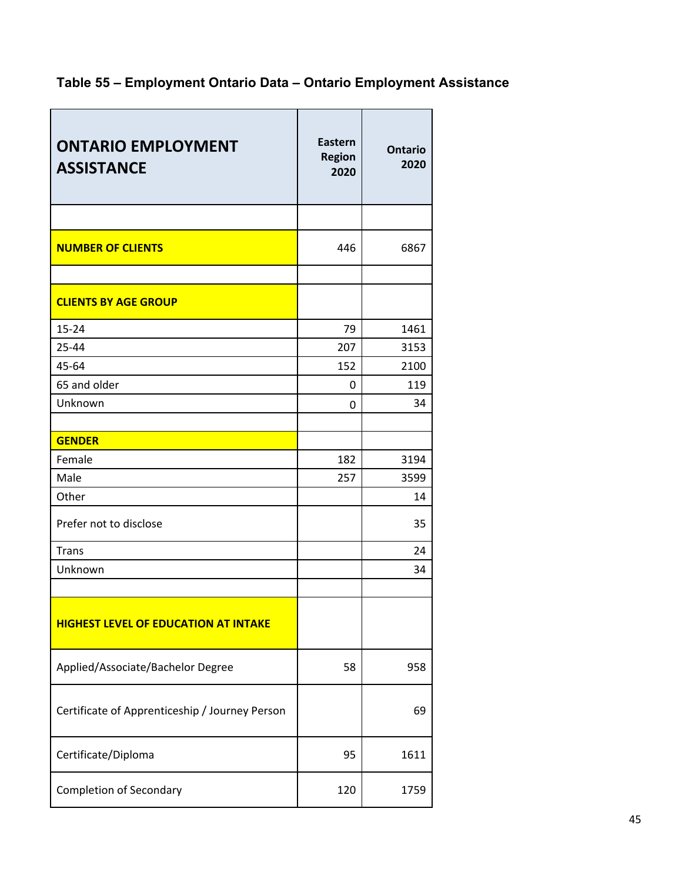## Table 55 – Employment Ontario Data – Ontario Employment Assistance

| ONTARIO EMPLOYMENT ASSISTANCE | Eastern Region 2020 | Ontario 2020 |
|---|---|---|
| | | |
| **NUMBER OF CLIENTS** | 446 | 6867 |
| | | |
| **CLIENTS BY AGE GROUP** | | |
| 15-24 | 79 | 1461 |
| 25-44 | 207 | 3153 |
| 45-64 | 152 | 2100 |
| 65 and older | 0 | 119 |
| Unknown | 0 | 34 |
| | | |
| **GENDER** | | |
| Female | 182 | 3194 |
| Male | 257 | 3599 |
| Other | | 14 |
| Prefer not to disclose | | 35 |
| Trans | | 24 |
| Unknown | | 34 |
| | | |
| **HIGHEST LEVEL OF EDUCATION AT INTAKE** | | |
| Applied/Associate/Bachelor Degree | 58 | 958 |
| Certificate of Apprenticeship / Journey Person | | 69 |
| Certificate/Diploma | 95 | 1611 |
| Completion of Secondary | 120 | 1759 |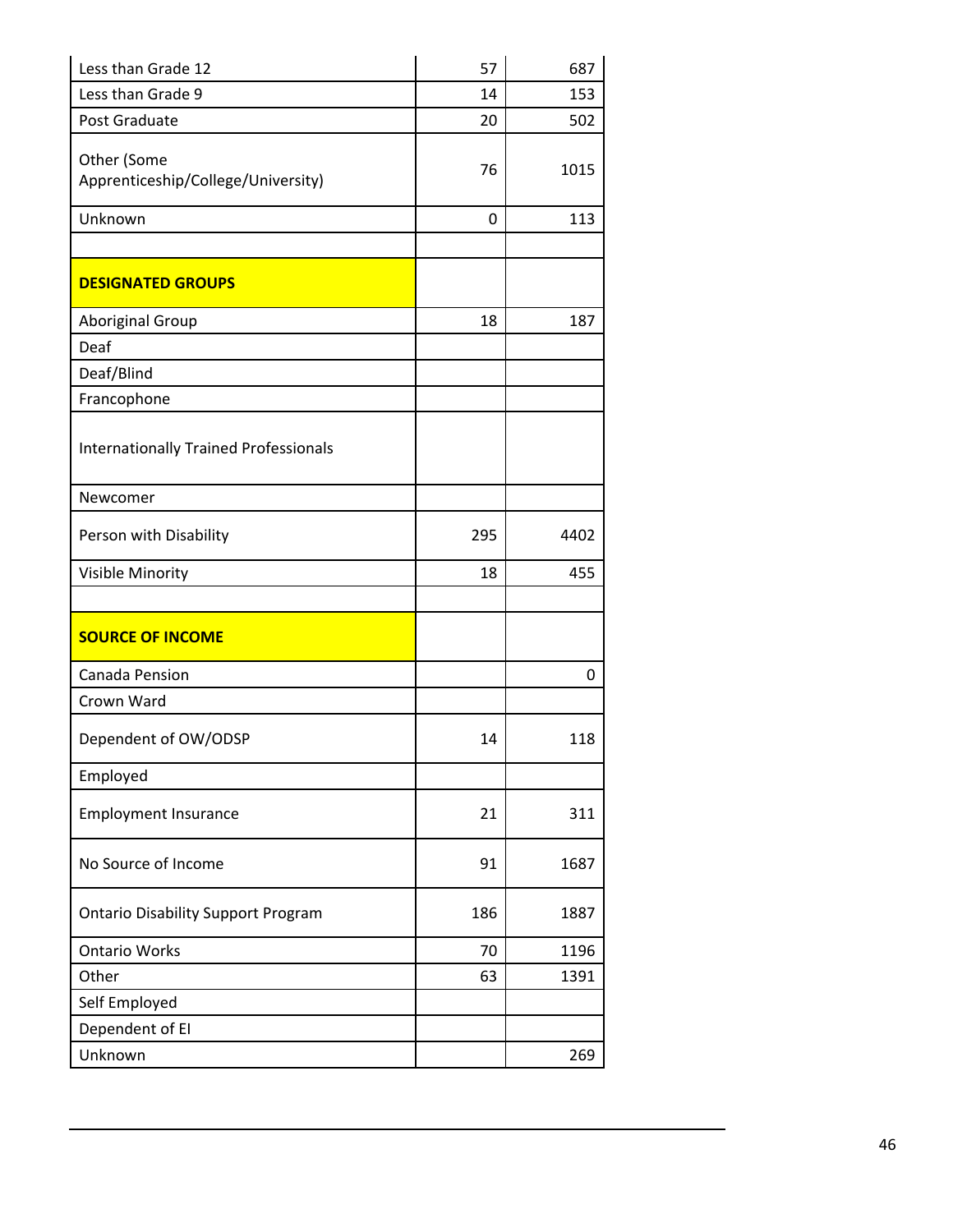| | | |
|---|---|---|
| Less than Grade 12 | 57 | 687 |
| Less than Grade 9 | 14 | 153 |
| Post Graduate | 20 | 502 |
| Other (Some Apprenticeship/College/University) | 76 | 1015 |
| Unknown | 0 | 113 |
| | | |
| **DESIGNATED GROUPS** | | |
| Aboriginal Group | 18 | 187 |
| Deaf | | |
| Deaf/Blind | | |
| Francophone | | |
| Internationally Trained Professionals | | |
| Newcomer | | |
| Person with Disability | 295 | 4402 |
| Visible Minority | 18 | 455 |
| | | |
| **SOURCE OF INCOME** | | |
| Canada Pension | | 0 |
| Crown Ward | | |
| Dependent of OW/ODSP | 14 | 118 |
| Employed | | |
| Employment Insurance | 21 | 311 |
| No Source of Income | 91 | 1687 |
| Ontario Disability Support Program | 186 | 1887 |
| Ontario Works | 70 | 1196 |
| Other | 63 | 1391 |
| Self Employed | | |
| Dependent of EI | | |
| Unknown | | 269 |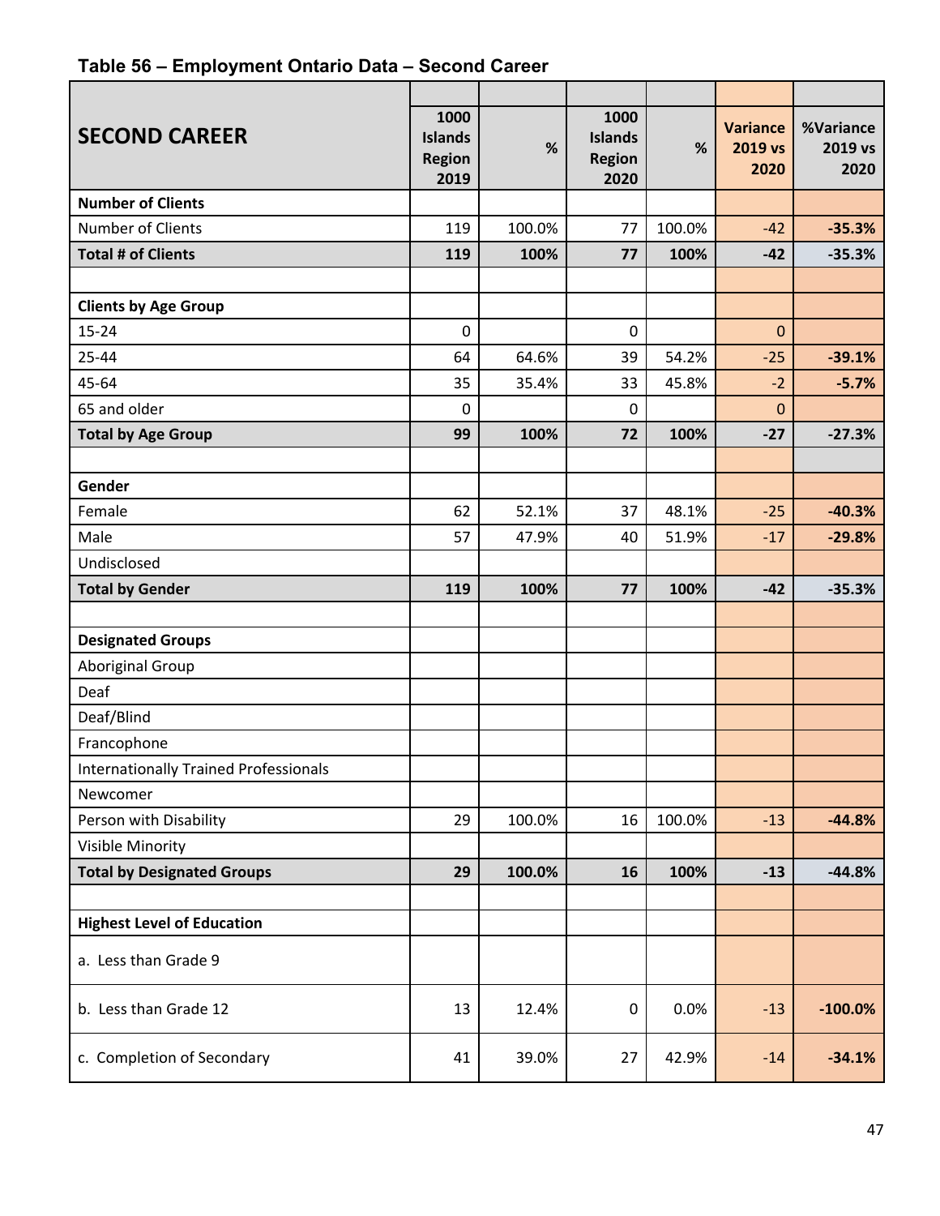### Table 56 – Employment Ontario Data – Second Career

| SECOND CAREER | 1000 Islands Region 2019 | % | 1000 Islands Region 2020 | % | Variance 2019 vs 2020 | %Variance 2019 vs 2020 |
|---|---|---|---|---|---|---|
| **Number of Clients** | | | | | | |
| Number of Clients | 119 | 100.0% | 77 | 100.0% | -42 | **-35.3%** |
| **Total # of Clients** | **119** | **100%** | **77** | **100%** | **-42** | **-35.3%** |
| | | | | | | |
| **Clients by Age Group** | | | | | | |
| 15-24 | 0 | | 0 | | 0 | |
| 25-44 | 64 | 64.6% | 39 | 54.2% | -25 | **-39.1%** |
| 45-64 | 35 | 35.4% | 33 | 45.8% | -2 | **-5.7%** |
| 65 and older | 0 | | 0 | | 0 | |
| **Total by Age Group** | **99** | **100%** | **72** | **100%** | **-27** | **-27.3%** |
| | | | | | | |
| **Gender** | | | | | | |
| Female | 62 | 52.1% | 37 | 48.1% | -25 | **-40.3%** |
| Male | 57 | 47.9% | 40 | 51.9% | -17 | **-29.8%** |
| Undisclosed | | | | | | |
| **Total by Gender** | **119** | **100%** | **77** | **100%** | **-42** | **-35.3%** |
| | | | | | | |
| **Designated Groups** | | | | | | |
| Aboriginal Group | | | | | | |
| Deaf | | | | | | |
| Deaf/Blind | | | | | | |
| Francophone | | | | | | |
| Internationally Trained Professionals | | | | | | |
| Newcomer | | | | | | |
| Person with Disability | 29 | 100.0% | 16 | 100.0% | -13 | **-44.8%** |
| Visible Minority | | | | | | |
| **Total by Designated Groups** | **29** | **100.0%** | **16** | **100%** | **-13** | **-44.8%** |
| | | | | | | |
| **Highest Level of Education** | | | | | | |
| a. Less than Grade 9 | | | | | | |
| b. Less than Grade 12 | 13 | 12.4% | 0 | 0.0% | -13 | **-100.0%** |
| c. Completion of Secondary | 41 | 39.0% | 27 | 42.9% | -14 | **-34.1%** |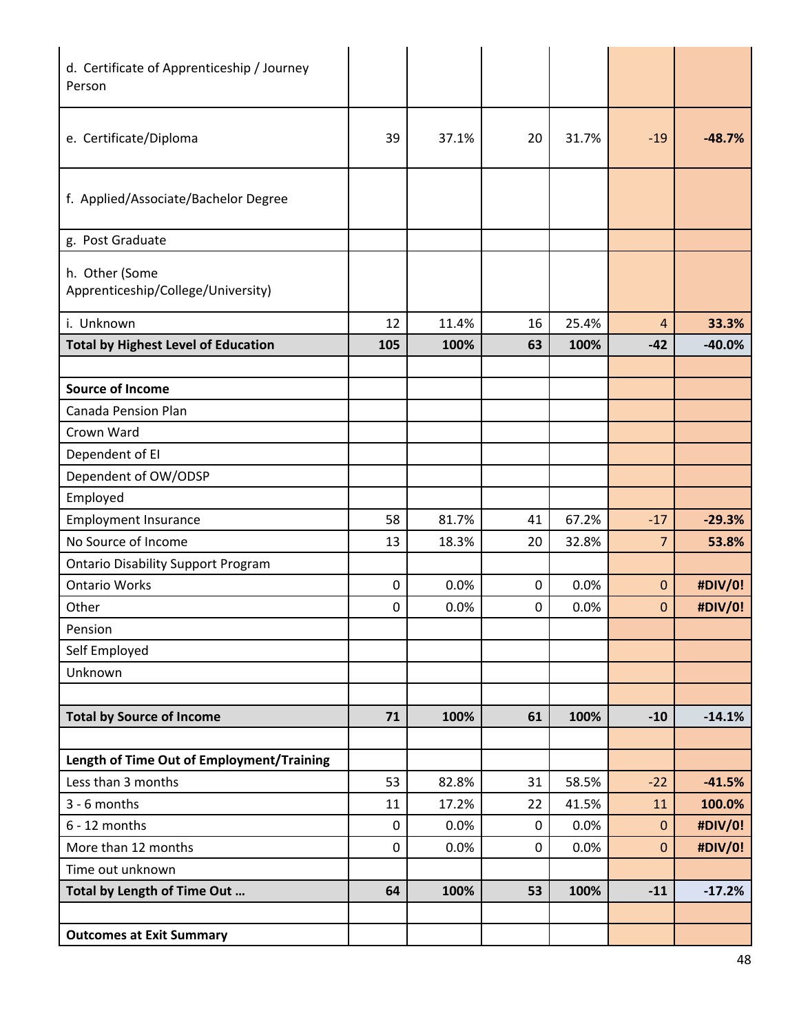| | | | | | | |
|---|---|---|---|---|---|---|
| d. Certificate of Apprenticeship / Journey Person | | | | | | |
| e. Certificate/Diploma | 39 | 37.1% | 20 | 31.7% | -19 | **-48.7%** |
| f. Applied/Associate/Bachelor Degree | | | | | | |
| g. Post Graduate | | | | | | |
| h. Other (Some Apprenticeship/College/University) | | | | | | |
| i. Unknown | 12 | 11.4% | 16 | 25.4% | 4 | **33.3%** |
| **Total by Highest Level of Education** | **105** | **100%** | **63** | **100%** | **-42** | **-40.0%** |
| | | | | | | |
| **Source of Income** | | | | | | |
| Canada Pension Plan | | | | | | |
| Crown Ward | | | | | | |
| Dependent of EI | | | | | | |
| Dependent of OW/ODSP | | | | | | |
| Employed | | | | | | |
| Employment Insurance | 58 | 81.7% | 41 | 67.2% | -17 | **-29.3%** |
| No Source of Income | 13 | 18.3% | 20 | 32.8% | 7 | **53.8%** |
| Ontario Disability Support Program | | | | | | |
| Ontario Works | 0 | 0.0% | 0 | 0.0% | 0 | **#DIV/0!** |
| Other | 0 | 0.0% | 0 | 0.0% | 0 | **#DIV/0!** |
| Pension | | | | | | |
| Self Employed | | | | | | |
| Unknown | | | | | | |
| | | | | | | |
| **Total by Source of Income** | **71** | **100%** | **61** | **100%** | **-10** | **-14.1%** |
| | | | | | | |
| **Length of Time Out of Employment/Training** | | | | | | |
| Less than 3 months | 53 | 82.8% | 31 | 58.5% | -22 | **-41.5%** |
| 3 - 6 months | 11 | 17.2% | 22 | 41.5% | 11 | **100.0%** |
| 6 - 12 months | 0 | 0.0% | 0 | 0.0% | 0 | **#DIV/0!** |
| More than 12 months | 0 | 0.0% | 0 | 0.0% | 0 | **#DIV/0!** |
| Time out unknown | | | | | | |
| **Total by Length of Time Out …** | **64** | **100%** | **53** | **100%** | **-11** | **-17.2%** |
| | | | | | | |
| **Outcomes at Exit Summary** | | | | | | |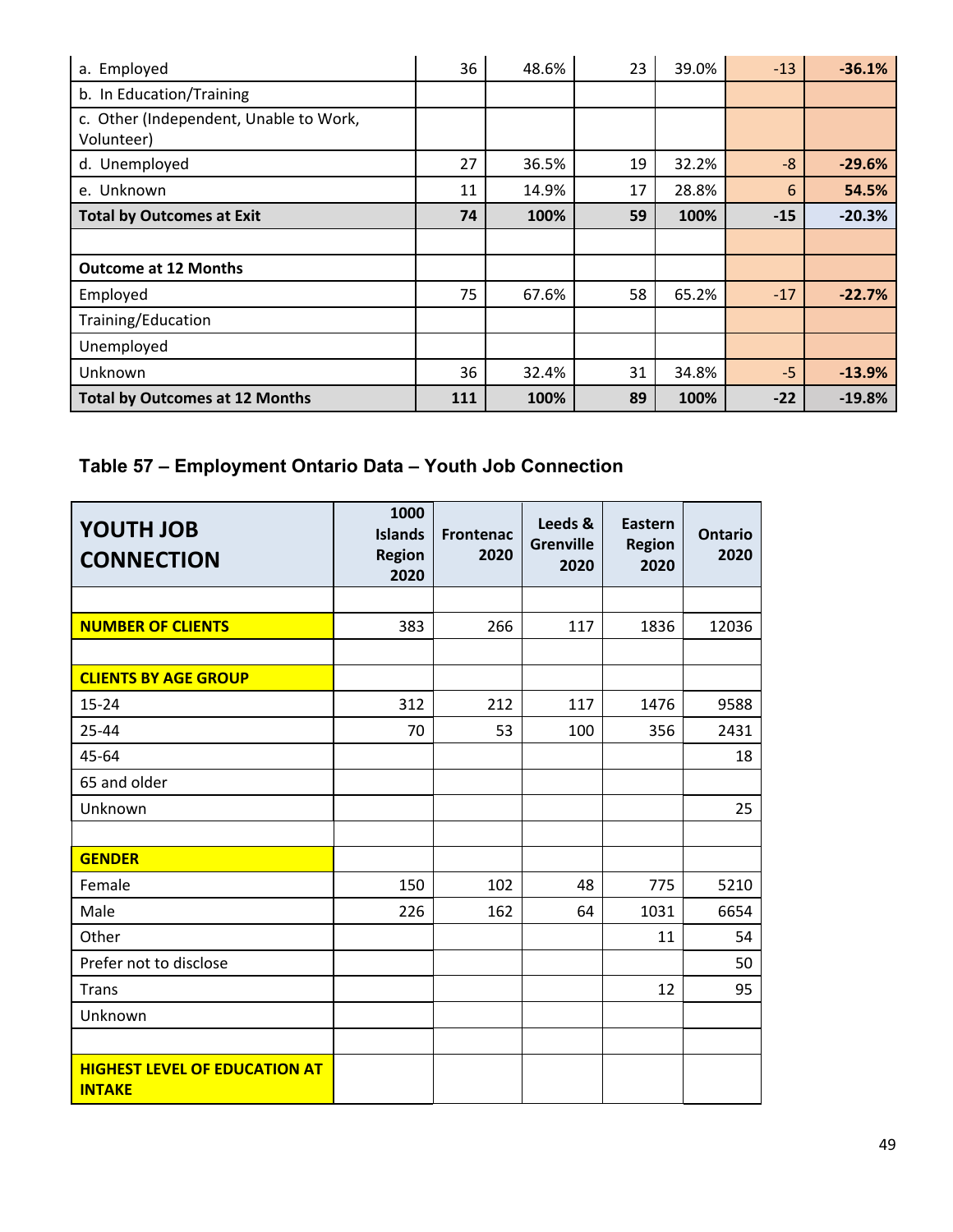| | | | | | | |
|---|---|---|---|---|---|---|
| a. Employed | 36 | 48.6% | 23 | 39.0% | -13 | **-36.1%** |
| b. In Education/Training | | | | | | |
| c. Other (Independent, Unable to Work, Volunteer) | | | | | | |
| d. Unemployed | 27 | 36.5% | 19 | 32.2% | -8 | **-29.6%** |
| e. Unknown | 11 | 14.9% | 17 | 28.8% | 6 | **54.5%** |
| **Total by Outcomes at Exit** | **74** | **100%** | **59** | **100%** | **-15** | **-20.3%** |
| | | | | | | |
| **Outcome at 12 Months** | | | | | | |
| Employed | 75 | 67.6% | 58 | 65.2% | -17 | **-22.7%** |
| Training/Education | | | | | | |
| Unemployed | | | | | | |
| Unknown | 36 | 32.4% | 31 | 34.8% | -5 | **-13.9%** |
| **Total by Outcomes at 12 Months** | **111** | **100%** | **89** | **100%** | **-22** | **-19.8%** |

### Table 57 – Employment Ontario Data – Youth Job Connection

| YOUTH JOB CONNECTION | 1000 Islands Region 2020 | Frontenac 2020 | Leeds & Grenville 2020 | Eastern Region 2020 | Ontario 2020 |
|---|---|---|---|---|---|
| | | | | | |
| **NUMBER OF CLIENTS** | 383 | 266 | 117 | 1836 | 12036 |
| | | | | | |
| **CLIENTS BY AGE GROUP** | | | | | |
| 15-24 | 312 | 212 | 117 | 1476 | 9588 |
| 25-44 | 70 | 53 | 100 | 356 | 2431 |
| 45-64 | | | | | 18 |
| 65 and older | | | | | |
| Unknown | | | | | 25 |
| | | | | | |
| **GENDER** | | | | | |
| Female | 150 | 102 | 48 | 775 | 5210 |
| Male | 226 | 162 | 64 | 1031 | 6654 |
| Other | | | | 11 | 54 |
| Prefer not to disclose | | | | | 50 |
| Trans | | | | 12 | 95 |
| Unknown | | | | | |
| | | | | | |
| **HIGHEST LEVEL OF EDUCATION AT INTAKE** | | | | | |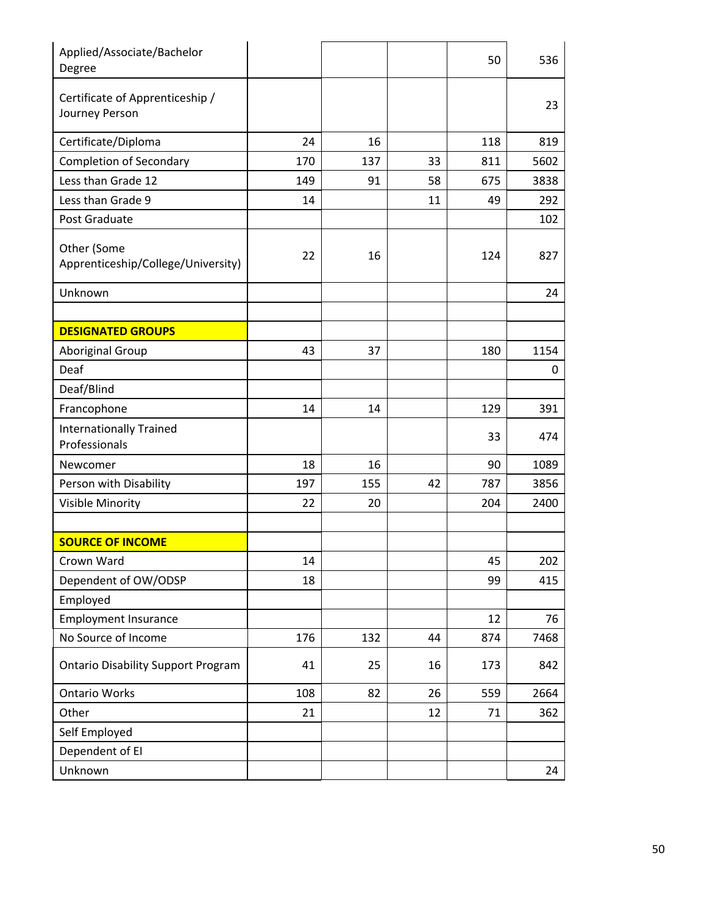| | | | | | |
|---|---|---|---|---|---|
| Applied/Associate/Bachelor Degree | | | | 50 | 536 |
| Certificate of Apprenticeship / Journey Person | | | | | 23 |
| Certificate/Diploma | 24 | 16 | | 118 | 819 |
| Completion of Secondary | 170 | 137 | 33 | 811 | 5602 |
| Less than Grade 12 | 149 | 91 | 58 | 675 | 3838 |
| Less than Grade 9 | 14 | | 11 | 49 | 292 |
| Post Graduate | | | | | 102 |
| Other (Some Apprenticeship/College/University) | 22 | 16 | | 124 | 827 |
| Unknown | | | | | 24 |
| | | | | | |
| **DESIGNATED GROUPS** | | | | | |
| Aboriginal Group | 43 | 37 | | 180 | 1154 |
| Deaf | | | | | 0 |
| Deaf/Blind | | | | | |
| Francophone | 14 | 14 | | 129 | 391 |
| Internationally Trained Professionals | | | | 33 | 474 |
| Newcomer | 18 | 16 | | 90 | 1089 |
| Person with Disability | 197 | 155 | 42 | 787 | 3856 |
| Visible Minority | 22 | 20 | | 204 | 2400 |
| | | | | | |
| **SOURCE OF INCOME** | | | | | |
| Crown Ward | 14 | | | 45 | 202 |
| Dependent of OW/ODSP | 18 | | | 99 | 415 |
| Employed | | | | | |
| Employment Insurance | | | | 12 | 76 |
| No Source of Income | 176 | 132 | 44 | 874 | 7468 |
| Ontario Disability Support Program | 41 | 25 | 16 | 173 | 842 |
| Ontario Works | 108 | 82 | 26 | 559 | 2664 |
| Other | 21 | | 12 | 71 | 362 |
| Self Employed | | | | | |
| Dependent of EI | | | | | |
| Unknown | | | | | 24 |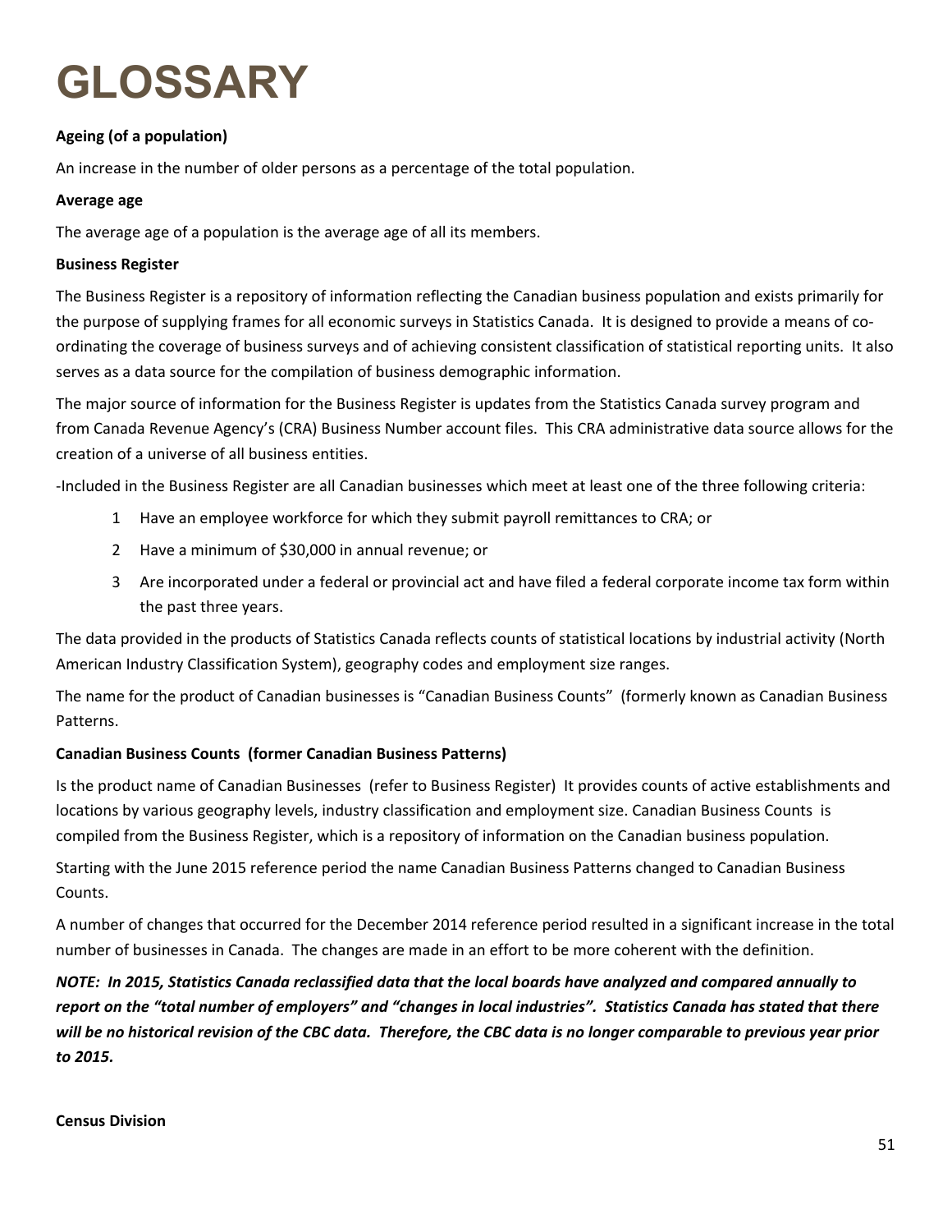# GLOSSARY

**Ageing (of a population)**

An increase in the number of older persons as a percentage of the total population.

**Average age**

The average age of a population is the average age of all its members.

**Business Register**

The Business Register is a repository of information reflecting the Canadian business population and exists primarily for the purpose of supplying frames for all economic surveys in Statistics Canada. It is designed to provide a means of co-ordinating the coverage of business surveys and of achieving consistent classification of statistical reporting units. It also serves as a data source for the compilation of business demographic information.

The major source of information for the Business Register is updates from the Statistics Canada survey program and from Canada Revenue Agency's (CRA) Business Number account files. This CRA administrative data source allows for the creation of a universe of all business entities.

-Included in the Business Register are all Canadian businesses which meet at least one of the three following criteria:

1. Have an employee workforce for which they submit payroll remittances to CRA; or
2. Have a minimum of $30,000 in annual revenue; or
3. Are incorporated under a federal or provincial act and have filed a federal corporate income tax form within the past three years.

The data provided in the products of Statistics Canada reflects counts of statistical locations by industrial activity (North American Industry Classification System), geography codes and employment size ranges.

The name for the product of Canadian businesses is "Canadian Business Counts" (formerly known as Canadian Business Patterns.

**Canadian Business Counts (former Canadian Business Patterns)**

Is the product name of Canadian Businesses (refer to Business Register) It provides counts of active establishments and locations by various geography levels, industry classification and employment size. Canadian Business Counts is compiled from the Business Register, which is a repository of information on the Canadian business population.

Starting with the June 2015 reference period the name Canadian Business Patterns changed to Canadian Business Counts.

A number of changes that occurred for the December 2014 reference period resulted in a significant increase in the total number of businesses in Canada. The changes are made in an effort to be more coherent with the definition.

***NOTE: In 2015, Statistics Canada reclassified data that the local boards have analyzed and compared annually to report on the "total number of employers" and "changes in local industries". Statistics Canada has stated that there will be no historical revision of the CBC data. Therefore, the CBC data is no longer comparable to previous year prior to 2015.***

**Census Division**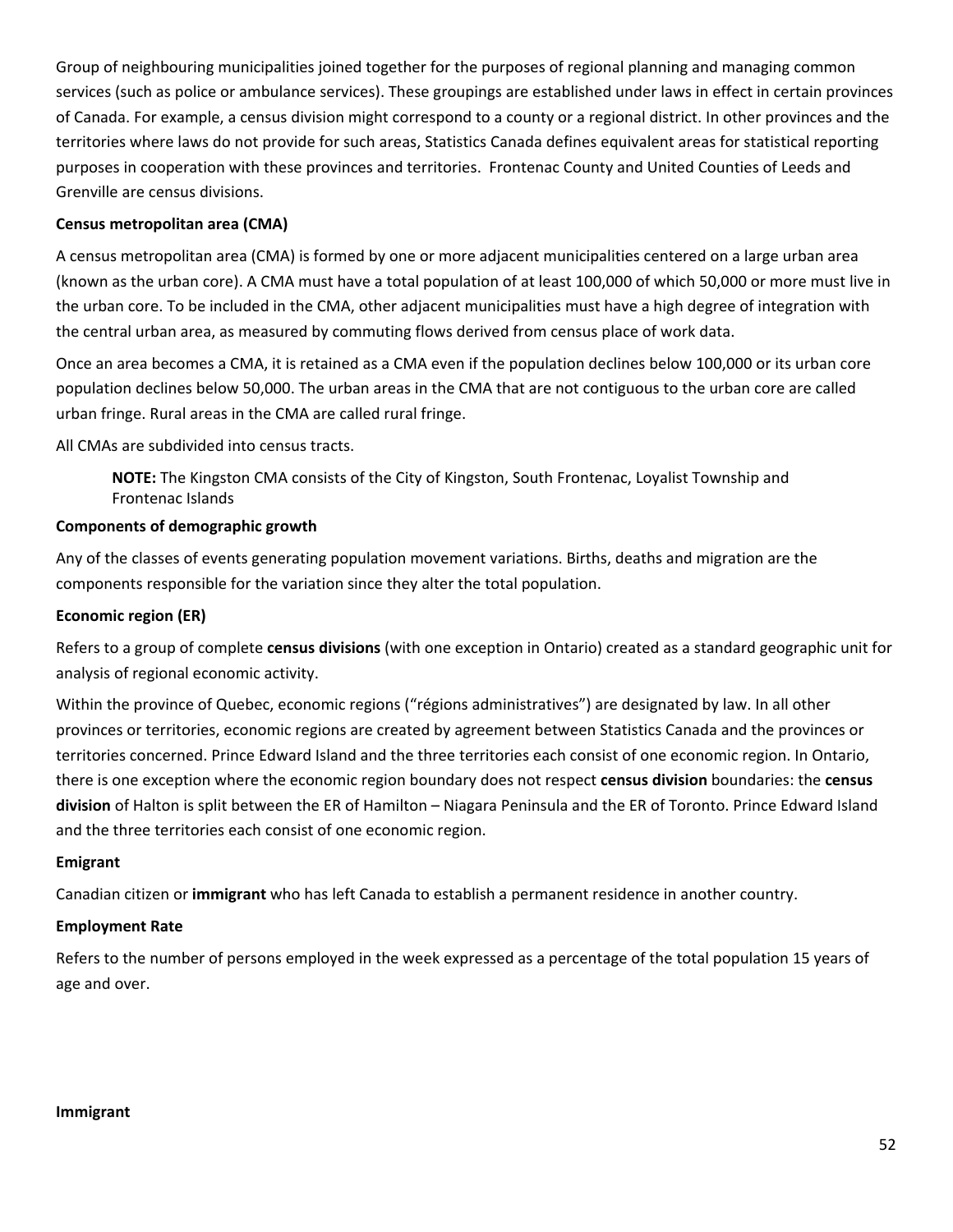Group of neighbouring municipalities joined together for the purposes of regional planning and managing common services (such as police or ambulance services). These groupings are established under laws in effect in certain provinces of Canada. For example, a census division might correspond to a county or a regional district. In other provinces and the territories where laws do not provide for such areas, Statistics Canada defines equivalent areas for statistical reporting purposes in cooperation with these provinces and territories. Frontenac County and United Counties of Leeds and Grenville are census divisions.

**Census metropolitan area (CMA)**

A census metropolitan area (CMA) is formed by one or more adjacent municipalities centered on a large urban area (known as the urban core). A CMA must have a total population of at least 100,000 of which 50,000 or more must live in the urban core. To be included in the CMA, other adjacent municipalities must have a high degree of integration with the central urban area, as measured by commuting flows derived from census place of work data.

Once an area becomes a CMA, it is retained as a CMA even if the population declines below 100,000 or its urban core population declines below 50,000. The urban areas in the CMA that are not contiguous to the urban core are called urban fringe. Rural areas in the CMA are called rural fringe.

All CMAs are subdivided into census tracts.

> **NOTE:** The Kingston CMA consists of the City of Kingston, South Frontenac, Loyalist Township and Frontenac Islands

**Components of demographic growth**

Any of the classes of events generating population movement variations. Births, deaths and migration are the components responsible for the variation since they alter the total population.

**Economic region (ER)**

Refers to a group of complete **census divisions** (with one exception in Ontario) created as a standard geographic unit for analysis of regional economic activity.

Within the province of Quebec, economic regions ("régions administratives") are designated by law. In all other provinces or territories, economic regions are created by agreement between Statistics Canada and the provinces or territories concerned. Prince Edward Island and the three territories each consist of one economic region. In Ontario, there is one exception where the economic region boundary does not respect **census division** boundaries: the **census division** of Halton is split between the ER of Hamilton – Niagara Peninsula and the ER of Toronto. Prince Edward Island and the three territories each consist of one economic region.

**Emigrant**

Canadian citizen or **immigrant** who has left Canada to establish a permanent residence in another country.

**Employment Rate**

Refers to the number of persons employed in the week expressed as a percentage of the total population 15 years of age and over.

**Immigrant**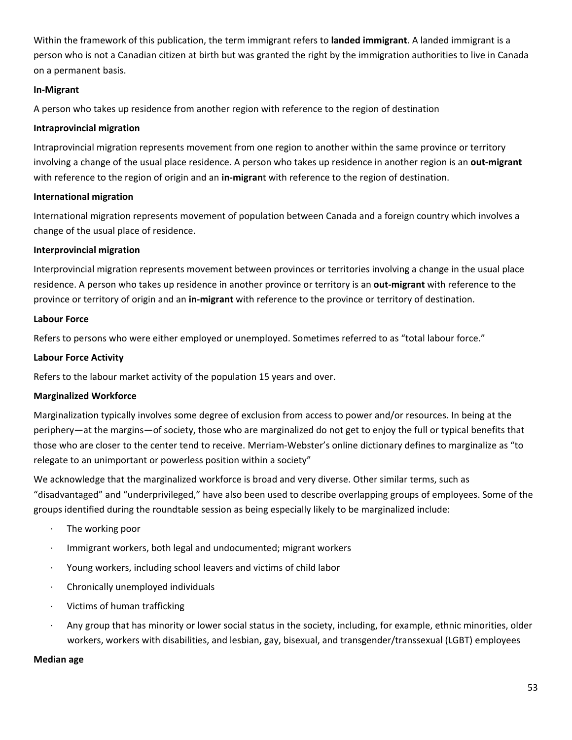Within the framework of this publication, the term immigrant refers to **landed immigrant**. A landed immigrant is a person who is not a Canadian citizen at birth but was granted the right by the immigration authorities to live in Canada on a permanent basis.

**In-Migrant**

A person who takes up residence from another region with reference to the region of destination

**Intraprovincial migration**

Intraprovincial migration represents movement from one region to another within the same province or territory involving a change of the usual place residence. A person who takes up residence in another region is an **out-migrant** with reference to the region of origin and an **in-migran**t with reference to the region of destination.

**International migration**

International migration represents movement of population between Canada and a foreign country which involves a change of the usual place of residence.

**Interprovincial migration**

Interprovincial migration represents movement between provinces or territories involving a change in the usual place residence. A person who takes up residence in another province or territory is an **out-migrant** with reference to the province or territory of origin and an **in-migrant** with reference to the province or territory of destination.

**Labour Force**

Refers to persons who were either employed or unemployed. Sometimes referred to as "total labour force."

**Labour Force Activity**

Refers to the labour market activity of the population 15 years and over.

**Marginalized Workforce**

Marginalization typically involves some degree of exclusion from access to power and/or resources. In being at the periphery—at the margins—of society, those who are marginalized do not get to enjoy the full or typical benefits that those who are closer to the center tend to receive. Merriam-Webster's online dictionary defines to marginalize as "to relegate to an unimportant or powerless position within a society"

We acknowledge that the marginalized workforce is broad and very diverse. Other similar terms, such as "disadvantaged" and "underprivileged," have also been used to describe overlapping groups of employees. Some of the groups identified during the roundtable session as being especially likely to be marginalized include:

- The working poor
- Immigrant workers, both legal and undocumented; migrant workers
- Young workers, including school leavers and victims of child labor
- Chronically unemployed individuals
- Victims of human trafficking
- Any group that has minority or lower social status in the society, including, for example, ethnic minorities, older workers, workers with disabilities, and lesbian, gay, bisexual, and transgender/transsexual (LGBT) employees

**Median age**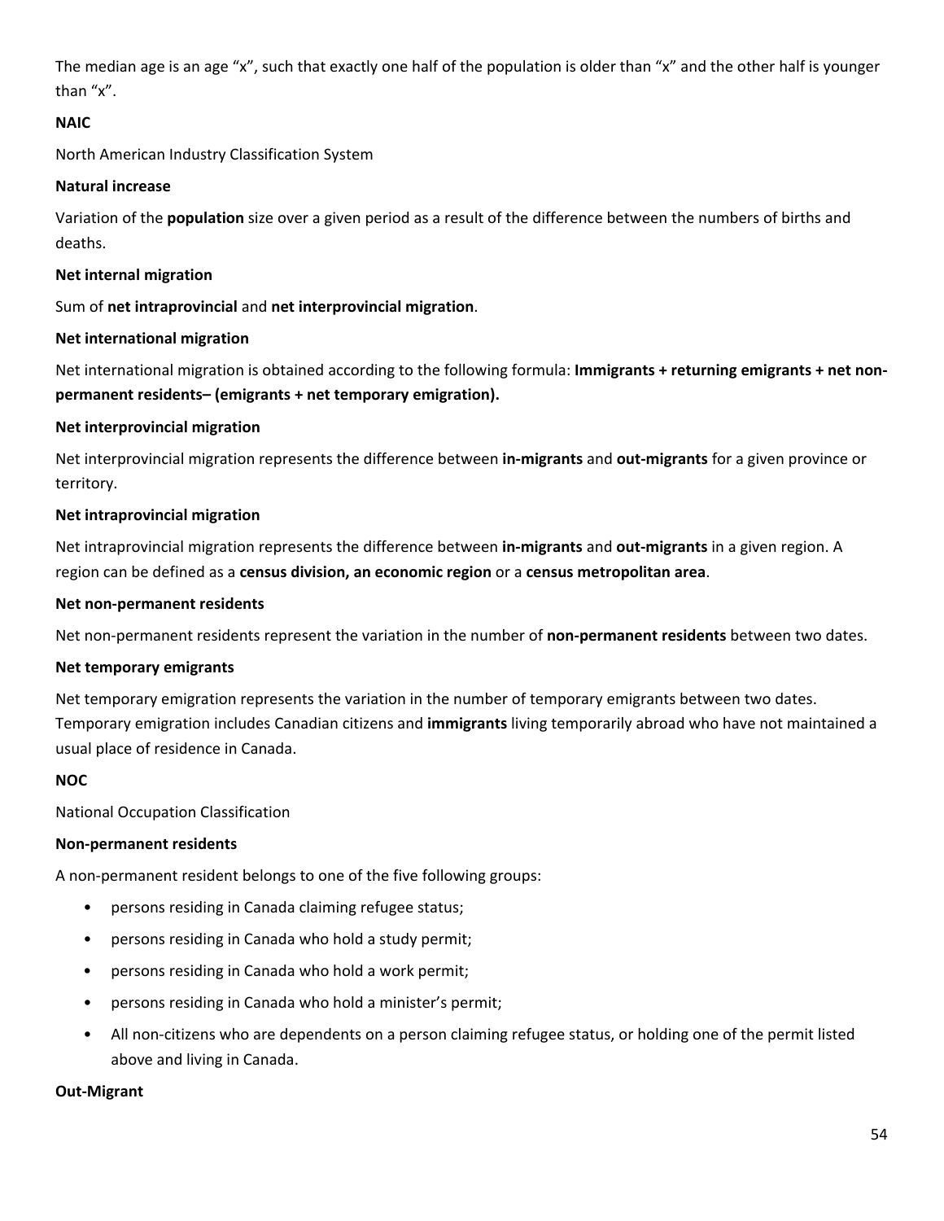The median age is an age “x”, such that exactly one half of the population is older than “x” and the other half is younger than “x”.

**NAIC**

North American Industry Classification System

**Natural increase**

Variation of the **population** size over a given period as a result of the difference between the numbers of births and deaths.

**Net internal migration**

Sum of **net intraprovincial** and **net interprovincial migration**.

**Net international migration**

Net international migration is obtained according to the following formula: **Immigrants + returning emigrants + net non-permanent residents– (emigrants + net temporary emigration).**

**Net interprovincial migration**

Net interprovincial migration represents the difference between **in-migrants** and **out-migrants** for a given province or territory.

**Net intraprovincial migration**

Net intraprovincial migration represents the difference between **in-migrants** and **out-migrants** in a given region. A region can be defined as a **census division, an economic region** or a **census metropolitan area**.

**Net non-permanent residents**

Net non-permanent residents represent the variation in the number of **non-permanent residents** between two dates.

**Net temporary emigrants**

Net temporary emigration represents the variation in the number of temporary emigrants between two dates. Temporary emigration includes Canadian citizens and **immigrants** living temporarily abroad who have not maintained a usual place of residence in Canada.

**NOC**

National Occupation Classification

**Non-permanent residents**

A non-permanent resident belongs to one of the five following groups:

- persons residing in Canada claiming refugee status;
- persons residing in Canada who hold a study permit;
- persons residing in Canada who hold a work permit;
- persons residing in Canada who hold a minister’s permit;
- All non-citizens who are dependents on a person claiming refugee status, or holding one of the permit listed above and living in Canada.

**Out-Migrant**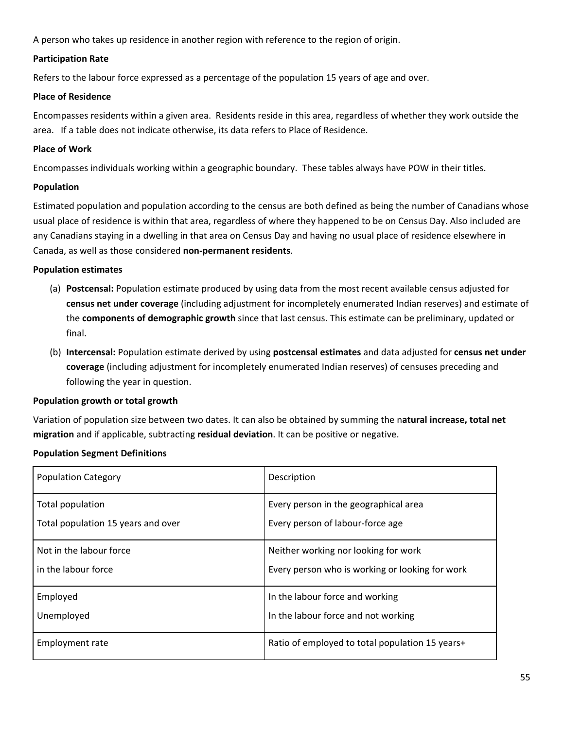A person who takes up residence in another region with reference to the region of origin.

**Participation Rate**

Refers to the labour force expressed as a percentage of the population 15 years of age and over.

**Place of Residence**

Encompasses residents within a given area. Residents reside in this area, regardless of whether they work outside the area. If a table does not indicate otherwise, its data refers to Place of Residence.

**Place of Work**

Encompasses individuals working within a geographic boundary. These tables always have POW in their titles.

**Population**

Estimated population and population according to the census are both defined as being the number of Canadians whose usual place of residence is within that area, regardless of where they happened to be on Census Day. Also included are any Canadians staying in a dwelling in that area on Census Day and having no usual place of residence elsewhere in Canada, as well as those considered **non-permanent residents**.

**Population estimates**

(a) **Postcensal:** Population estimate produced by using data from the most recent available census adjusted for **census net under coverage** (including adjustment for incompletely enumerated Indian reserves) and estimate of the **components of demographic growth** since that last census. This estimate can be preliminary, updated or final.

(b) **Intercensal:** Population estimate derived by using **postcensal estimates** and data adjusted for **census net under coverage** (including adjustment for incompletely enumerated Indian reserves) of censuses preceding and following the year in question.

**Population growth or total growth**

Variation of population size between two dates. It can also be obtained by summing the n**atural increase, total net migration** and if applicable, subtracting **residual deviation**. It can be positive or negative.

**Population Segment Definitions**

| Population Category | Description |
|---|---|
| Total population<br>Total population 15 years and over | Every person in the geographical area<br>Every person of labour-force age |
| Not in the labour force<br>in the labour force | Neither working nor looking for work<br>Every person who is working or looking for work |
| Employed<br>Unemployed | In the labour force and working<br>In the labour force and not working |
| Employment rate | Ratio of employed to total population 15 years+ |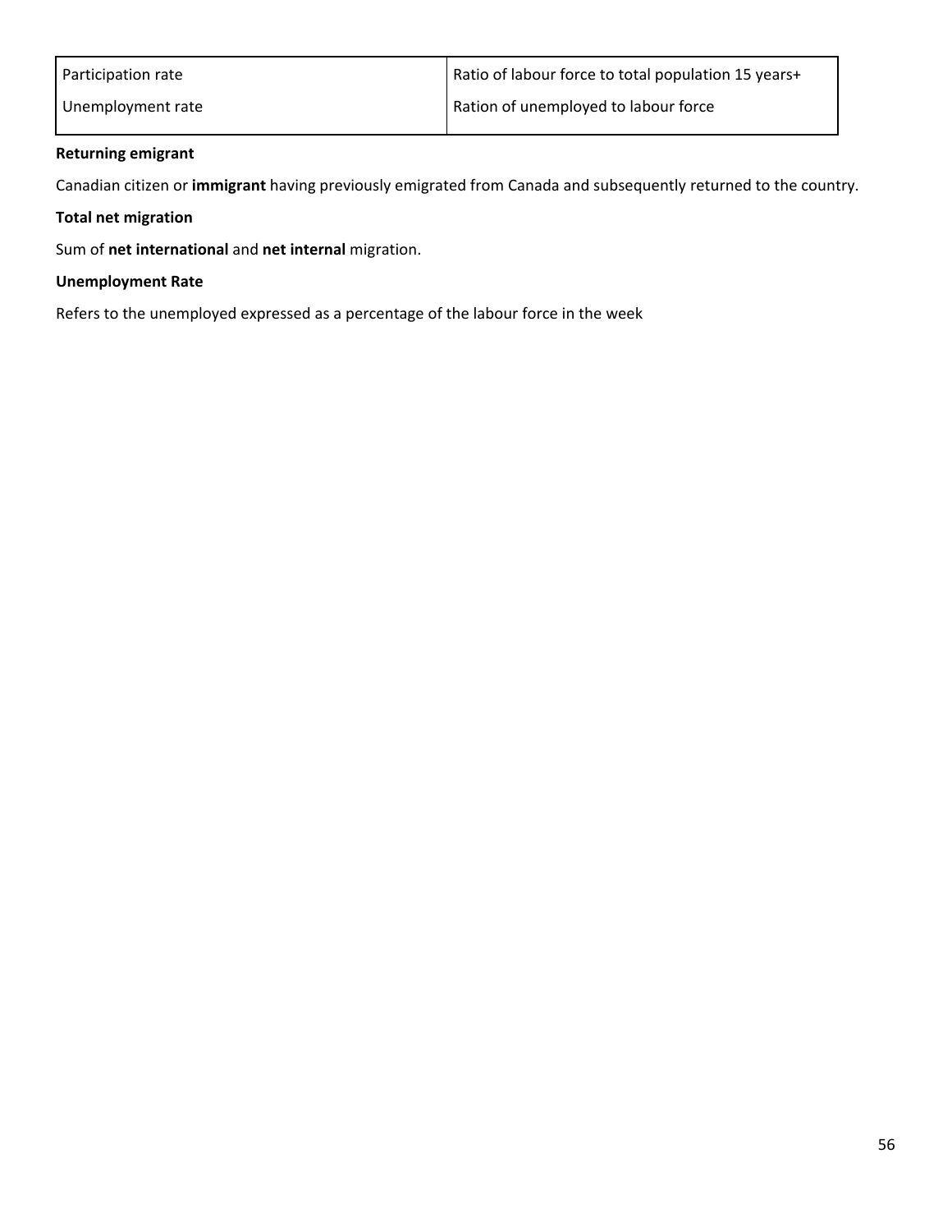| | |
|---|---|
| Participation rate | Ratio of labour force to total population 15 years+ |
| Unemployment rate | Ration of unemployed to labour force |

**Returning emigrant**

Canadian citizen or **immigrant** having previously emigrated from Canada and subsequently returned to the country.

**Total net migration**

Sum of **net international** and **net internal** migration.

**Unemployment Rate**

Refers to the unemployed expressed as a percentage of the labour force in the week